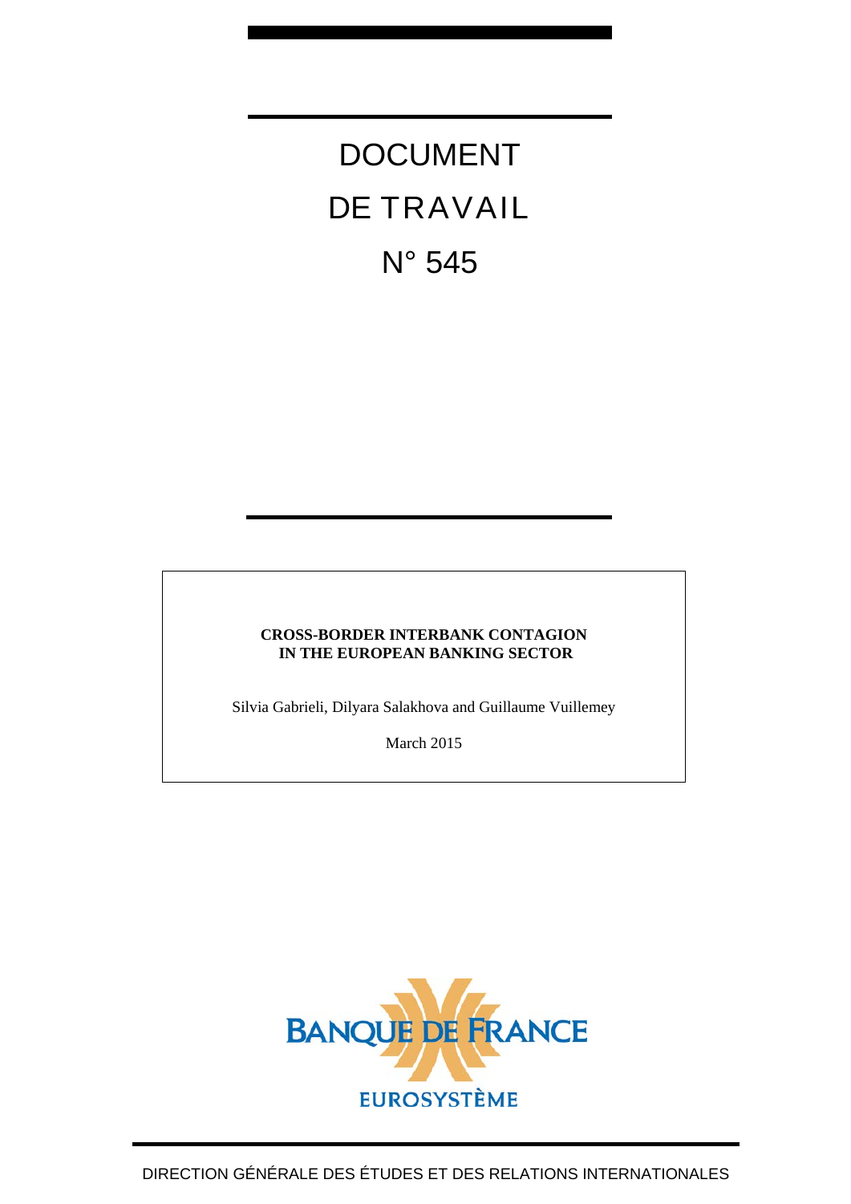# DOCUMENT DE TRAVAIL

# N° 545

**CROSS-BORDER INTERBANK CONTAGION IN THE EUROPEAN BANKING SECTOR**

Silvia Gabrieli, Dilyara Salakhova and Guillaume Vuillemey

March 2015

BANQUE DE FRANCE

EUROSYSTÈME

DIRECTION GÉNÉRALE DES ÉTUDES ET DES RELATIONS INTERNATIONALES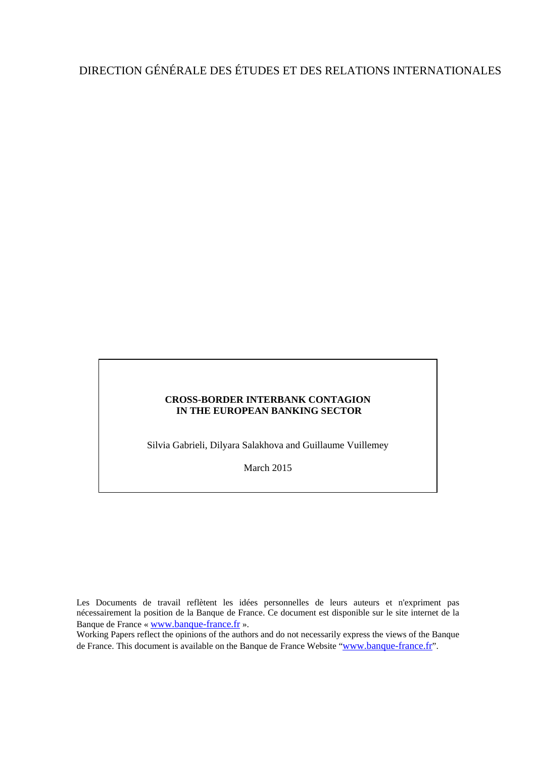DIRECTION GÉNÉRALE DES ÉTUDES ET DES RELATIONS INTERNATIONALES

**CROSS-BORDER INTERBANK CONTAGION IN THE EUROPEAN BANKING SECTOR**

Silvia Gabrieli, Dilyara Salakhova and Guillaume Vuillemey

March 2015

Les Documents de travail reflètent les idées personnelles de leurs auteurs et n'expriment pas nécessairement la position de la Banque de France. Ce document est disponible sur le site internet de la Banque de France « www.banque-france.fr ».

Working Papers reflect the opinions of the authors and do not necessarily express the views of the Banque de France. This document is available on the Banque de France Website "www.banque-france.fr".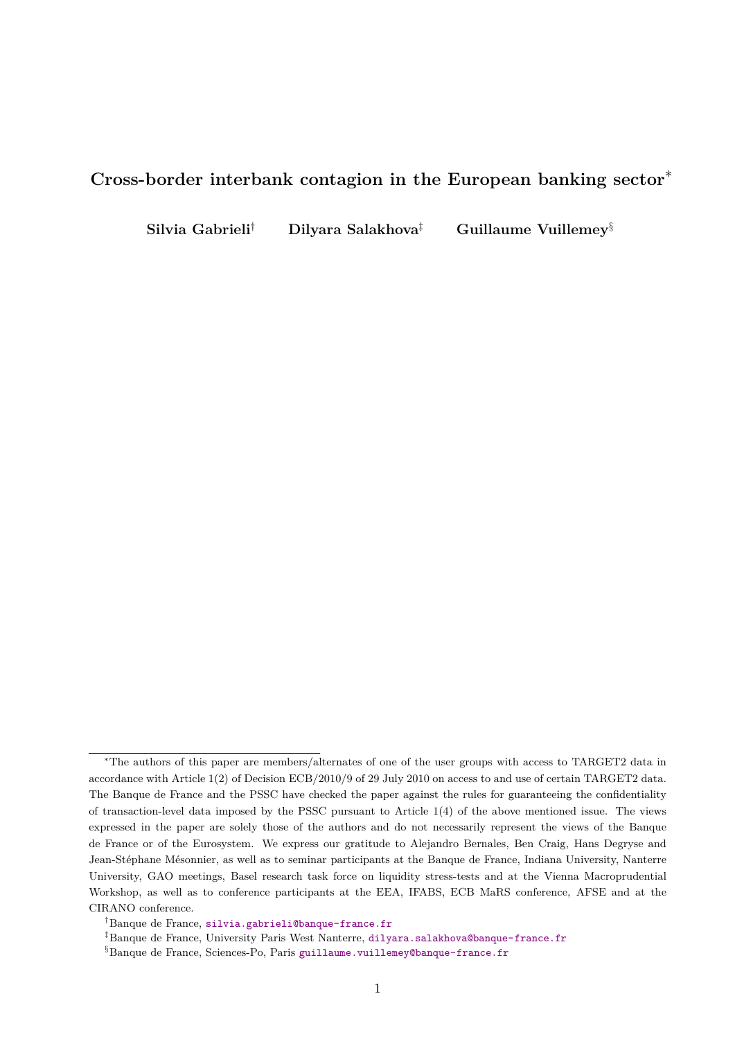# Cross-border interbank contagion in the European banking sector*

**Silvia Gabrieli[†]** **Dilyara Salakhova[‡]** **Guillaume Vuillemey[§]**

*The authors of this paper are members/alternates of one of the user groups with access to TARGET2 data in accordance with Article 1(2) of Decision ECB/2010/9 of 29 July 2010 on access to and use of certain TARGET2 data. The Banque de France and the PSSC have checked the paper against the rules for guaranteeing the confidentiality of transaction-level data imposed by the PSSC pursuant to Article 1(4) of the above mentioned issue. The views expressed in the paper are solely those of the authors and do not necessarily represent the views of the Banque de France or of the Eurosystem. We express our gratitude to Alejandro Bernales, Ben Craig, Hans Degryse and Jean-Stéphane Mésonnier, as well as to seminar participants at the Banque de France, Indiana University, Nanterre University, GAO meetings, Basel research task force on liquidity stress-tests and at the Vienna Macroprudential Workshop, as well as to conference participants at the EEA, IFABS, ECB MaRS conference, AFSE and at the CIRANO conference.

[†]Banque de France, silvia.gabrieli@banque-france.fr

[‡]Banque de France, University Paris West Nanterre, dilyara.salakhova@banque-france.fr

[§]Banque de France, Sciences-Po, Paris guillaume.vuillemey@banque-france.fr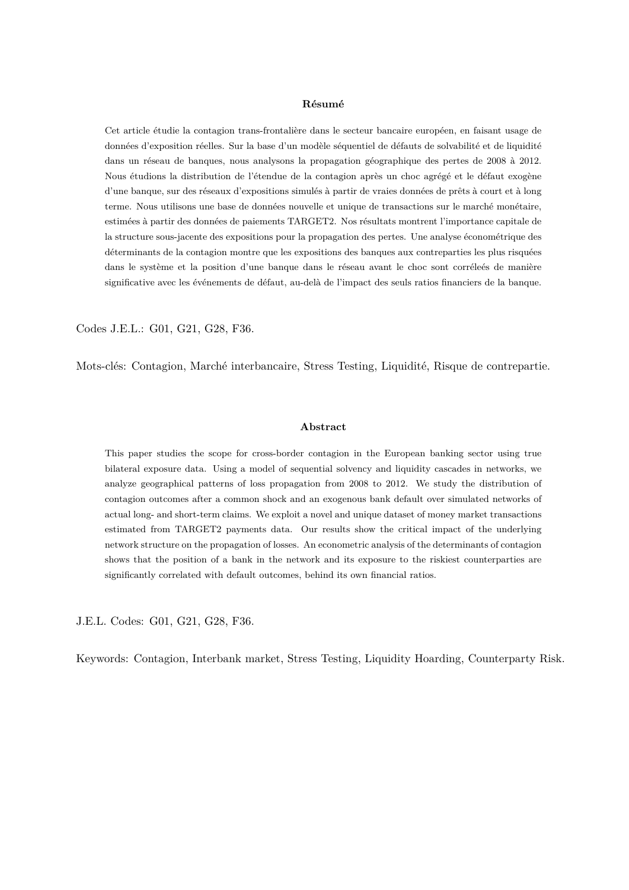**Résumé**

Cet article étudie la contagion trans-frontalière dans le secteur bancaire européen, en faisant usage de données d'exposition réelles. Sur la base d'un modèle séquentiel de défauts de solvabilité et de liquidité dans un réseau de banques, nous analysons la propagation géographique des pertes de 2008 à 2012. Nous étudions la distribution de l'étendue de la contagion après un choc agrégé et le défaut exogène d'une banque, sur des réseaux d'expositions simulés à partir de vraies données de prêts à court et à long terme. Nous utilisons une base de données nouvelle et unique de transactions sur le marché monétaire, estimées à partir des données de paiements TARGET2. Nos résultats montrent l'importance capitale de la structure sous-jacente des expositions pour la propagation des pertes. Une analyse économétrique des déterminants de la contagion montre que les expositions des banques aux contreparties les plus risquées dans le système et la position d'une banque dans le réseau avant le choc sont corréleés de manière significative avec les événements de défaut, au-delà de l'impact des seuls ratios financiers de la banque.

Codes J.E.L.: G01, G21, G28, F36.

Mots-clés: Contagion, Marché interbancaire, Stress Testing, Liquidité, Risque de contrepartie.

**Abstract**

This paper studies the scope for cross-border contagion in the European banking sector using true bilateral exposure data. Using a model of sequential solvency and liquidity cascades in networks, we analyze geographical patterns of loss propagation from 2008 to 2012. We study the distribution of contagion outcomes after a common shock and an exogenous bank default over simulated networks of actual long- and short-term claims. We exploit a novel and unique dataset of money market transactions estimated from TARGET2 payments data. Our results show the critical impact of the underlying network structure on the propagation of losses. An econometric analysis of the determinants of contagion shows that the position of a bank in the network and its exposure to the riskiest counterparties are significantly correlated with default outcomes, behind its own financial ratios.

J.E.L. Codes: G01, G21, G28, F36.

Keywords: Contagion, Interbank market, Stress Testing, Liquidity Hoarding, Counterparty Risk.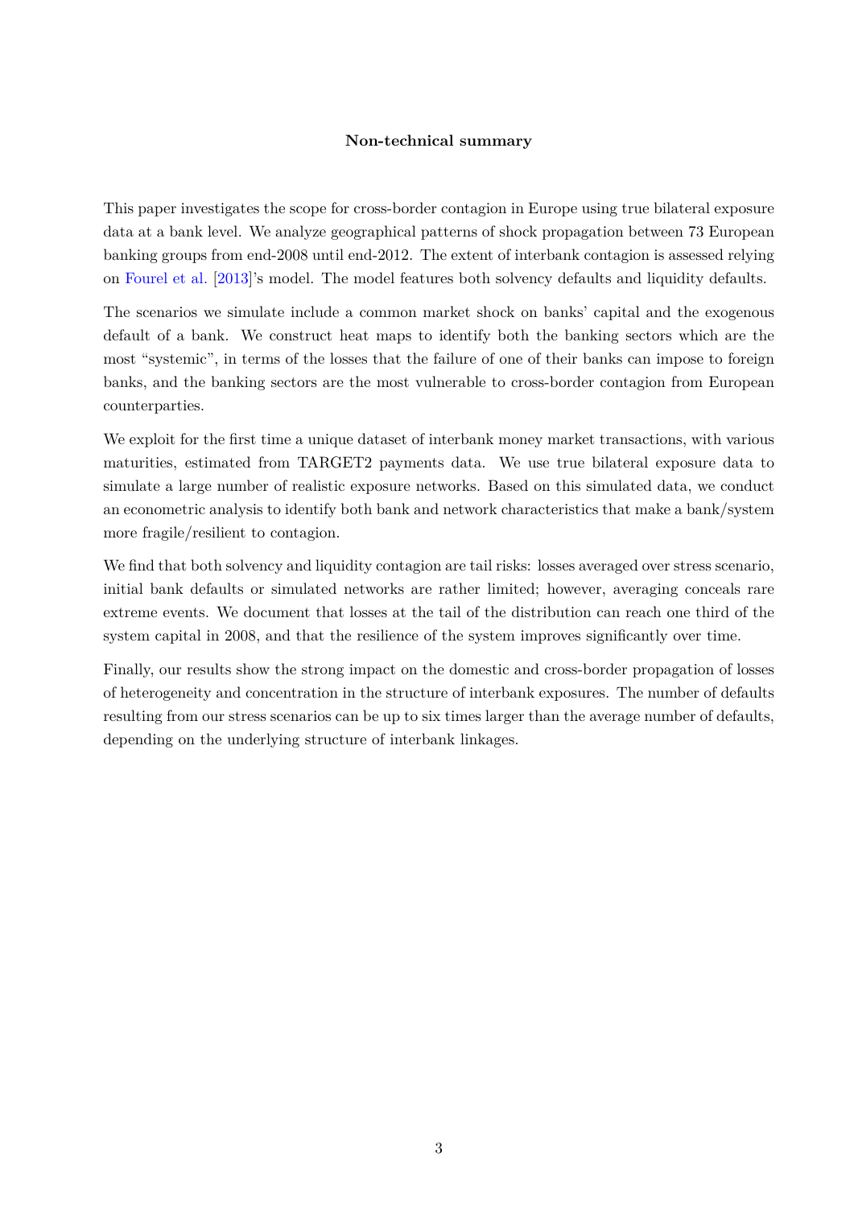## Non-technical summary

This paper investigates the scope for cross-border contagion in Europe using true bilateral exposure data at a bank level. We analyze geographical patterns of shock propagation between 73 European banking groups from end-2008 until end-2012. The extent of interbank contagion is assessed relying on Fourel et al. [2013]'s model. The model features both solvency defaults and liquidity defaults.

The scenarios we simulate include a common market shock on banks' capital and the exogenous default of a bank. We construct heat maps to identify both the banking sectors which are the most "systemic", in terms of the losses that the failure of one of their banks can impose to foreign banks, and the banking sectors are the most vulnerable to cross-border contagion from European counterparties.

We exploit for the first time a unique dataset of interbank money market transactions, with various maturities, estimated from TARGET2 payments data. We use true bilateral exposure data to simulate a large number of realistic exposure networks. Based on this simulated data, we conduct an econometric analysis to identify both bank and network characteristics that make a bank/system more fragile/resilient to contagion.

We find that both solvency and liquidity contagion are tail risks: losses averaged over stress scenario, initial bank defaults or simulated networks are rather limited; however, averaging conceals rare extreme events. We document that losses at the tail of the distribution can reach one third of the system capital in 2008, and that the resilience of the system improves significantly over time.

Finally, our results show the strong impact on the domestic and cross-border propagation of losses of heterogeneity and concentration in the structure of interbank exposures. The number of defaults resulting from our stress scenarios can be up to six times larger than the average number of defaults, depending on the underlying structure of interbank linkages.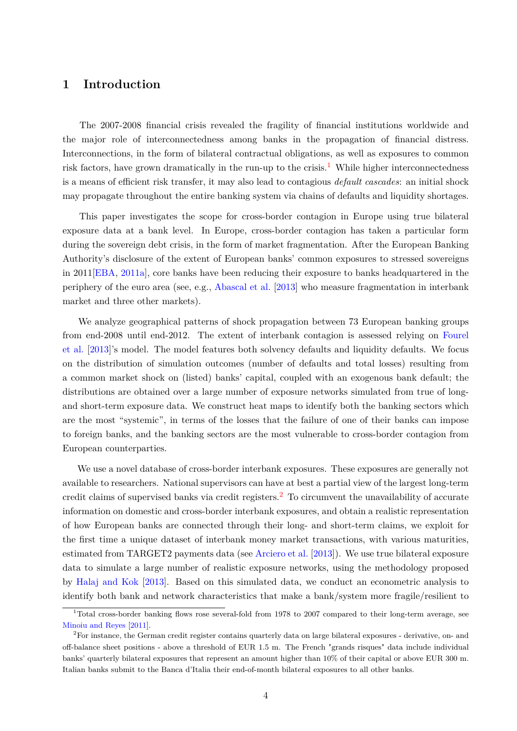# 1 Introduction

The 2007-2008 financial crisis revealed the fragility of financial institutions worldwide and the major role of interconnectedness among banks in the propagation of financial distress. Interconnections, in the form of bilateral contractual obligations, as well as exposures to common risk factors, have grown dramatically in the run-up to the crisis.[1] While higher interconnectedness is a means of efficient risk transfer, it may also lead to contagious *default cascades*: an initial shock may propagate throughout the entire banking system via chains of defaults and liquidity shortages.

This paper investigates the scope for cross-border contagion in Europe using true bilateral exposure data at a bank level. In Europe, cross-border contagion has taken a particular form during the sovereign debt crisis, in the form of market fragmentation. After the European Banking Authority's disclosure of the extent of European banks' common exposures to stressed sovereigns in 2011[EBA, 2011a], core banks have been reducing their exposure to banks headquartered in the periphery of the euro area (see, e.g., Abascal et al. [2013] who measure fragmentation in interbank market and three other markets).

We analyze geographical patterns of shock propagation between 73 European banking groups from end-2008 until end-2012. The extent of interbank contagion is assessed relying on Fourel et al. [2013]'s model. The model features both solvency defaults and liquidity defaults. We focus on the distribution of simulation outcomes (number of defaults and total losses) resulting from a common market shock on (listed) banks' capital, coupled with an exogenous bank default; the distributions are obtained over a large number of exposure networks simulated from true of long- and short-term exposure data. We construct heat maps to identify both the banking sectors which are the most "systemic", in terms of the losses that the failure of one of their banks can impose to foreign banks, and the banking sectors are the most vulnerable to cross-border contagion from European counterparties.

We use a novel database of cross-border interbank exposures. These exposures are generally not available to researchers. National supervisors can have at best a partial view of the largest long-term credit claims of supervised banks via credit registers.[2] To circumvent the unavailability of accurate information on domestic and cross-border interbank exposures, and obtain a realistic representation of how European banks are connected through their long- and short-term claims, we exploit for the first time a unique dataset of interbank money market transactions, with various maturities, estimated from TARGET2 payments data (see Arciero et al. [2013]). We use true bilateral exposure data to simulate a large number of realistic exposure networks, using the methodology proposed by Halaj and Kok [2013]. Based on this simulated data, we conduct an econometric analysis to identify both bank and network characteristics that make a bank/system more fragile/resilient to

---

[1] Total cross-border banking flows rose several-fold from 1978 to 2007 compared to their long-term average, see Minoiu and Reyes [2011].

[2] For instance, the German credit register contains quarterly data on large bilateral exposures - derivative, on- and off-balance sheet positions - above a threshold of EUR 1.5 m. The French "grands risques" data include individual banks' quarterly bilateral exposures that represent an amount higher than 10% of their capital or above EUR 300 m. Italian banks submit to the Banca d'Italia their end-of-month bilateral exposures to all other banks.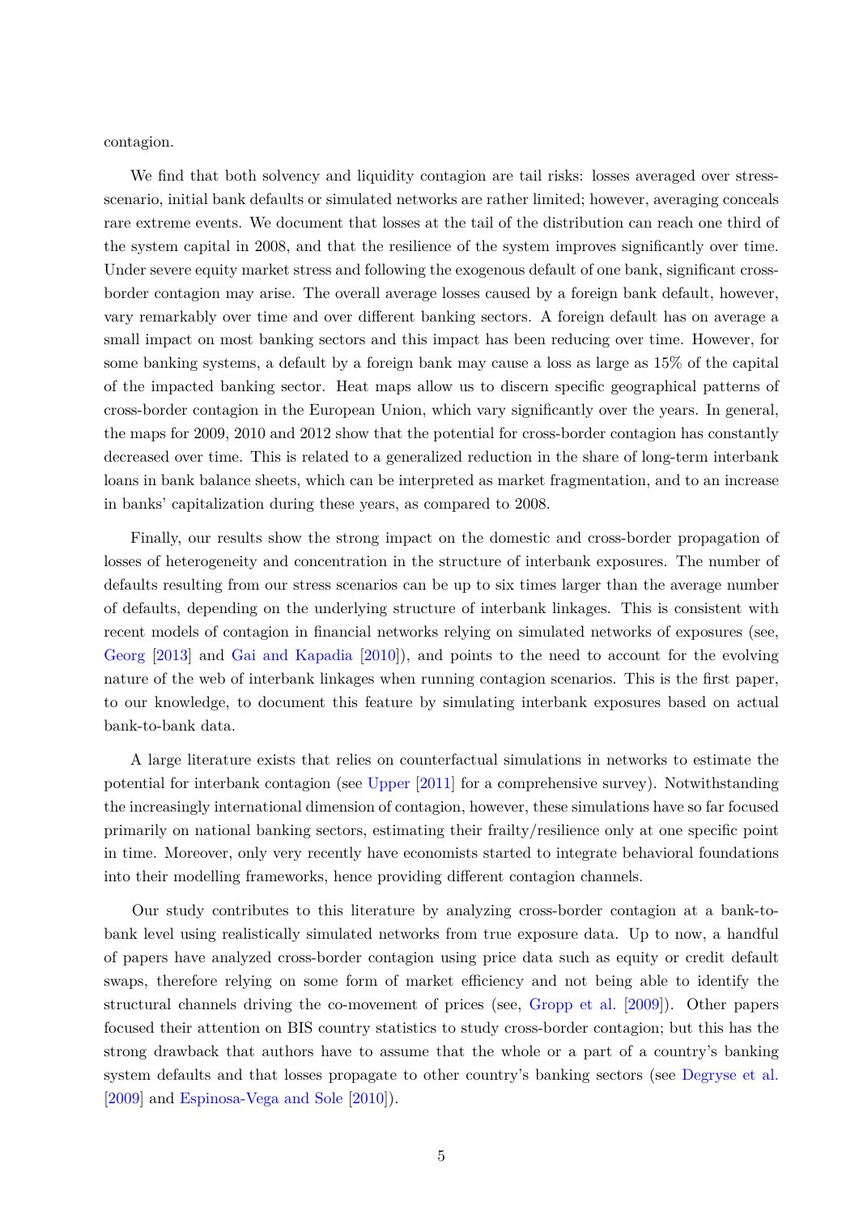contagion.

We find that both solvency and liquidity contagion are tail risks: losses averaged over stress-scenario, initial bank defaults or simulated networks are rather limited; however, averaging conceals rare extreme events. We document that losses at the tail of the distribution can reach one third of the system capital in 2008, and that the resilience of the system improves significantly over time. Under severe equity market stress and following the exogenous default of one bank, significant cross-border contagion may arise. The overall average losses caused by a foreign bank default, however, vary remarkably over time and over different banking sectors. A foreign default has on average a small impact on most banking sectors and this impact has been reducing over time. However, for some banking systems, a default by a foreign bank may cause a loss as large as 15% of the capital of the impacted banking sector. Heat maps allow us to discern specific geographical patterns of cross-border contagion in the European Union, which vary significantly over the years. In general, the maps for 2009, 2010 and 2012 show that the potential for cross-border contagion has constantly decreased over time. This is related to a generalized reduction in the share of long-term interbank loans in bank balance sheets, which can be interpreted as market fragmentation, and to an increase in banks' capitalization during these years, as compared to 2008.

Finally, our results show the strong impact on the domestic and cross-border propagation of losses of heterogeneity and concentration in the structure of interbank exposures. The number of defaults resulting from our stress scenarios can be up to six times larger than the average number of defaults, depending on the underlying structure of interbank linkages. This is consistent with recent models of contagion in financial networks relying on simulated networks of exposures (see, Georg [2013] and Gai and Kapadia [2010]), and points to the need to account for the evolving nature of the web of interbank linkages when running contagion scenarios. This is the first paper, to our knowledge, to document this feature by simulating interbank exposures based on actual bank-to-bank data.

A large literature exists that relies on counterfactual simulations in networks to estimate the potential for interbank contagion (see Upper [2011] for a comprehensive survey). Notwithstanding the increasingly international dimension of contagion, however, these simulations have so far focused primarily on national banking sectors, estimating their frailty/resilience only at one specific point in time. Moreover, only very recently have economists started to integrate behavioral foundations into their modelling frameworks, hence providing different contagion channels.

Our study contributes to this literature by analyzing cross-border contagion at a bank-to-bank level using realistically simulated networks from true exposure data. Up to now, a handful of papers have analyzed cross-border contagion using price data such as equity or credit default swaps, therefore relying on some form of market efficiency and not being able to identify the structural channels driving the co-movement of prices (see, Gropp et al. [2009]). Other papers focused their attention on BIS country statistics to study cross-border contagion; but this has the strong drawback that authors have to assume that the whole or a part of a country's banking system defaults and that losses propagate to other country's banking sectors (see Degryse et al. [2009] and Espinosa-Vega and Sole [2010]).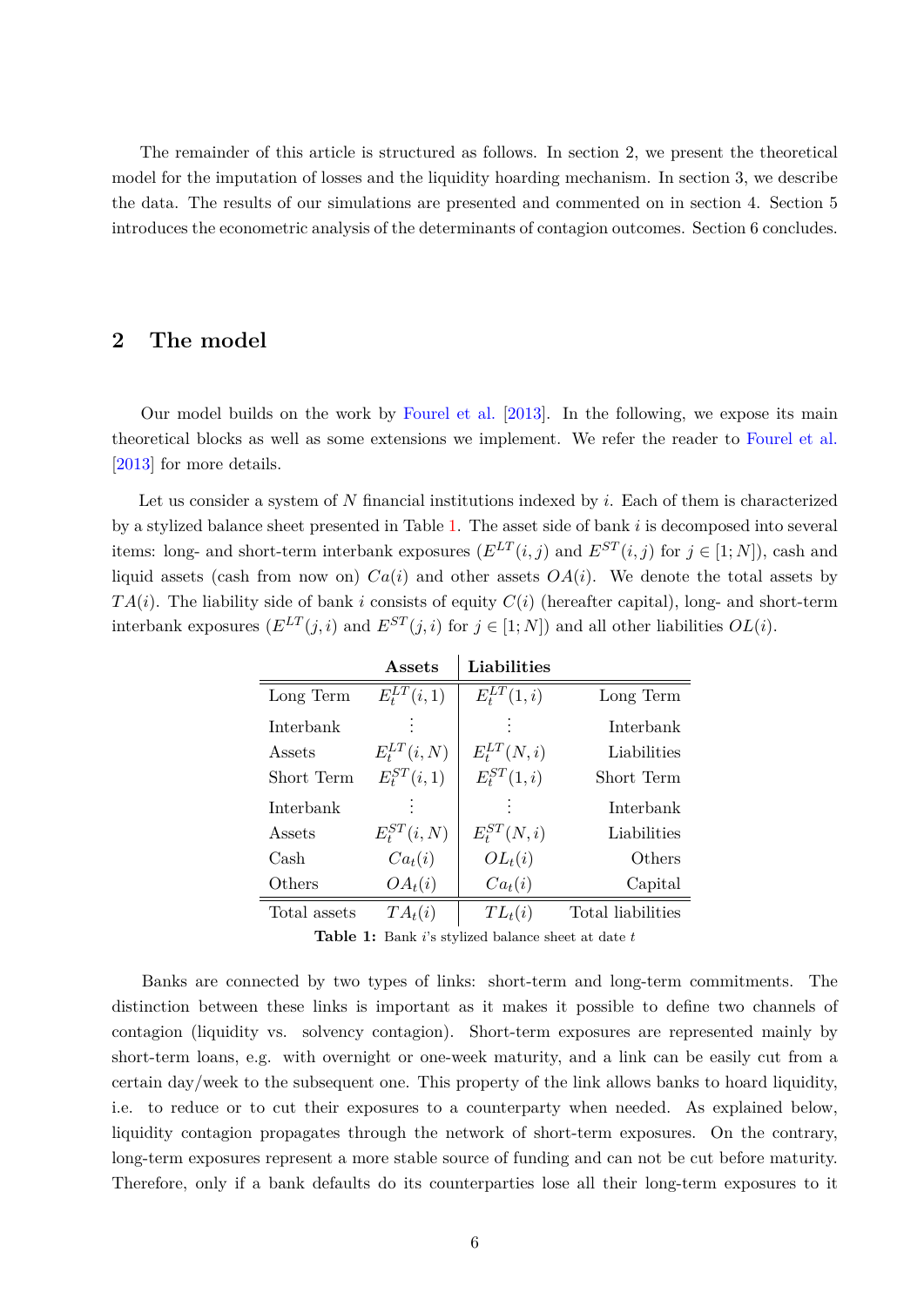The remainder of this article is structured as follows. In section 2, we present the theoretical model for the imputation of losses and the liquidity hoarding mechanism. In section 3, we describe the data. The results of our simulations are presented and commented on in section 4. Section 5 introduces the econometric analysis of the determinants of contagion outcomes. Section 6 concludes.

## 2 The model

Our model builds on the work by Fourel et al. [2013]. In the following, we expose its main theoretical blocks as well as some extensions we implement. We refer the reader to Fourel et al. [2013] for more details.

Let us consider a system of $N$ financial institutions indexed by $i$. Each of them is characterized by a stylized balance sheet presented in Table 1. The asset side of bank $i$ is decomposed into several items: long- and short-term interbank exposures ($E^{LT}(i,j)$ and $E^{ST}(i,j)$ for $j \in [1;N]$), cash and liquid assets (cash from now on) $Ca(i)$ and other assets $OA(i)$. We denote the total assets by $TA(i)$. The liability side of bank $i$ consists of equity $C(i)$ (hereafter capital), long- and short-term interbank exposures ($E^{LT}(j,i)$ and $E^{ST}(j,i)$ for $j \in [1;N]$) and all other liabilities $OL(i)$.

| | Assets | Liabilities | |
|---|---|---|---|
| Long Term | $E_t^{LT}(i,1)$ | $E_t^{LT}(1,i)$ | Long Term |
| Interbank | $\vdots$ | $\vdots$ | Interbank |
| Assets | $E_t^{LT}(i,N)$ | $E_t^{LT}(N,i)$ | Liabilities |
| Short Term | $E_t^{ST}(i,1)$ | $E_t^{ST}(1,i)$ | Short Term |
| Interbank | $\vdots$ | $\vdots$ | Interbank |
| Assets | $E_t^{ST}(i,N)$ | $E_t^{ST}(N,i)$ | Liabilities |
| Cash | $Ca_t(i)$ | $OL_t(i)$ | Others |
| Others | $OA_t(i)$ | $Ca_t(i)$ | Capital |
| Total assets | $TA_t(i)$ | $TL_t(i)$ | Total liabilities |

**Table 1:** Bank $i$'s stylized balance sheet at date $t$

Banks are connected by two types of links: short-term and long-term commitments. The distinction between these links is important as it makes it possible to define two channels of contagion (liquidity vs. solvency contagion). Short-term exposures are represented mainly by short-term loans, e.g. with overnight or one-week maturity, and a link can be easily cut from a certain day/week to the subsequent one. This property of the link allows banks to hoard liquidity, i.e. to reduce or to cut their exposures to a counterparty when needed. As explained below, liquidity contagion propagates through the network of short-term exposures. On the contrary, long-term exposures represent a more stable source of funding and can not be cut before maturity. Therefore, only if a bank defaults do its counterparties lose all their long-term exposures to it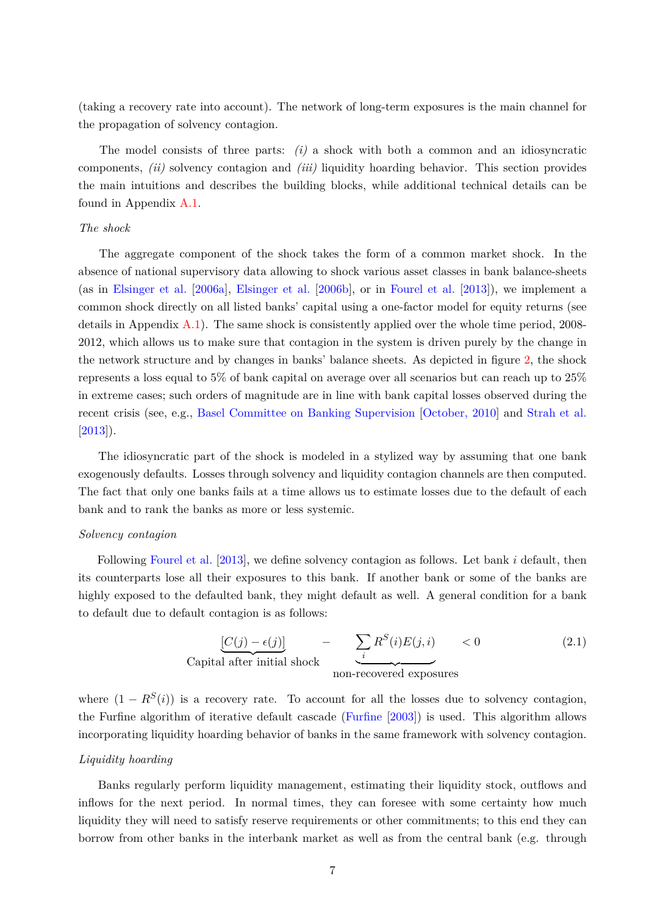(taking a recovery rate into account). The network of long-term exposures is the main channel for the propagation of solvency contagion.

The model consists of three parts: *(i)* a shock with both a common and an idiosyncratic components, *(ii)* solvency contagion and *(iii)* liquidity hoarding behavior. This section provides the main intuitions and describes the building blocks, while additional technical details can be found in Appendix A.1.

*The shock*

The aggregate component of the shock takes the form of a common market shock. In the absence of national supervisory data allowing to shock various asset classes in bank balance-sheets (as in Elsinger et al. [2006a], Elsinger et al. [2006b], or in Fourel et al. [2013]), we implement a common shock directly on all listed banks' capital using a one-factor model for equity returns (see details in Appendix A.1). The same shock is consistently applied over the whole time period, 2008-2012, which allows us to make sure that contagion in the system is driven purely by the change in the network structure and by changes in banks' balance sheets. As depicted in figure 2, the shock represents a loss equal to 5% of bank capital on average over all scenarios but can reach up to 25% in extreme cases; such orders of magnitude are in line with bank capital losses observed during the recent crisis (see, e.g., Basel Committee on Banking Supervision [October, 2010] and Strah et al. [2013]).

The idiosyncratic part of the shock is modeled in a stylized way by assuming that one bank exogenously defaults. Losses through solvency and liquidity contagion channels are then computed. The fact that only one banks fails at a time allows us to estimate losses due to the default of each bank and to rank the banks as more or less systemic.

*Solvency contagion*

Following Fourel et al. [2013], we define solvency contagion as follows. Let bank $i$ default, then its counterparts lose all their exposures to this bank. If another bank or some of the banks are highly exposed to the defaulted bank, they might default as well. A general condition for a bank to default due to default contagion is as follows:

$$\underbrace{[C(j) - \epsilon(j)]}_{\text{Capital after initial shock}} - \underbrace{\sum_i R^S(i) E(j,i)}_{\text{non-recovered exposures}} < 0 \tag{2.1}$$

where $(1 - R^S(i))$ is a recovery rate. To account for all the losses due to solvency contagion, the Furfine algorithm of iterative default cascade (Furfine [2003]) is used. This algorithm allows incorporating liquidity hoarding behavior of banks in the same framework with solvency contagion.

*Liquidity hoarding*

Banks regularly perform liquidity management, estimating their liquidity stock, outflows and inflows for the next period. In normal times, they can foresee with some certainty how much liquidity they will need to satisfy reserve requirements or other commitments; to this end they can borrow from other banks in the interbank market as well as from the central bank (e.g. through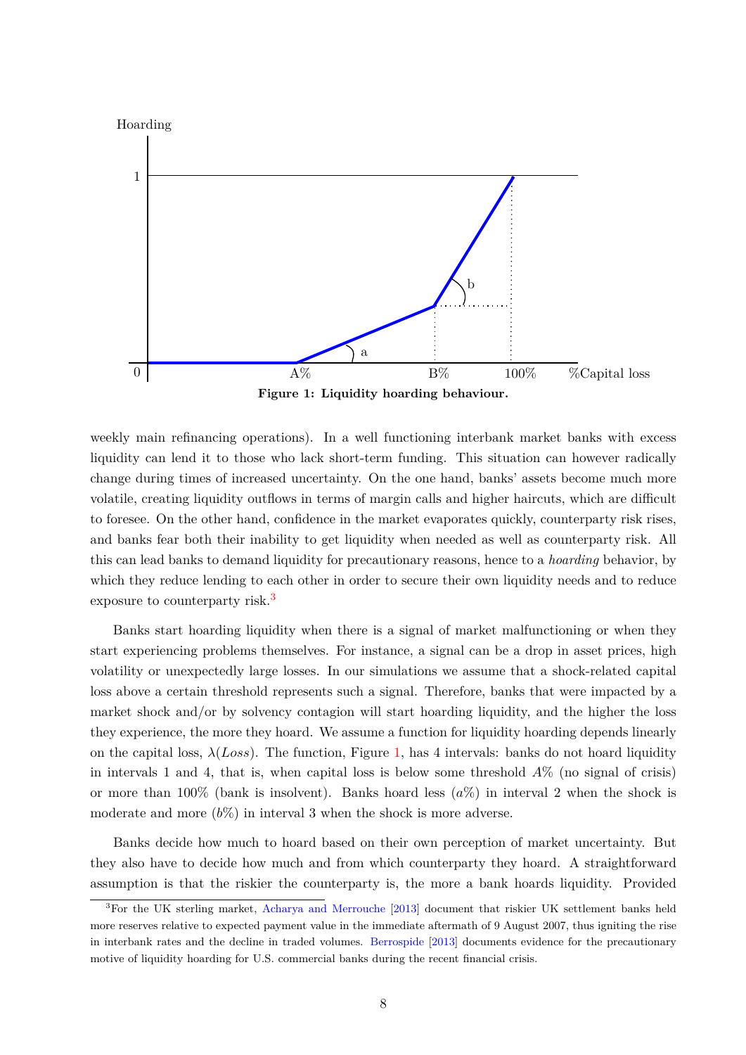**Figure 1: Liquidity hoarding behaviour.**

weekly main refinancing operations). In a well functioning interbank market banks with excess liquidity can lend it to those who lack short-term funding. This situation can however radically change during times of increased uncertainty. On the one hand, banks' assets become much more volatile, creating liquidity outflows in terms of margin calls and higher haircuts, which are difficult to foresee. On the other hand, confidence in the market evaporates quickly, counterparty risk rises, and banks fear both their inability to get liquidity when needed as well as counterparty risk. All this can lead banks to demand liquidity for precautionary reasons, hence to a *hoarding* behavior, by which they reduce lending to each other in order to secure their own liquidity needs and to reduce exposure to counterparty risk.[3]

Banks start hoarding liquidity when there is a signal of market malfunctioning or when they start experiencing problems themselves. For instance, a signal can be a drop in asset prices, high volatility or unexpectedly large losses. In our simulations we assume that a shock-related capital loss above a certain threshold represents such a signal. Therefore, banks that were impacted by a market shock and/or by solvency contagion will start hoarding liquidity, and the higher the loss they experience, the more they hoard. We assume a function for liquidity hoarding depends linearly on the capital loss, $\lambda(Loss)$. The function, Figure 1, has 4 intervals: banks do not hoard liquidity in intervals 1 and 4, that is, when capital loss is below some threshold $A\%$ (no signal of crisis) or more than 100% (bank is insolvent). Banks hoard less ($a\%$) in interval 2 when the shock is moderate and more ($b\%$) in interval 3 when the shock is more adverse.

Banks decide how much to hoard based on their own perception of market uncertainty. But they also have to decide how much and from which counterparty they hoard. A straightforward assumption is that the riskier the counterparty is, the more a bank hoards liquidity. Provided

[3] For the UK sterling market, Acharya and Merrouche [2013] document that riskier UK settlement banks held more reserves relative to expected payment value in the immediate aftermath of 9 August 2007, thus igniting the rise in interbank rates and the decline in traded volumes. Berrospide [2013] documents evidence for the precautionary motive of liquidity hoarding for U.S. commercial banks during the recent financial crisis.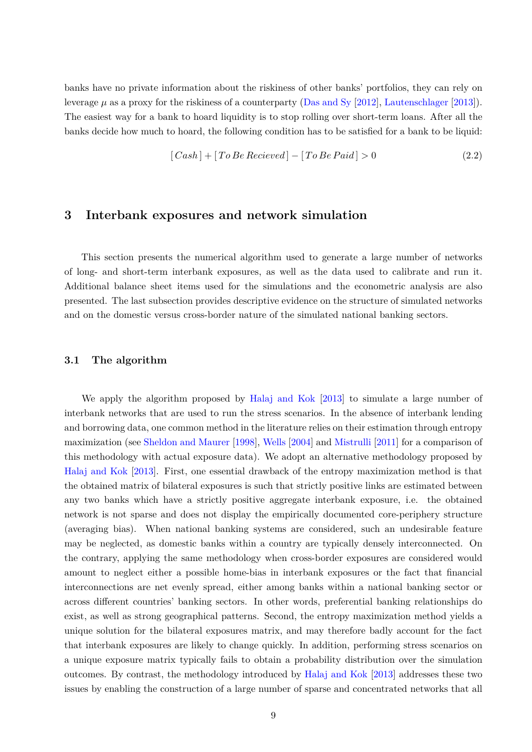banks have no private information about the riskiness of other banks' portfolios, they can rely on leverage $\mu$ as a proxy for the riskiness of a counterparty (Das and Sy [2012], Lautenschlager [2013]). The easiest way for a bank to hoard liquidity is to stop rolling over short-term loans. After all the banks decide how much to hoard, the following condition has to be satisfied for a bank to be liquid:

$$[\,Cash\,] + [\,To\,Be\,Recieved\,] - [\,To\,Be\,Paid\,] > 0 \tag{2.2}$$

# 3 Interbank exposures and network simulation

This section presents the numerical algorithm used to generate a large number of networks of long- and short-term interbank exposures, as well as the data used to calibrate and run it. Additional balance sheet items used for the simulations and the econometric analysis are also presented. The last subsection provides descriptive evidence on the structure of simulated networks and on the domestic versus cross-border nature of the simulated national banking sectors.

## 3.1 The algorithm

We apply the algorithm proposed by Halaj and Kok [2013] to simulate a large number of interbank networks that are used to run the stress scenarios. In the absence of interbank lending and borrowing data, one common method in the literature relies on their estimation through entropy maximization (see Sheldon and Maurer [1998], Wells [2004] and Mistrulli [2011] for a comparison of this methodology with actual exposure data). We adopt an alternative methodology proposed by Halaj and Kok [2013]. First, one essential drawback of the entropy maximization method is that the obtained matrix of bilateral exposures is such that strictly positive links are estimated between any two banks which have a strictly positive aggregate interbank exposure, i.e. the obtained network is not sparse and does not display the empirically documented core-periphery structure (averaging bias). When national banking systems are considered, such an undesirable feature may be neglected, as domestic banks within a country are typically densely interconnected. On the contrary, applying the same methodology when cross-border exposures are considered would amount to neglect either a possible home-bias in interbank exposures or the fact that financial interconnections are net evenly spread, either among banks within a national banking sector or across different countries' banking sectors. In other words, preferential banking relationships do exist, as well as strong geographical patterns. Second, the entropy maximization method yields a unique solution for the bilateral exposures matrix, and may therefore badly account for the fact that interbank exposures are likely to change quickly. In addition, performing stress scenarios on a unique exposure matrix typically fails to obtain a probability distribution over the simulation outcomes. By contrast, the methodology introduced by Halaj and Kok [2013] addresses these two issues by enabling the construction of a large number of sparse and concentrated networks that all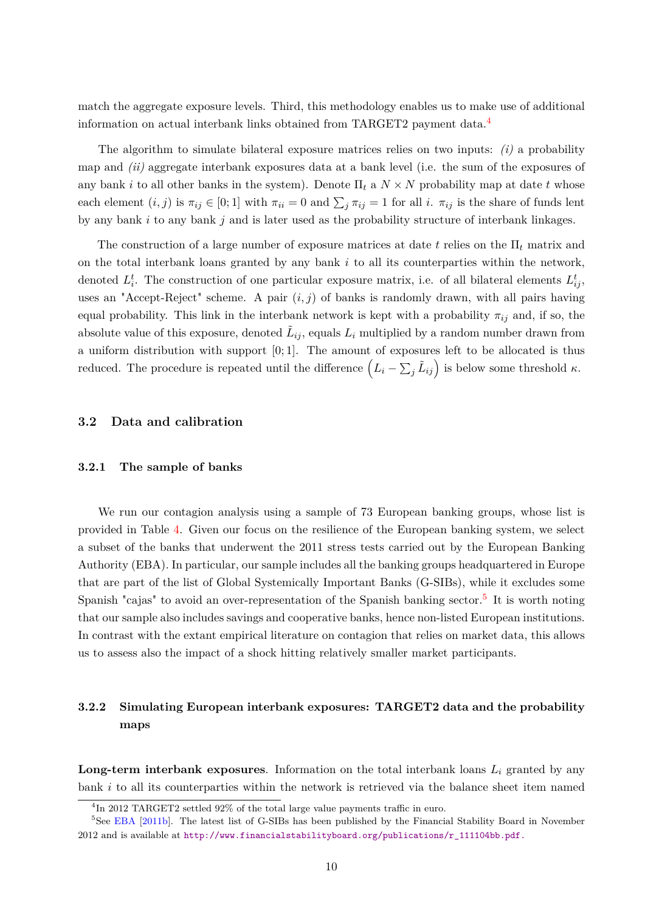match the aggregate exposure levels. Third, this methodology enables us to make use of additional information on actual interbank links obtained from TARGET2 payment data.[4]

The algorithm to simulate bilateral exposure matrices relies on two inputs: *(i)* a probability map and *(ii)* aggregate interbank exposures data at a bank level (i.e. the sum of the exposures of any bank $i$ to all other banks in the system). Denote $\Pi_t$ a $N \times N$ probability map at date $t$ whose each element $(i, j)$ is $\pi_{ij} \in [0; 1]$ with $\pi_{ii} = 0$ and $\sum_j \pi_{ij} = 1$ for all $i$. $\pi_{ij}$ is the share of funds lent by any bank $i$ to any bank $j$ and is later used as the probability structure of interbank linkages.

The construction of a large number of exposure matrices at date $t$ relies on the $\Pi_t$ matrix and on the total interbank loans granted by any bank $i$ to all its counterparties within the network, denoted $L_i^t$. The construction of one particular exposure matrix, i.e. of all bilateral elements $L_{ij}^t$, uses an "Accept-Reject" scheme. A pair $(i, j)$ of banks is randomly drawn, with all pairs having equal probability. This link in the interbank network is kept with a probability $\pi_{ij}$ and, if so, the absolute value of this exposure, denoted $\tilde{L}_{ij}$, equals $L_i$ multiplied by a random number drawn from a uniform distribution with support $[0; 1]$. The amount of exposures left to be allocated is thus reduced. The procedure is repeated until the difference $\left(L_i - \sum_j \tilde{L}_{ij}\right)$ is below some threshold $\kappa$.

## 3.2 Data and calibration

### 3.2.1 The sample of banks

We run our contagion analysis using a sample of 73 European banking groups, whose list is provided in Table 4. Given our focus on the resilience of the European banking system, we select a subset of the banks that underwent the 2011 stress tests carried out by the European Banking Authority (EBA). In particular, our sample includes all the banking groups headquartered in Europe that are part of the list of Global Systemically Important Banks (G-SIBs), while it excludes some Spanish "cajas" to avoid an over-representation of the Spanish banking sector.[5] It is worth noting that our sample also includes savings and cooperative banks, hence non-listed European institutions. In contrast with the extant empirical literature on contagion that relies on market data, this allows us to assess also the impact of a shock hitting relatively smaller market participants.

### 3.2.2 Simulating European interbank exposures: TARGET2 data and the probability maps

**Long-term interbank exposures**. Information on the total interbank loans $L_i$ granted by any bank $i$ to all its counterparties within the network is retrieved via the balance sheet item named

---

[4] In 2012 TARGET2 settled 92% of the total large value payments traffic in euro.

[5] See EBA [2011b]. The latest list of G-SIBs has been published by the Financial Stability Board in November 2012 and is available at http://www.financialstabilityboard.org/publications/r_111104bb.pdf.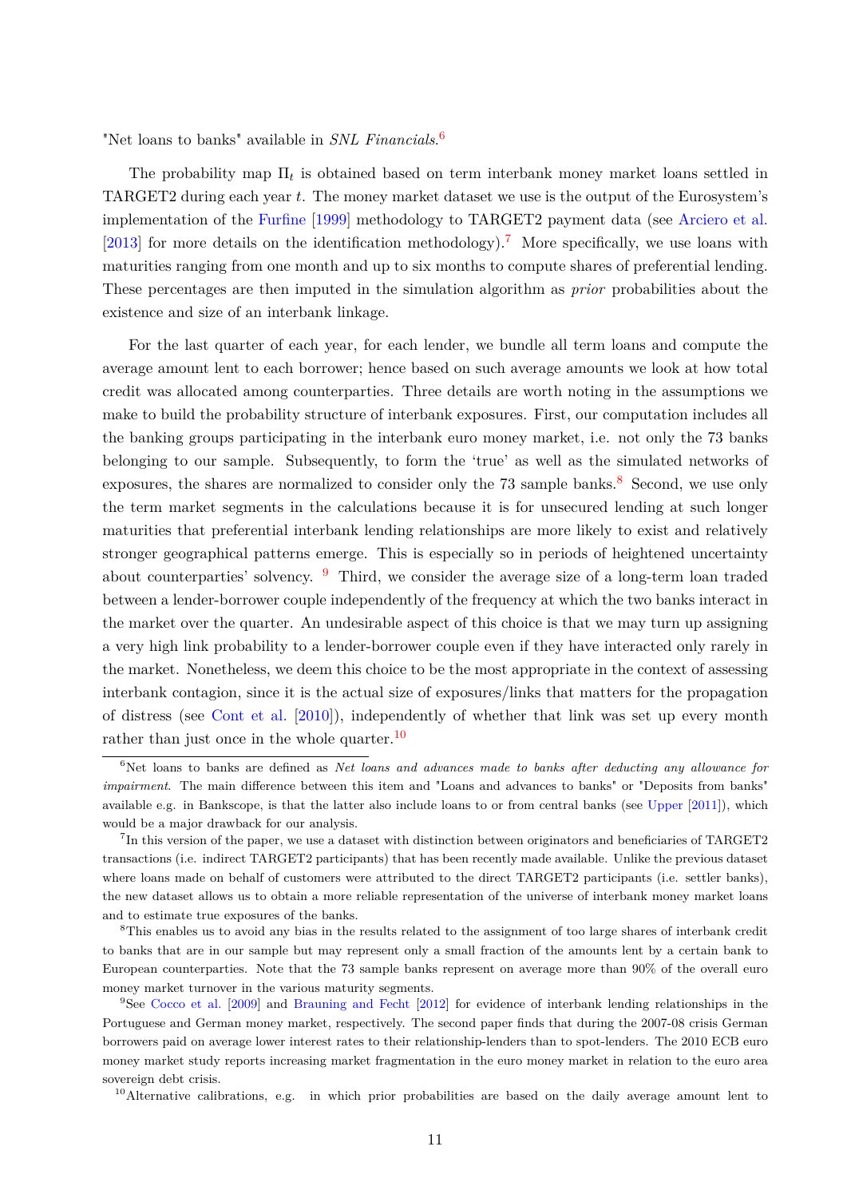"Net loans to banks" available in *SNL Financials*.[6]

The probability map $\Pi_t$ is obtained based on term interbank money market loans settled in TARGET2 during each year $t$. The money market dataset we use is the output of the Eurosystem's implementation of the Furfine [1999] methodology to TARGET2 payment data (see Arciero et al. [2013] for more details on the identification methodology).[7] More specifically, we use loans with maturities ranging from one month and up to six months to compute shares of preferential lending. These percentages are then imputed in the simulation algorithm as *prior* probabilities about the existence and size of an interbank linkage.

For the last quarter of each year, for each lender, we bundle all term loans and compute the average amount lent to each borrower; hence based on such average amounts we look at how total credit was allocated among counterparties. Three details are worth noting in the assumptions we make to build the probability structure of interbank exposures. First, our computation includes all the banking groups participating in the interbank euro money market, i.e. not only the 73 banks belonging to our sample. Subsequently, to form the 'true' as well as the simulated networks of exposures, the shares are normalized to consider only the 73 sample banks.[8] Second, we use only the term market segments in the calculations because it is for unsecured lending at such longer maturities that preferential interbank lending relationships are more likely to exist and relatively stronger geographical patterns emerge. This is especially so in periods of heightened uncertainty about counterparties' solvency. [9] Third, we consider the average size of a long-term loan traded between a lender-borrower couple independently of the frequency at which the two banks interact in the market over the quarter. An undesirable aspect of this choice is that we may turn up assigning a very high link probability to a lender-borrower couple even if they have interacted only rarely in the market. Nonetheless, we deem this choice to be the most appropriate in the context of assessing interbank contagion, since it is the actual size of exposures/links that matters for the propagation of distress (see Cont et al. [2010]), independently of whether that link was set up every month rather than just once in the whole quarter.[10]

[6] Net loans to banks are defined as *Net loans and advances made to banks after deducting any allowance for impairment*. The main difference between this item and "Loans and advances to banks" or "Deposits from banks" available e.g. in Bankscope, is that the latter also include loans to or from central banks (see Upper [2011]), which would be a major drawback for our analysis.

[7] In this version of the paper, we use a dataset with distinction between originators and beneficiaries of TARGET2 transactions (i.e. indirect TARGET2 participants) that has been recently made available. Unlike the previous dataset where loans made on behalf of customers were attributed to the direct TARGET2 participants (i.e. settler banks), the new dataset allows us to obtain a more reliable representation of the universe of interbank money market loans and to estimate true exposures of the banks.

[8] This enables us to avoid any bias in the results related to the assignment of too large shares of interbank credit to banks that are in our sample but may represent only a small fraction of the amounts lent by a certain bank to European counterparties. Note that the 73 sample banks represent on average more than 90% of the overall euro money market turnover in the various maturity segments.

[9] See Cocco et al. [2009] and Brauning and Fecht [2012] for evidence of interbank lending relationships in the Portuguese and German money market, respectively. The second paper finds that during the 2007-08 crisis German borrowers paid on average lower interest rates to their relationship-lenders than to spot-lenders. The 2010 ECB euro money market study reports increasing market fragmentation in the euro money market in relation to the euro area sovereign debt crisis.

[10] Alternative calibrations, e.g. in which prior probabilities are based on the daily average amount lent to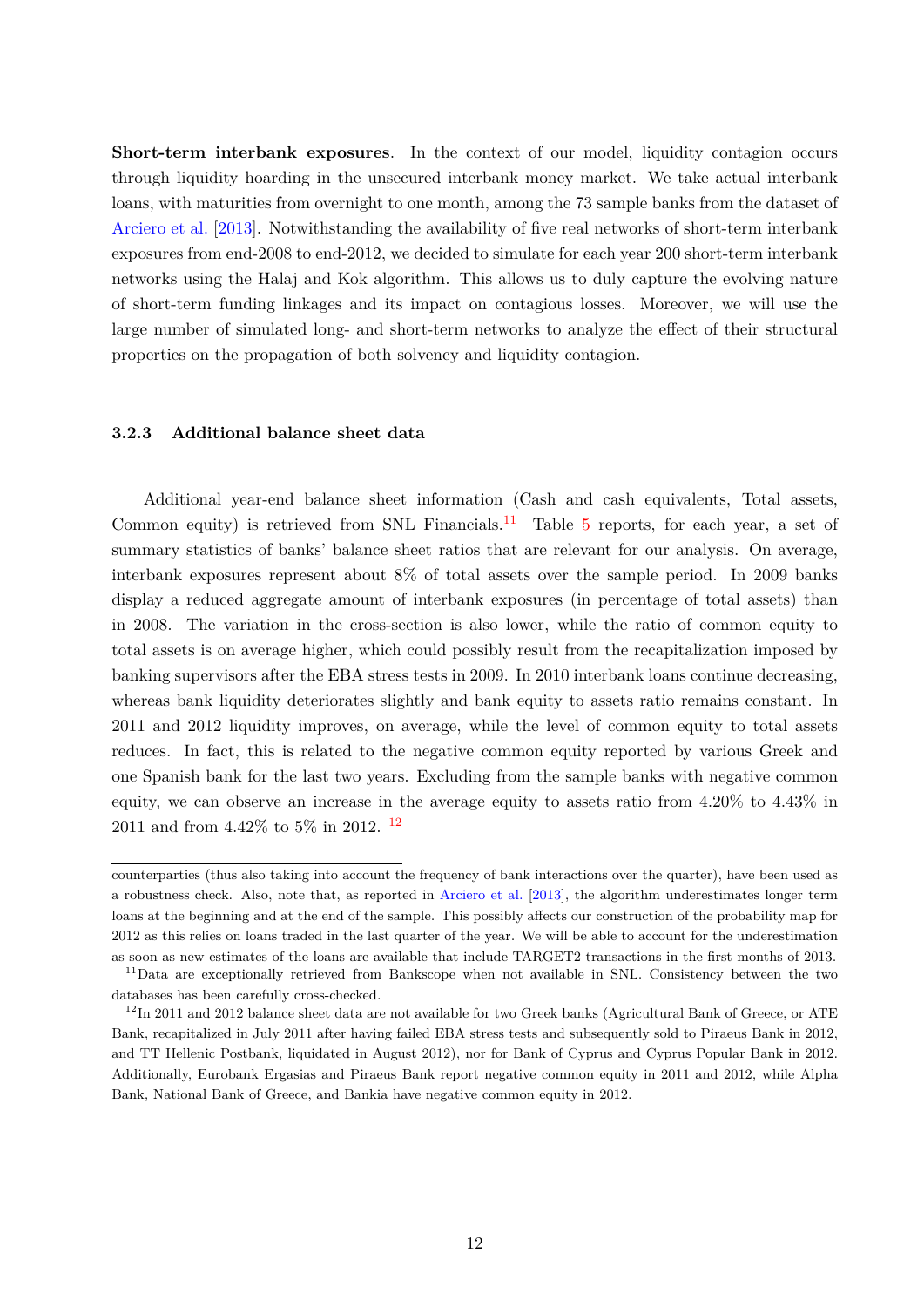**Short-term interbank exposures**. In the context of our model, liquidity contagion occurs through liquidity hoarding in the unsecured interbank money market. We take actual interbank loans, with maturities from overnight to one month, among the 73 sample banks from the dataset of Arciero et al. [2013]. Notwithstanding the availability of five real networks of short-term interbank exposures from end-2008 to end-2012, we decided to simulate for each year 200 short-term interbank networks using the Halaj and Kok algorithm. This allows us to duly capture the evolving nature of short-term funding linkages and its impact on contagious losses. Moreover, we will use the large number of simulated long- and short-term networks to analyze the effect of their structural properties on the propagation of both solvency and liquidity contagion.

### 3.2.3 Additional balance sheet data

Additional year-end balance sheet information (Cash and cash equivalents, Total assets, Common equity) is retrieved from SNL Financials.[11] Table 5 reports, for each year, a set of summary statistics of banks' balance sheet ratios that are relevant for our analysis. On average, interbank exposures represent about 8% of total assets over the sample period. In 2009 banks display a reduced aggregate amount of interbank exposures (in percentage of total assets) than in 2008. The variation in the cross-section is also lower, while the ratio of common equity to total assets is on average higher, which could possibly result from the recapitalization imposed by banking supervisors after the EBA stress tests in 2009. In 2010 interbank loans continue decreasing, whereas bank liquidity deteriorates slightly and bank equity to assets ratio remains constant. In 2011 and 2012 liquidity improves, on average, while the level of common equity to total assets reduces. In fact, this is related to the negative common equity reported by various Greek and one Spanish bank for the last two years. Excluding from the sample banks with negative common equity, we can observe an increase in the average equity to assets ratio from 4.20% to 4.43% in 2011 and from 4.42% to 5% in 2012. [12]

---

counterparties (thus also taking into account the frequency of bank interactions over the quarter), have been used as a robustness check. Also, note that, as reported in Arciero et al. [2013], the algorithm underestimates longer term loans at the beginning and at the end of the sample. This possibly affects our construction of the probability map for 2012 as this relies on loans traded in the last quarter of the year. We will be able to account for the underestimation as soon as new estimates of the loans are available that include TARGET2 transactions in the first months of 2013.

[11] Data are exceptionally retrieved from Bankscope when not available in SNL. Consistency between the two databases has been carefully cross-checked.

[12] In 2011 and 2012 balance sheet data are not available for two Greek banks (Agricultural Bank of Greece, or ATE Bank, recapitalized in July 2011 after having failed EBA stress tests and subsequently sold to Piraeus Bank in 2012, and TT Hellenic Postbank, liquidated in August 2012), nor for Bank of Cyprus and Cyprus Popular Bank in 2012. Additionally, Eurobank Ergasias and Piraeus Bank report negative common equity in 2011 and 2012, while Alpha Bank, National Bank of Greece, and Bankia have negative common equity in 2012.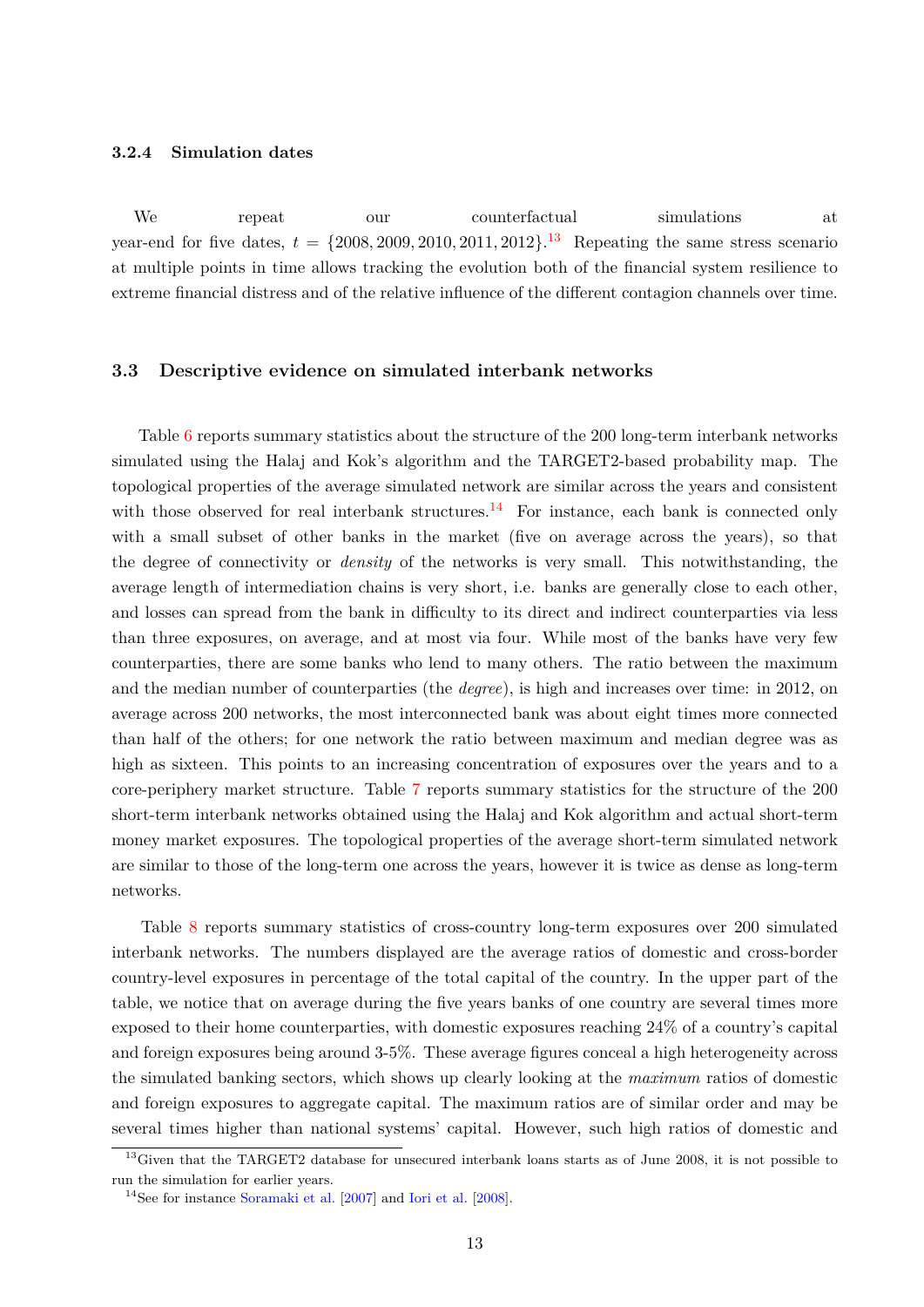#### 3.2.4 Simulation dates

We repeat our counterfactual simulations at year-end for five dates, $t = \{2008, 2009, 2010, 2011, 2012\}$.[13] Repeating the same stress scenario at multiple points in time allows tracking the evolution both of the financial system resilience to extreme financial distress and of the relative influence of the different contagion channels over time.

### 3.3 Descriptive evidence on simulated interbank networks

Table 6 reports summary statistics about the structure of the 200 long-term interbank networks simulated using the Halaj and Kok's algorithm and the TARGET2-based probability map. The topological properties of the average simulated network are similar across the years and consistent with those observed for real interbank structures.[14] For instance, each bank is connected only with a small subset of other banks in the market (five on average across the years), so that the degree of connectivity or *density* of the networks is very small. This notwithstanding, the average length of intermediation chains is very short, i.e. banks are generally close to each other, and losses can spread from the bank in difficulty to its direct and indirect counterparties via less than three exposures, on average, and at most via four. While most of the banks have very few counterparties, there are some banks who lend to many others. The ratio between the maximum and the median number of counterparties (the *degree*), is high and increases over time: in 2012, on average across 200 networks, the most interconnected bank was about eight times more connected than half of the others; for one network the ratio between maximum and median degree was as high as sixteen. This points to an increasing concentration of exposures over the years and to a core-periphery market structure. Table 7 reports summary statistics for the structure of the 200 short-term interbank networks obtained using the Halaj and Kok algorithm and actual short-term money market exposures. The topological properties of the average short-term simulated network are similar to those of the long-term one across the years, however it is twice as dense as long-term networks.

Table 8 reports summary statistics of cross-country long-term exposures over 200 simulated interbank networks. The numbers displayed are the average ratios of domestic and cross-border country-level exposures in percentage of the total capital of the country. In the upper part of the table, we notice that on average during the five years banks of one country are several times more exposed to their home counterparties, with domestic exposures reaching 24% of a country's capital and foreign exposures being around 3-5%. These average figures conceal a high heterogeneity across the simulated banking sectors, which shows up clearly looking at the *maximum* ratios of domestic and foreign exposures to aggregate capital. The maximum ratios are of similar order and may be several times higher than national systems' capital. However, such high ratios of domestic and

[13] Given that the TARGET2 database for unsecured interbank loans starts as of June 2008, it is not possible to run the simulation for earlier years.

[14] See for instance Soramaki et al. [2007] and Iori et al. [2008].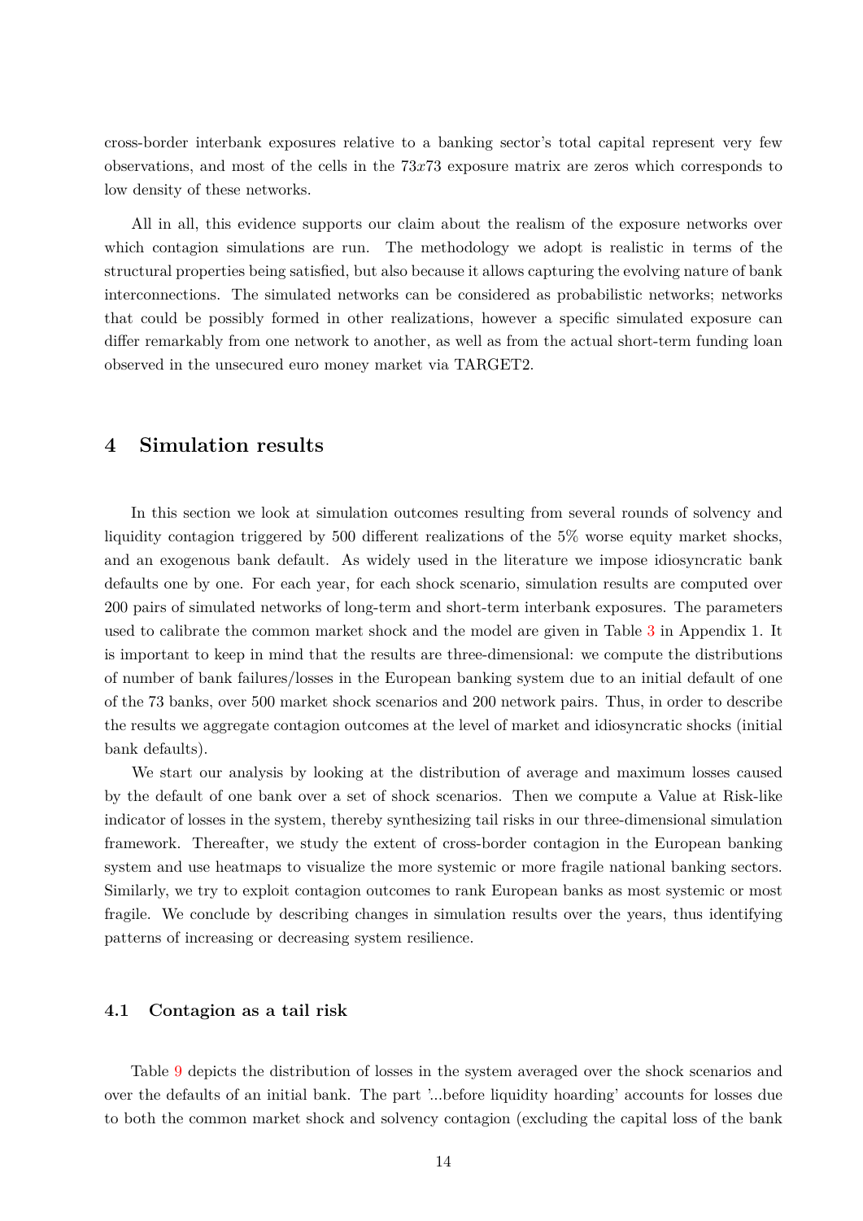cross-border interbank exposures relative to a banking sector's total capital represent very few observations, and most of the cells in the $73x73$ exposure matrix are zeros which corresponds to low density of these networks.

All in all, this evidence supports our claim about the realism of the exposure networks over which contagion simulations are run. The methodology we adopt is realistic in terms of the structural properties being satisfied, but also because it allows capturing the evolving nature of bank interconnections. The simulated networks can be considered as probabilistic networks; networks that could be possibly formed in other realizations, however a specific simulated exposure can differ remarkably from one network to another, as well as from the actual short-term funding loan observed in the unsecured euro money market via TARGET2.

## 4 Simulation results

In this section we look at simulation outcomes resulting from several rounds of solvency and liquidity contagion triggered by 500 different realizations of the 5% worse equity market shocks, and an exogenous bank default. As widely used in the literature we impose idiosyncratic bank defaults one by one. For each year, for each shock scenario, simulation results are computed over 200 pairs of simulated networks of long-term and short-term interbank exposures. The parameters used to calibrate the common market shock and the model are given in Table 3 in Appendix 1. It is important to keep in mind that the results are three-dimensional: we compute the distributions of number of bank failures/losses in the European banking system due to an initial default of one of the 73 banks, over 500 market shock scenarios and 200 network pairs. Thus, in order to describe the results we aggregate contagion outcomes at the level of market and idiosyncratic shocks (initial bank defaults).

We start our analysis by looking at the distribution of average and maximum losses caused by the default of one bank over a set of shock scenarios. Then we compute a Value at Risk-like indicator of losses in the system, thereby synthesizing tail risks in our three-dimensional simulation framework. Thereafter, we study the extent of cross-border contagion in the European banking system and use heatmaps to visualize the more systemic or more fragile national banking sectors. Similarly, we try to exploit contagion outcomes to rank European banks as most systemic or most fragile. We conclude by describing changes in simulation results over the years, thus identifying patterns of increasing or decreasing system resilience.

### 4.1 Contagion as a tail risk

Table 9 depicts the distribution of losses in the system averaged over the shock scenarios and over the defaults of an initial bank. The part '...before liquidity hoarding' accounts for losses due to both the common market shock and solvency contagion (excluding the capital loss of the bank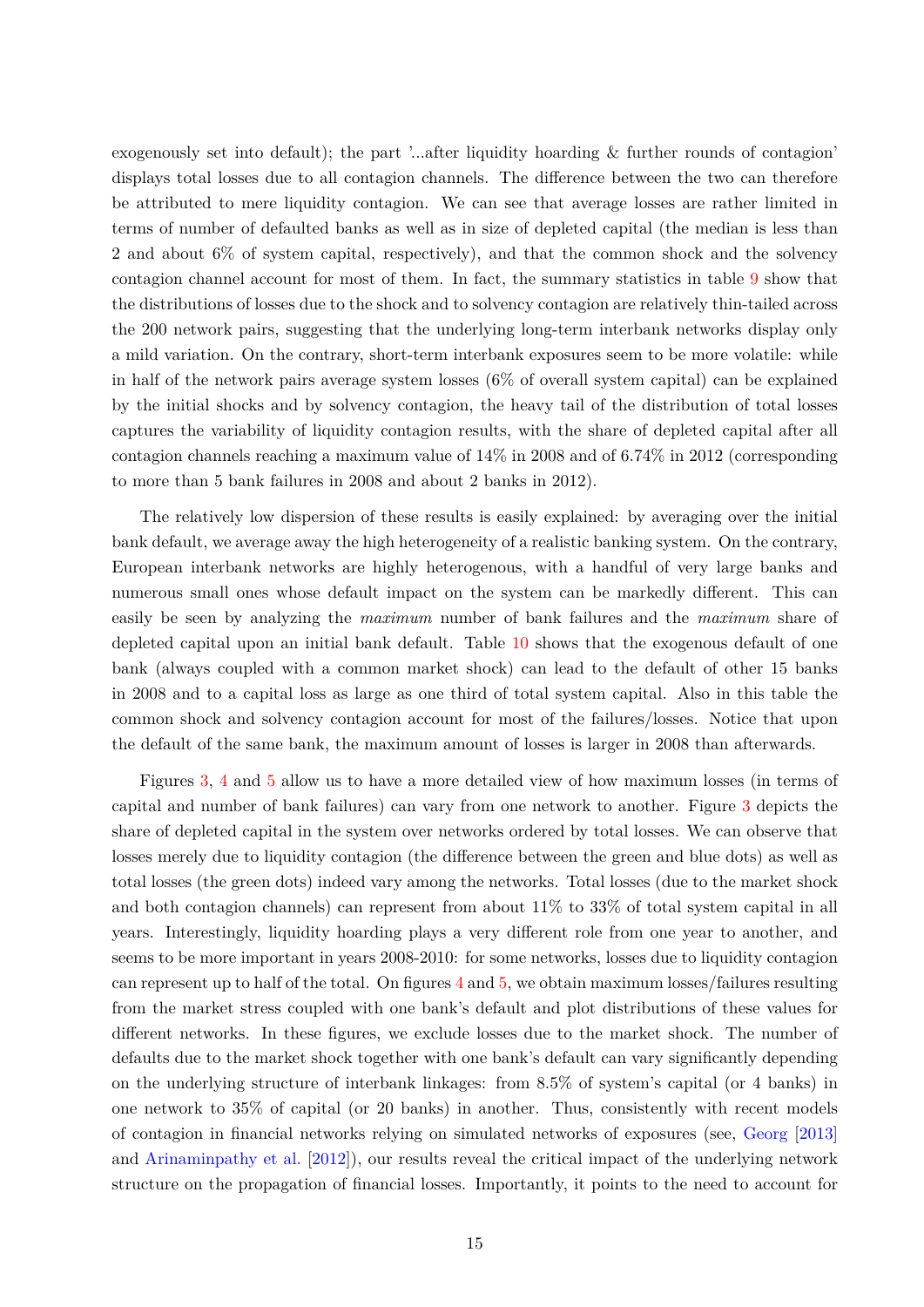exogenously set into default); the part '...after liquidity hoarding & further rounds of contagion' displays total losses due to all contagion channels. The difference between the two can therefore be attributed to mere liquidity contagion. We can see that average losses are rather limited in terms of number of defaulted banks as well as in size of depleted capital (the median is less than 2 and about 6% of system capital, respectively), and that the common shock and the solvency contagion channel account for most of them. In fact, the summary statistics in table 9 show that the distributions of losses due to the shock and to solvency contagion are relatively thin-tailed across the 200 network pairs, suggesting that the underlying long-term interbank networks display only a mild variation. On the contrary, short-term interbank exposures seem to be more volatile: while in half of the network pairs average system losses (6% of overall system capital) can be explained by the initial shocks and by solvency contagion, the heavy tail of the distribution of total losses captures the variability of liquidity contagion results, with the share of depleted capital after all contagion channels reaching a maximum value of 14% in 2008 and of 6.74% in 2012 (corresponding to more than 5 bank failures in 2008 and about 2 banks in 2012).

The relatively low dispersion of these results is easily explained: by averaging over the initial bank default, we average away the high heterogeneity of a realistic banking system. On the contrary, European interbank networks are highly heterogenous, with a handful of very large banks and numerous small ones whose default impact on the system can be markedly different. This can easily be seen by analyzing the *maximum* number of bank failures and the *maximum* share of depleted capital upon an initial bank default. Table 10 shows that the exogenous default of one bank (always coupled with a common market shock) can lead to the default of other 15 banks in 2008 and to a capital loss as large as one third of total system capital. Also in this table the common shock and solvency contagion account for most of the failures/losses. Notice that upon the default of the same bank, the maximum amount of losses is larger in 2008 than afterwards.

Figures 3, 4 and 5 allow us to have a more detailed view of how maximum losses (in terms of capital and number of bank failures) can vary from one network to another. Figure 3 depicts the share of depleted capital in the system over networks ordered by total losses. We can observe that losses merely due to liquidity contagion (the difference between the green and blue dots) as well as total losses (the green dots) indeed vary among the networks. Total losses (due to the market shock and both contagion channels) can represent from about 11% to 33% of total system capital in all years. Interestingly, liquidity hoarding plays a very different role from one year to another, and seems to be more important in years 2008-2010: for some networks, losses due to liquidity contagion can represent up to half of the total. On figures 4 and 5, we obtain maximum losses/failures resulting from the market stress coupled with one bank's default and plot distributions of these values for different networks. In these figures, we exclude losses due to the market shock. The number of defaults due to the market shock together with one bank's default can vary significantly depending on the underlying structure of interbank linkages: from 8.5% of system's capital (or 4 banks) in one network to 35% of capital (or 20 banks) in another. Thus, consistently with recent models of contagion in financial networks relying on simulated networks of exposures (see, Georg [2013] and Arinaminpathy et al. [2012]), our results reveal the critical impact of the underlying network structure on the propagation of financial losses. Importantly, it points to the need to account for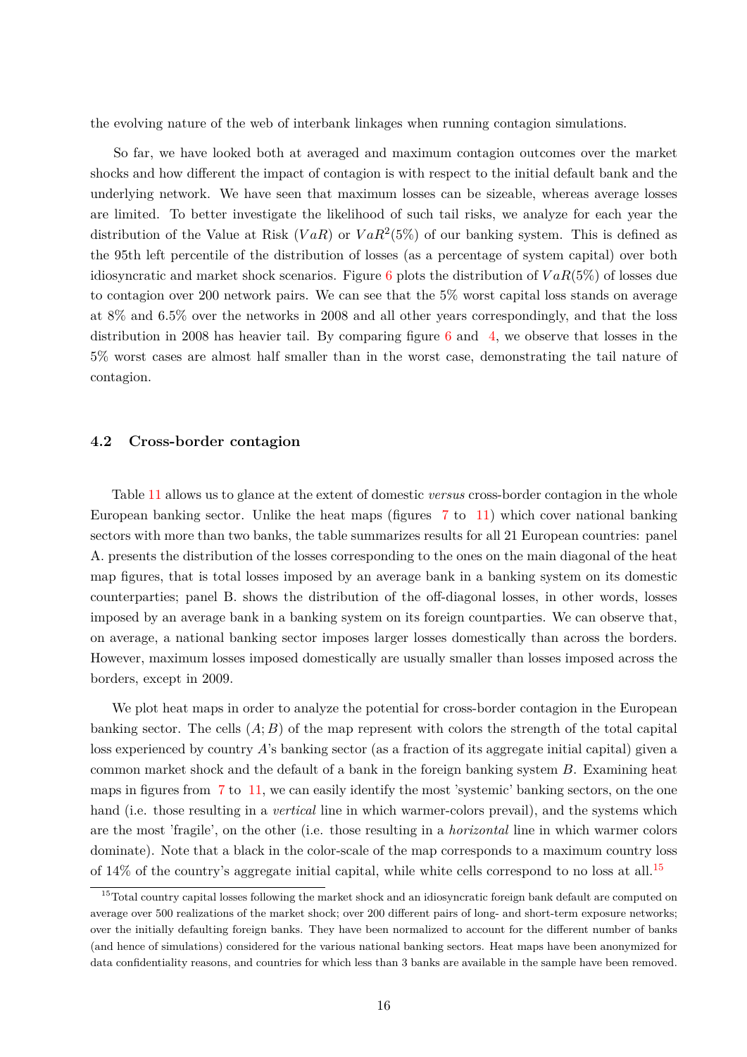the evolving nature of the web of interbank linkages when running contagion simulations.

So far, we have looked both at averaged and maximum contagion outcomes over the market shocks and how different the impact of contagion is with respect to the initial default bank and the underlying network. We have seen that maximum losses can be sizeable, whereas average losses are limited. To better investigate the likelihood of such tail risks, we analyze for each year the distribution of the Value at Risk ($VaR$) or $VaR^2(5\%)$ of our banking system. This is defined as the 95th left percentile of the distribution of losses (as a percentage of system capital) over both idiosyncratic and market shock scenarios. Figure 6 plots the distribution of $VaR(5\%)$ of losses due to contagion over 200 network pairs. We can see that the 5% worst capital loss stands on average at 8% and 6.5% over the networks in 2008 and all other years correspondingly, and that the loss distribution in 2008 has heavier tail. By comparing figure 6 and 4, we observe that losses in the 5% worst cases are almost half smaller than in the worst case, demonstrating the tail nature of contagion.

### 4.2 Cross-border contagion

Table 11 allows us to glance at the extent of domestic *versus* cross-border contagion in the whole European banking sector. Unlike the heat maps (figures 7 to 11) which cover national banking sectors with more than two banks, the table summarizes results for all 21 European countries: panel A. presents the distribution of the losses corresponding to the ones on the main diagonal of the heat map figures, that is total losses imposed by an average bank in a banking system on its domestic counterparties; panel B. shows the distribution of the off-diagonal losses, in other words, losses imposed by an average bank in a banking system on its foreign countparties. We can observe that, on average, a national banking sector imposes larger losses domestically than across the borders. However, maximum losses imposed domestically are usually smaller than losses imposed across the borders, except in 2009.

We plot heat maps in order to analyze the potential for cross-border contagion in the European banking sector. The cells $(A; B)$ of the map represent with colors the strength of the total capital loss experienced by country $A$'s banking sector (as a fraction of its aggregate initial capital) given a common market shock and the default of a bank in the foreign banking system $B$. Examining heat maps in figures from 7 to 11, we can easily identify the most 'systemic' banking sectors, on the one hand (i.e. those resulting in a *vertical* line in which warmer-colors prevail), and the systems which are the most 'fragile', on the other (i.e. those resulting in a *horizontal* line in which warmer colors dominate). Note that a black in the color-scale of the map corresponds to a maximum country loss of 14% of the country's aggregate initial capital, while white cells correspond to no loss at all.[15]

[15] Total country capital losses following the market shock and an idiosyncratic foreign bank default are computed on average over 500 realizations of the market shock; over 200 different pairs of long- and short-term exposure networks; over the initially defaulting foreign banks. They have been normalized to account for the different number of banks (and hence of simulations) considered for the various national banking sectors. Heat maps have been anonymized for data confidentiality reasons, and countries for which less than 3 banks are available in the sample have been removed.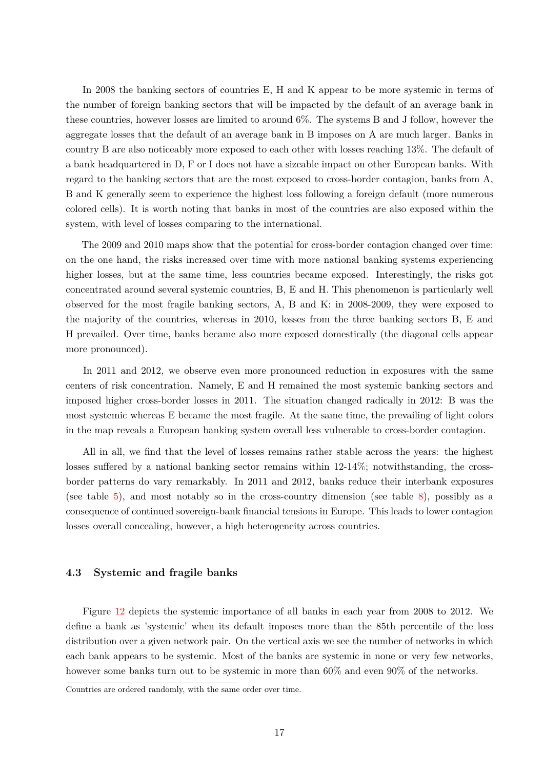In 2008 the banking sectors of countries E, H and K appear to be more systemic in terms of the number of foreign banking sectors that will be impacted by the default of an average bank in these countries, however losses are limited to around 6%. The systems B and J follow, however the aggregate losses that the default of an average bank in B imposes on A are much larger. Banks in country B are also noticeably more exposed to each other with losses reaching 13%. The default of a bank headquartered in D, F or I does not have a sizeable impact on other European banks. With regard to the banking sectors that are the most exposed to cross-border contagion, banks from A, B and K generally seem to experience the highest loss following a foreign default (more numerous colored cells). It is worth noting that banks in most of the countries are also exposed within the system, with level of losses comparing to the international.

The 2009 and 2010 maps show that the potential for cross-border contagion changed over time: on the one hand, the risks increased over time with more national banking systems experiencing higher losses, but at the same time, less countries became exposed. Interestingly, the risks got concentrated around several systemic countries, B, E and H. This phenomenon is particularly well observed for the most fragile banking sectors, A, B and K: in 2008-2009, they were exposed to the majority of the countries, whereas in 2010, losses from the three banking sectors B, E and H prevailed. Over time, banks became also more exposed domestically (the diagonal cells appear more pronounced).

In 2011 and 2012, we observe even more pronounced reduction in exposures with the same centers of risk concentration. Namely, E and H remained the most systemic banking sectors and imposed higher cross-border losses in 2011. The situation changed radically in 2012: B was the most systemic whereas E became the most fragile. At the same time, the prevailing of light colors in the map reveals a European banking system overall less vulnerable to cross-border contagion.

All in all, we find that the level of losses remains rather stable across the years: the highest losses suffered by a national banking sector remains within 12-14%; notwithstanding, the cross-border patterns do vary remarkably. In 2011 and 2012, banks reduce their interbank exposures (see table 5), and most notably so in the cross-country dimension (see table 8), possibly as a consequence of continued sovereign-bank financial tensions in Europe. This leads to lower contagion losses overall concealing, however, a high heterogeneity across countries.

### 4.3 Systemic and fragile banks

Figure 12 depicts the systemic importance of all banks in each year from 2008 to 2012. We define a bank as 'systemic' when its default imposes more than the 85th percentile of the loss distribution over a given network pair. On the vertical axis we see the number of networks in which each bank appears to be systemic. Most of the banks are systemic in none or very few networks, however some banks turn out to be systemic in more than 60% and even 90% of the networks.

Countries are ordered randomly, with the same order over time.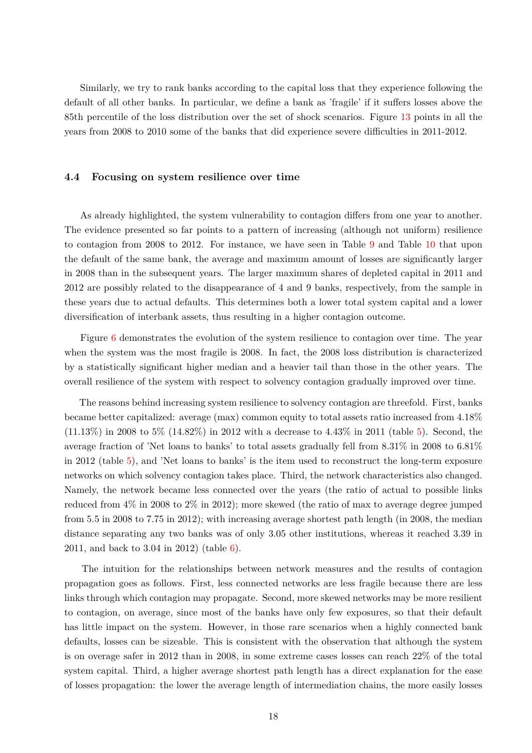Similarly, we try to rank banks according to the capital loss that they experience following the default of all other banks. In particular, we define a bank as 'fragile' if it suffers losses above the 85th percentile of the loss distribution over the set of shock scenarios. Figure 13 points in all the years from 2008 to 2010 some of the banks that did experience severe difficulties in 2011-2012.

### 4.4 Focusing on system resilience over time

As already highlighted, the system vulnerability to contagion differs from one year to another. The evidence presented so far points to a pattern of increasing (although not uniform) resilience to contagion from 2008 to 2012. For instance, we have seen in Table 9 and Table 10 that upon the default of the same bank, the average and maximum amount of losses are significantly larger in 2008 than in the subsequent years. The larger maximum shares of depleted capital in 2011 and 2012 are possibly related to the disappearance of 4 and 9 banks, respectively, from the sample in these years due to actual defaults. This determines both a lower total system capital and a lower diversification of interbank assets, thus resulting in a higher contagion outcome.

Figure 6 demonstrates the evolution of the system resilience to contagion over time. The year when the system was the most fragile is 2008. In fact, the 2008 loss distribution is characterized by a statistically significant higher median and a heavier tail than those in the other years. The overall resilience of the system with respect to solvency contagion gradually improved over time.

The reasons behind increasing system resilience to solvency contagion are threefold. First, banks became better capitalized: average (max) common equity to total assets ratio increased from 4.18% (11.13%) in 2008 to 5% (14.82%) in 2012 with a decrease to 4.43% in 2011 (table 5). Second, the average fraction of 'Net loans to banks' to total assets gradually fell from 8.31% in 2008 to 6.81% in 2012 (table 5), and 'Net loans to banks' is the item used to reconstruct the long-term exposure networks on which solvency contagion takes place. Third, the network characteristics also changed. Namely, the network became less connected over the years (the ratio of actual to possible links reduced from 4% in 2008 to 2% in 2012); more skewed (the ratio of max to average degree jumped from 5.5 in 2008 to 7.75 in 2012); with increasing average shortest path length (in 2008, the median distance separating any two banks was of only 3.05 other institutions, whereas it reached 3.39 in 2011, and back to 3.04 in 2012) (table 6).

The intuition for the relationships between network measures and the results of contagion propagation goes as follows. First, less connected networks are less fragile because there are less links through which contagion may propagate. Second, more skewed networks may be more resilient to contagion, on average, since most of the banks have only few exposures, so that their default has little impact on the system. However, in those rare scenarios when a highly connected bank defaults, losses can be sizeable. This is consistent with the observation that although the system is on overage safer in 2012 than in 2008, in some extreme cases losses can reach 22% of the total system capital. Third, a higher average shortest path length has a direct explanation for the ease of losses propagation: the lower the average length of intermediation chains, the more easily losses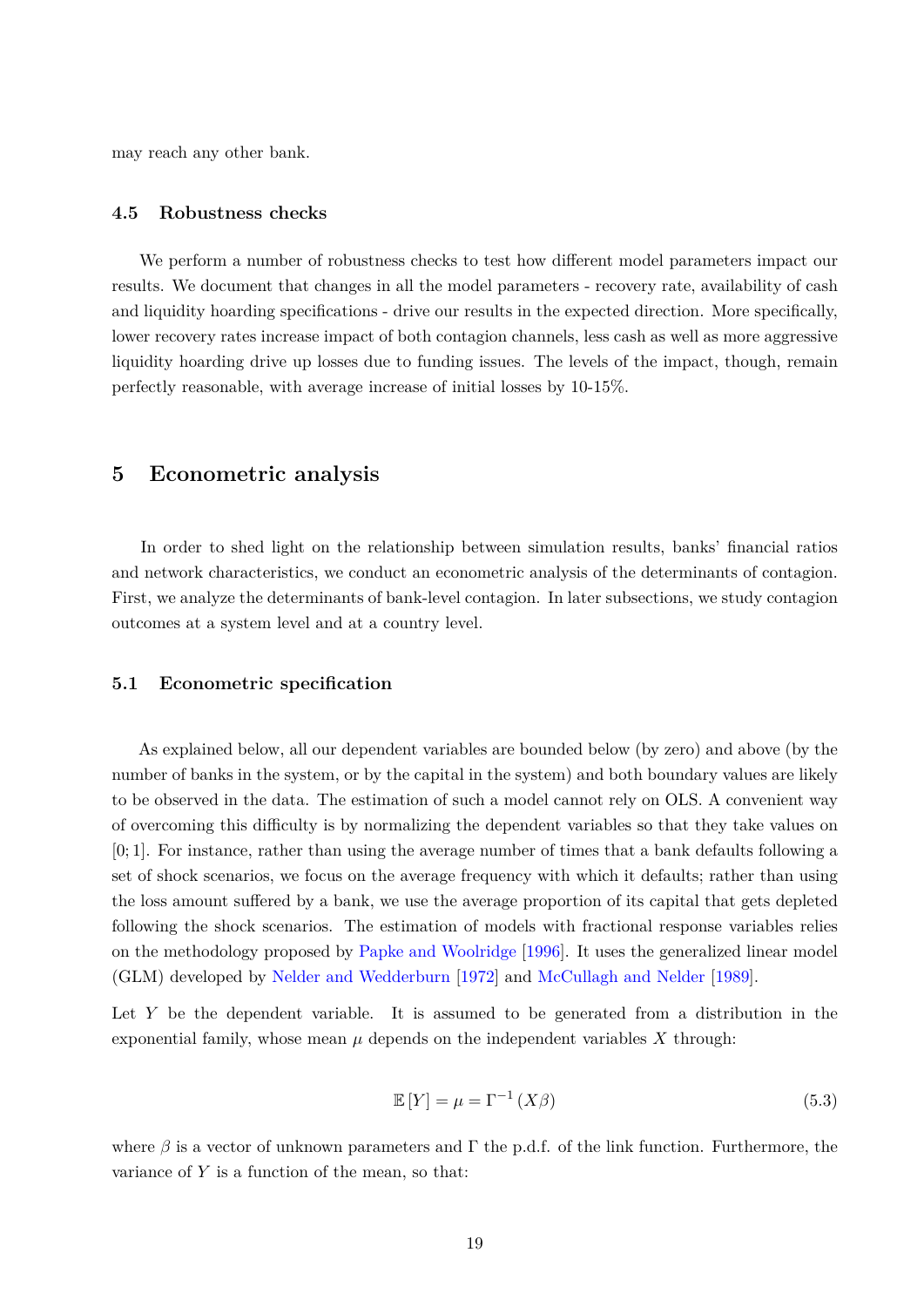may reach any other bank.

### 4.5 Robustness checks

We perform a number of robustness checks to test how different model parameters impact our results. We document that changes in all the model parameters - recovery rate, availability of cash and liquidity hoarding specifications - drive our results in the expected direction. More specifically, lower recovery rates increase impact of both contagion channels, less cash as well as more aggressive liquidity hoarding drive up losses due to funding issues. The levels of the impact, though, remain perfectly reasonable, with average increase of initial losses by 10-15%.

## 5 Econometric analysis

In order to shed light on the relationship between simulation results, banks' financial ratios and network characteristics, we conduct an econometric analysis of the determinants of contagion. First, we analyze the determinants of bank-level contagion. In later subsections, we study contagion outcomes at a system level and at a country level.

### 5.1 Econometric specification

As explained below, all our dependent variables are bounded below (by zero) and above (by the number of banks in the system, or by the capital in the system) and both boundary values are likely to be observed in the data. The estimation of such a model cannot rely on OLS. A convenient way of overcoming this difficulty is by normalizing the dependent variables so that they take values on $[0;1]$. For instance, rather than using the average number of times that a bank defaults following a set of shock scenarios, we focus on the average frequency with which it defaults; rather than using the loss amount suffered by a bank, we use the average proportion of its capital that gets depleted following the shock scenarios. The estimation of models with fractional response variables relies on the methodology proposed by Papke and Woolridge [1996]. It uses the generalized linear model (GLM) developed by Nelder and Wedderburn [1972] and McCullagh and Nelder [1989].

Let $Y$ be the dependent variable. It is assumed to be generated from a distribution in the exponential family, whose mean $\mu$ depends on the independent variables $X$ through:

$$\mathbb{E}\left[Y\right] = \mu = \Gamma^{-1}\left(X\beta\right) \tag{5.3}$$

where $\beta$ is a vector of unknown parameters and $\Gamma$ the p.d.f. of the link function. Furthermore, the variance of $Y$ is a function of the mean, so that: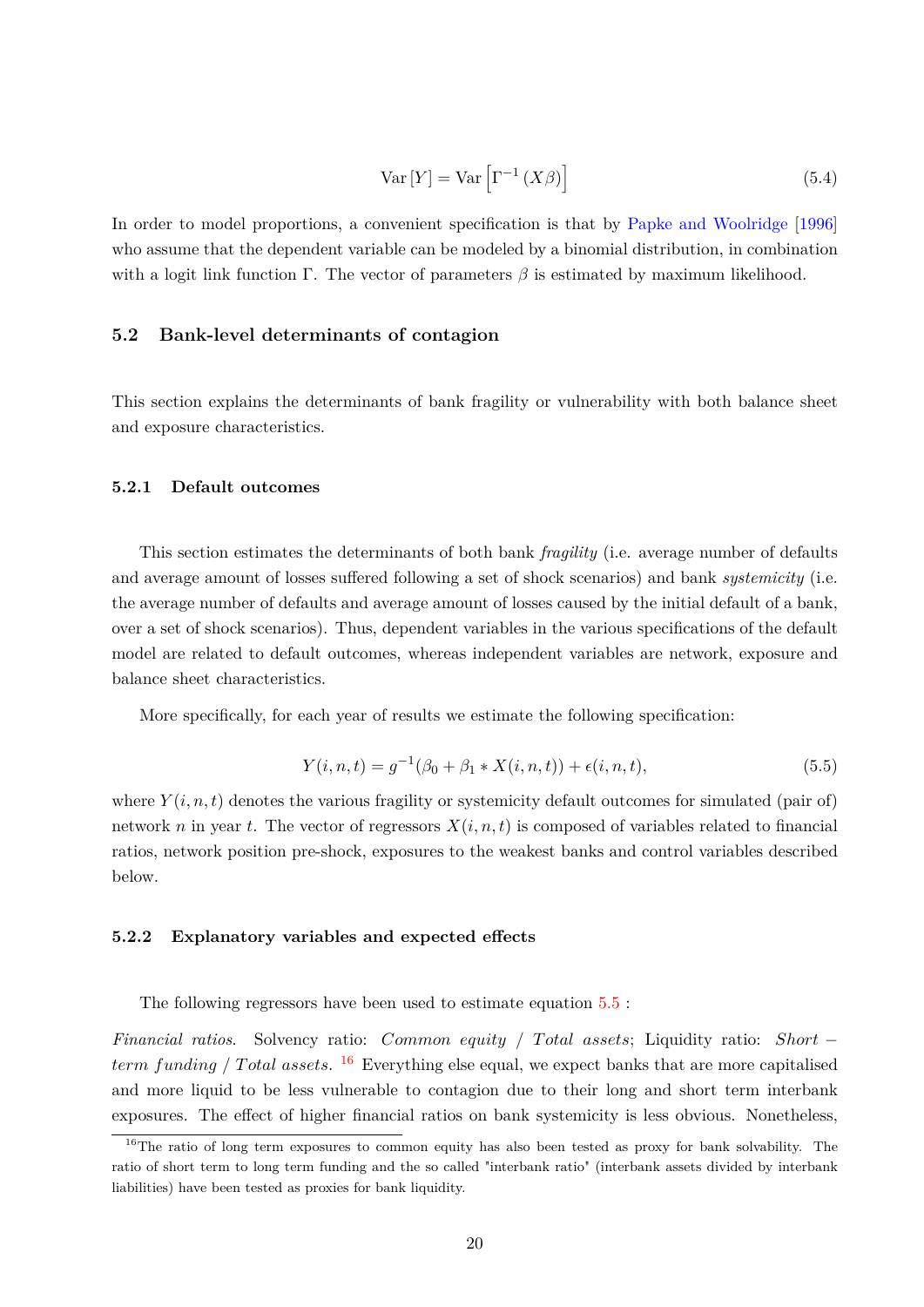$$\mathrm{Var}\left[Y\right] = \mathrm{Var}\left[\Gamma^{-1}\left(X\beta\right)\right] \tag{5.4}$$

In order to model proportions, a convenient specification is that by Papke and Woolridge [1996] who assume that the dependent variable can be modeled by a binomial distribution, in combination with a logit link function $\Gamma$. The vector of parameters $\beta$ is estimated by maximum likelihood.

## 5.2 Bank-level determinants of contagion

This section explains the determinants of bank fragility or vulnerability with both balance sheet and exposure characteristics.

### 5.2.1 Default outcomes

This section estimates the determinants of both bank *fragility* (i.e. average number of defaults and average amount of losses suffered following a set of shock scenarios) and bank *systemicity* (i.e. the average number of defaults and average amount of losses caused by the initial default of a bank, over a set of shock scenarios). Thus, dependent variables in the various specifications of the default model are related to default outcomes, whereas independent variables are network, exposure and balance sheet characteristics.

More specifically, for each year of results we estimate the following specification:

$$Y(i,n,t) = g^{-1}(\beta_0 + \beta_1 * X(i,n,t)) + \epsilon(i,n,t), \tag{5.5}$$

where $Y(i,n,t)$ denotes the various fragility or systemicity default outcomes for simulated (pair of) network $n$ in year $t$. The vector of regressors $X(i,n,t)$ is composed of variables related to financial ratios, network position pre-shock, exposures to the weakest banks and control variables described below.

### 5.2.2 Explanatory variables and expected effects

The following regressors have been used to estimate equation 5.5 :

*Financial ratios.* Solvency ratio: *Common equity / Total assets*; Liquidity ratio: *Short − term funding / Total assets.* [16] Everything else equal, we expect banks that are more capitalised and more liquid to be less vulnerable to contagion due to their long and short term interbank exposures. The effect of higher financial ratios on bank systemicity is less obvious. Nonetheless,

[16] The ratio of long term exposures to common equity has also been tested as proxy for bank solvability. The ratio of short term to long term funding and the so called "interbank ratio" (interbank assets divided by interbank liabilities) have been tested as proxies for bank liquidity.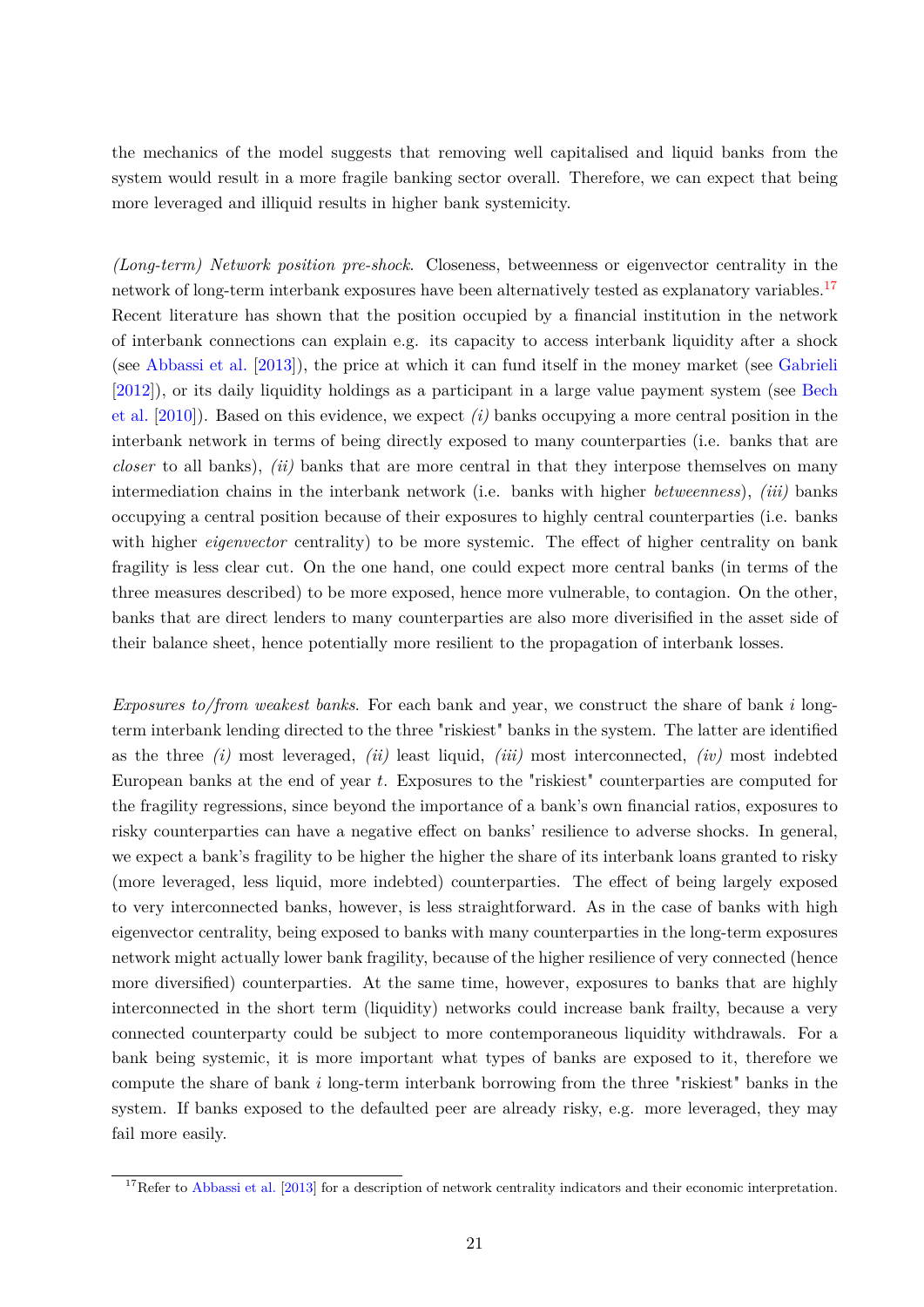the mechanics of the model suggests that removing well capitalised and liquid banks from the system would result in a more fragile banking sector overall. Therefore, we can expect that being more leveraged and illiquid results in higher bank systemicity.

*(Long-term) Network position pre-shock*. Closeness, betweenness or eigenvector centrality in the network of long-term interbank exposures have been alternatively tested as explanatory variables.[17] Recent literature has shown that the position occupied by a financial institution in the network of interbank connections can explain e.g. its capacity to access interbank liquidity after a shock (see Abbassi et al. [2013]), the price at which it can fund itself in the money market (see Gabrieli [2012]), or its daily liquidity holdings as a participant in a large value payment system (see Bech et al. [2010]). Based on this evidence, we expect *(i)* banks occupying a more central position in the interbank network in terms of being directly exposed to many counterparties (i.e. banks that are *closer* to all banks), *(ii)* banks that are more central in that they interpose themselves on many intermediation chains in the interbank network (i.e. banks with higher *betweenness*), *(iii)* banks occupying a central position because of their exposures to highly central counterparties (i.e. banks with higher *eigenvector* centrality) to be more systemic. The effect of higher centrality on bank fragility is less clear cut. On the one hand, one could expect more central banks (in terms of the three measures described) to be more exposed, hence more vulnerable, to contagion. On the other, banks that are direct lenders to many counterparties are also more diverisified in the asset side of their balance sheet, hence potentially more resilient to the propagation of interbank losses.

*Exposures to/from weakest banks*. For each bank and year, we construct the share of bank $i$ long-term interbank lending directed to the three "riskiest" banks in the system. The latter are identified as the three *(i)* most leveraged, *(ii)* least liquid, *(iii)* most interconnected, *(iv)* most indebted European banks at the end of year $t$. Exposures to the "riskiest" counterparties are computed for the fragility regressions, since beyond the importance of a bank's own financial ratios, exposures to risky counterparties can have a negative effect on banks' resilience to adverse shocks. In general, we expect a bank's fragility to be higher the higher the share of its interbank loans granted to risky (more leveraged, less liquid, more indebted) counterparties. The effect of being largely exposed to very interconnected banks, however, is less straightforward. As in the case of banks with high eigenvector centrality, being exposed to banks with many counterparties in the long-term exposures network might actually lower bank fragility, because of the higher resilience of very connected (hence more diversified) counterparties. At the same time, however, exposures to banks that are highly interconnected in the short term (liquidity) networks could increase bank frailty, because a very connected counterparty could be subject to more contemporaneous liquidity withdrawals. For a bank being systemic, it is more important what types of banks are exposed to it, therefore we compute the share of bank $i$ long-term interbank borrowing from the three "riskiest" banks in the system. If banks exposed to the defaulted peer are already risky, e.g. more leveraged, they may fail more easily.

[17] Refer to Abbassi et al. [2013] for a description of network centrality indicators and their economic interpretation.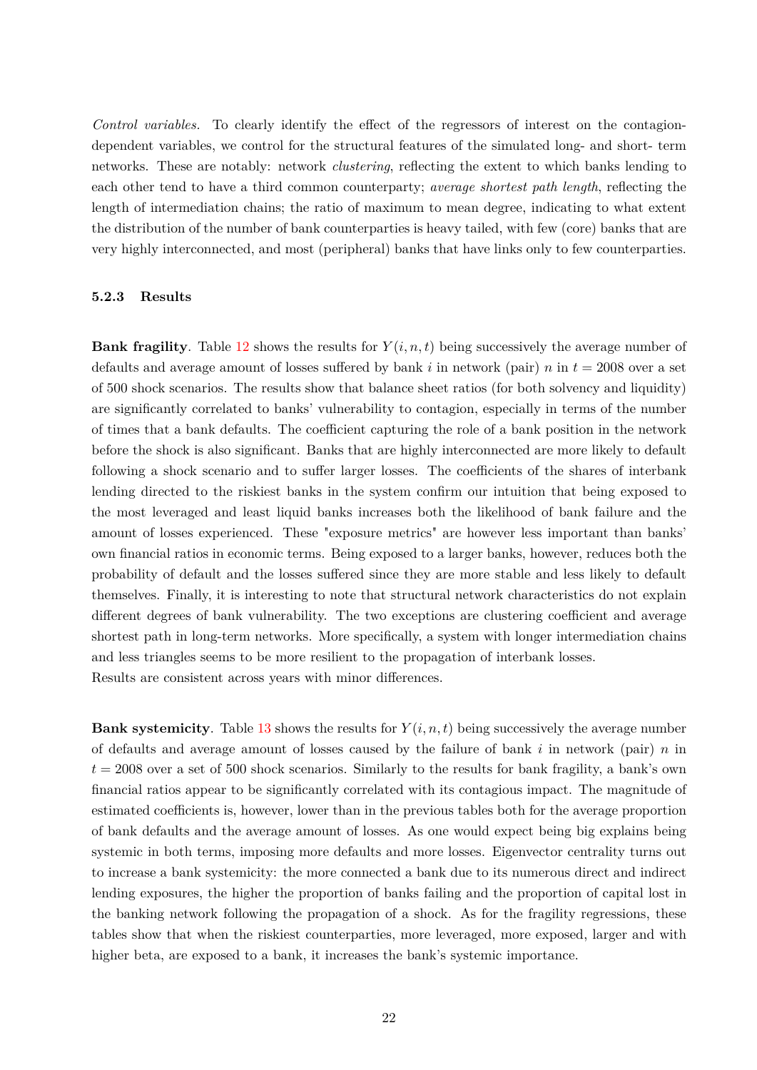*Control variables.* To clearly identify the effect of the regressors of interest on the contagion-dependent variables, we control for the structural features of the simulated long- and short- term networks. These are notably: network *clustering*, reflecting the extent to which banks lending to each other tend to have a third common counterparty; *average shortest path length*, reflecting the length of intermediation chains; the ratio of maximum to mean degree, indicating to what extent the distribution of the number of bank counterparties is heavy tailed, with few (core) banks that are very highly interconnected, and most (peripheral) banks that have links only to few counterparties.

### 5.2.3 Results

**Bank fragility**. Table 12 shows the results for $Y(i, n, t)$ being successively the average number of defaults and average amount of losses suffered by bank $i$ in network (pair) $n$ in $t = 2008$ over a set of 500 shock scenarios. The results show that balance sheet ratios (for both solvency and liquidity) are significantly correlated to banks' vulnerability to contagion, especially in terms of the number of times that a bank defaults. The coefficient capturing the role of a bank position in the network before the shock is also significant. Banks that are highly interconnected are more likely to default following a shock scenario and to suffer larger losses. The coefficients of the shares of interbank lending directed to the riskiest banks in the system confirm our intuition that being exposed to the most leveraged and least liquid banks increases both the likelihood of bank failure and the amount of losses experienced. These "exposure metrics" are however less important than banks' own financial ratios in economic terms. Being exposed to a larger banks, however, reduces both the probability of default and the losses suffered since they are more stable and less likely to default themselves. Finally, it is interesting to note that structural network characteristics do not explain different degrees of bank vulnerability. The two exceptions are clustering coefficient and average shortest path in long-term networks. More specifically, a system with longer intermediation chains and less triangles seems to be more resilient to the propagation of interbank losses.
Results are consistent across years with minor differences.

**Bank systemicity**. Table 13 shows the results for $Y(i, n, t)$ being successively the average number of defaults and average amount of losses caused by the failure of bank $i$ in network (pair) $n$ in $t = 2008$ over a set of 500 shock scenarios. Similarly to the results for bank fragility, a bank's own financial ratios appear to be significantly correlated with its contagious impact. The magnitude of estimated coefficients is, however, lower than in the previous tables both for the average proportion of bank defaults and the average amount of losses. As one would expect being big explains being systemic in both terms, imposing more defaults and more losses. Eigenvector centrality turns out to increase a bank systemicity: the more connected a bank due to its numerous direct and indirect lending exposures, the higher the proportion of banks failing and the proportion of capital lost in the banking network following the propagation of a shock. As for the fragility regressions, these tables show that when the riskiest counterparties, more leveraged, more exposed, larger and with higher beta, are exposed to a bank, it increases the bank's systemic importance.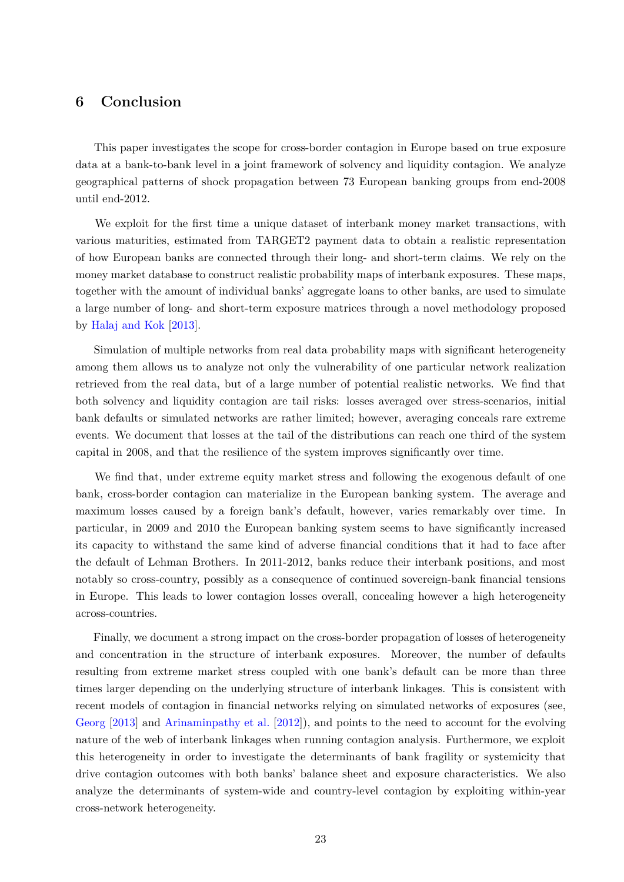## 6 Conclusion

This paper investigates the scope for cross-border contagion in Europe based on true exposure data at a bank-to-bank level in a joint framework of solvency and liquidity contagion. We analyze geographical patterns of shock propagation between 73 European banking groups from end-2008 until end-2012.

We exploit for the first time a unique dataset of interbank money market transactions, with various maturities, estimated from TARGET2 payment data to obtain a realistic representation of how European banks are connected through their long- and short-term claims. We rely on the money market database to construct realistic probability maps of interbank exposures. These maps, together with the amount of individual banks' aggregate loans to other banks, are used to simulate a large number of long- and short-term exposure matrices through a novel methodology proposed by Halaj and Kok [2013].

Simulation of multiple networks from real data probability maps with significant heterogeneity among them allows us to analyze not only the vulnerability of one particular network realization retrieved from the real data, but of a large number of potential realistic networks. We find that both solvency and liquidity contagion are tail risks: losses averaged over stress-scenarios, initial bank defaults or simulated networks are rather limited; however, averaging conceals rare extreme events. We document that losses at the tail of the distributions can reach one third of the system capital in 2008, and that the resilience of the system improves significantly over time.

We find that, under extreme equity market stress and following the exogenous default of one bank, cross-border contagion can materialize in the European banking system. The average and maximum losses caused by a foreign bank's default, however, varies remarkably over time. In particular, in 2009 and 2010 the European banking system seems to have significantly increased its capacity to withstand the same kind of adverse financial conditions that it had to face after the default of Lehman Brothers. In 2011-2012, banks reduce their interbank positions, and most notably so cross-country, possibly as a consequence of continued sovereign-bank financial tensions in Europe. This leads to lower contagion losses overall, concealing however a high heterogeneity across-countries.

Finally, we document a strong impact on the cross-border propagation of losses of heterogeneity and concentration in the structure of interbank exposures. Moreover, the number of defaults resulting from extreme market stress coupled with one bank's default can be more than three times larger depending on the underlying structure of interbank linkages. This is consistent with recent models of contagion in financial networks relying on simulated networks of exposures (see, Georg [2013] and Arinaminpathy et al. [2012]), and points to the need to account for the evolving nature of the web of interbank linkages when running contagion analysis. Furthermore, we exploit this heterogeneity in order to investigate the determinants of bank fragility or systemicity that drive contagion outcomes with both banks' balance sheet and exposure characteristics. We also analyze the determinants of system-wide and country-level contagion by exploiting within-year cross-network heterogeneity.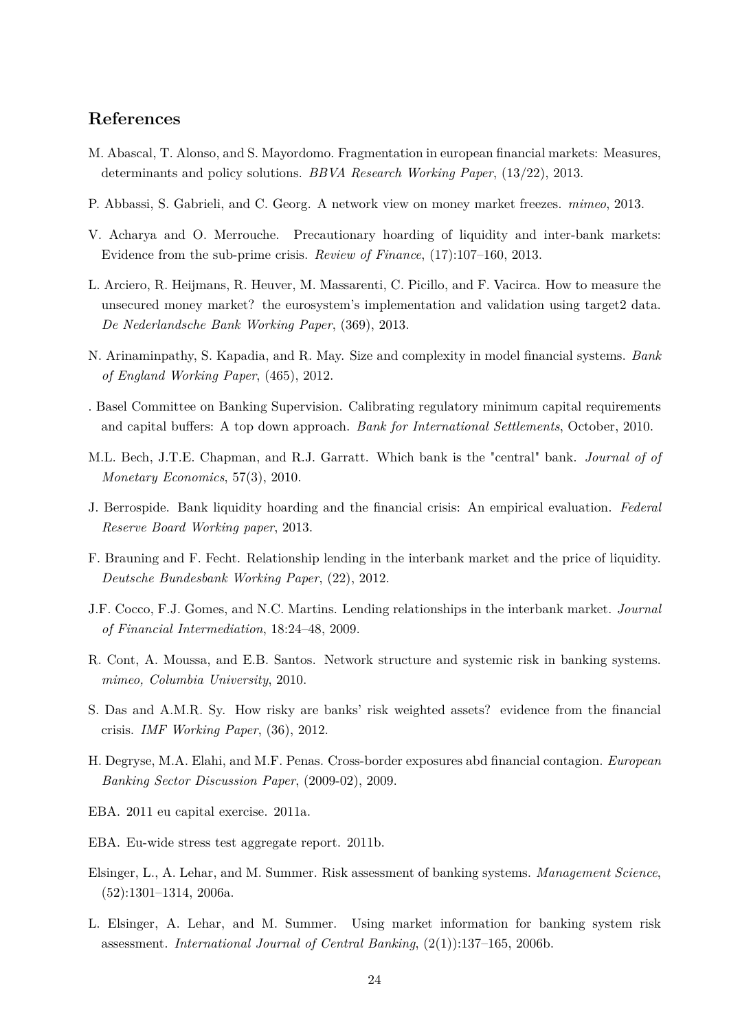## References

M. Abascal, T. Alonso, and S. Mayordomo. Fragmentation in european financial markets: Measures, determinants and policy solutions. *BBVA Research Working Paper*, (13/22), 2013.

P. Abbassi, S. Gabrieli, and C. Georg. A network view on money market freezes. *mimeo*, 2013.

V. Acharya and O. Merrouche. Precautionary hoarding of liquidity and inter-bank markets: Evidence from the sub-prime crisis. *Review of Finance*, (17):107–160, 2013.

L. Arciero, R. Heijmans, R. Heuver, M. Massarenti, C. Picillo, and F. Vacirca. How to measure the unsecured money market? the eurosystem's implementation and validation using target2 data. *De Nederlandsche Bank Working Paper*, (369), 2013.

N. Arinaminpathy, S. Kapadia, and R. May. Size and complexity in model financial systems. *Bank of England Working Paper*, (465), 2012.

. Basel Committee on Banking Supervision. Calibrating regulatory minimum capital requirements and capital buffers: A top down approach. *Bank for International Settlements*, October, 2010.

M.L. Bech, J.T.E. Chapman, and R.J. Garratt. Which bank is the "central" bank. *Journal of of Monetary Economics*, 57(3), 2010.

J. Berrospide. Bank liquidity hoarding and the financial crisis: An empirical evaluation. *Federal Reserve Board Working paper*, 2013.

F. Brauning and F. Fecht. Relationship lending in the interbank market and the price of liquidity. *Deutsche Bundesbank Working Paper*, (22), 2012.

J.F. Cocco, F.J. Gomes, and N.C. Martins. Lending relationships in the interbank market. *Journal of Financial Intermediation*, 18:24–48, 2009.

R. Cont, A. Moussa, and E.B. Santos. Network structure and systemic risk in banking systems. *mimeo, Columbia University*, 2010.

S. Das and A.M.R. Sy. How risky are banks' risk weighted assets? evidence from the financial crisis. *IMF Working Paper*, (36), 2012.

H. Degryse, M.A. Elahi, and M.F. Penas. Cross-border exposures abd financial contagion. *European Banking Sector Discussion Paper*, (2009-02), 2009.

EBA. 2011 eu capital exercise. 2011a.

EBA. Eu-wide stress test aggregate report. 2011b.

Elsinger, L., A. Lehar, and M. Summer. Risk assessment of banking systems. *Management Science*, (52):1301–1314, 2006a.

L. Elsinger, A. Lehar, and M. Summer. Using market information for banking system risk assessment. *International Journal of Central Banking*, (2(1)):137–165, 2006b.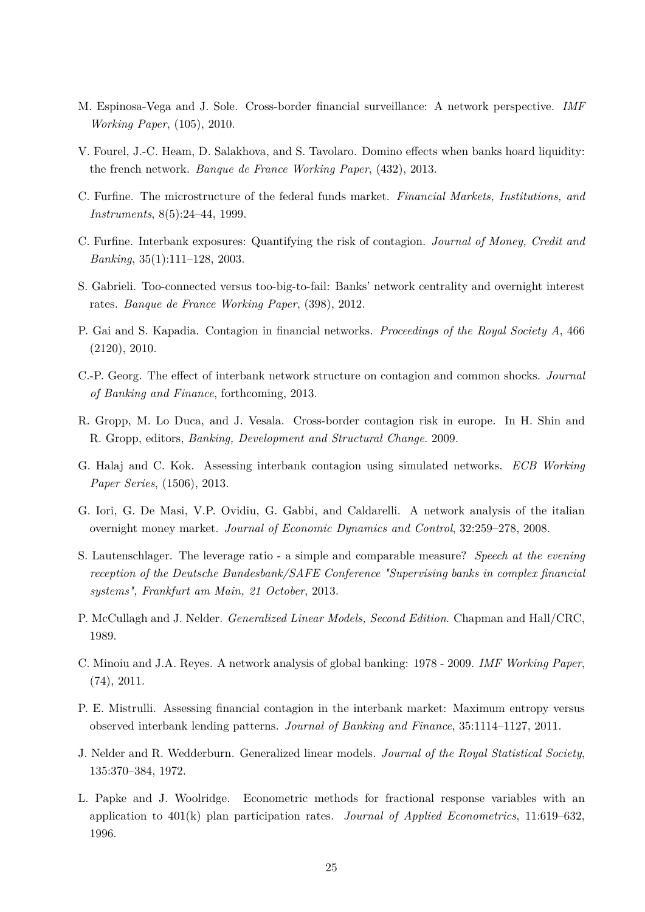M. Espinosa-Vega and J. Sole. Cross-border financial surveillance: A network perspective. *IMF Working Paper*, (105), 2010.

V. Fourel, J.-C. Heam, D. Salakhova, and S. Tavolaro. Domino effects when banks hoard liquidity: the french network. *Banque de France Working Paper*, (432), 2013.

C. Furfine. The microstructure of the federal funds market. *Financial Markets, Institutions, and Instruments*, 8(5):24–44, 1999.

C. Furfine. Interbank exposures: Quantifying the risk of contagion. *Journal of Money, Credit and Banking*, 35(1):111–128, 2003.

S. Gabrieli. Too-connected versus too-big-to-fail: Banks' network centrality and overnight interest rates. *Banque de France Working Paper*, (398), 2012.

P. Gai and S. Kapadia. Contagion in financial networks. *Proceedings of the Royal Society A*, 466 (2120), 2010.

C.-P. Georg. The effect of interbank network structure on contagion and common shocks. *Journal of Banking and Finance*, forthcoming, 2013.

R. Gropp, M. Lo Duca, and J. Vesala. Cross-border contagion risk in europe. In H. Shin and R. Gropp, editors, *Banking, Development and Structural Change*. 2009.

G. Halaj and C. Kok. Assessing interbank contagion using simulated networks. *ECB Working Paper Series*, (1506), 2013.

G. Iori, G. De Masi, V.P. Ovidiu, G. Gabbi, and Caldarelli. A network analysis of the italian overnight money market. *Journal of Economic Dynamics and Control*, 32:259–278, 2008.

S. Lautenschlager. The leverage ratio - a simple and comparable measure? *Speech at the evening reception of the Deutsche Bundesbank/SAFE Conference "Supervising banks in complex financial systems", Frankfurt am Main, 21 October*, 2013.

P. McCullagh and J. Nelder. *Generalized Linear Models, Second Edition*. Chapman and Hall/CRC, 1989.

C. Minoiu and J.A. Reyes. A network analysis of global banking: 1978 - 2009. *IMF Working Paper*, (74), 2011.

P. E. Mistrulli. Assessing financial contagion in the interbank market: Maximum entropy versus observed interbank lending patterns. *Journal of Banking and Finance*, 35:1114–1127, 2011.

J. Nelder and R. Wedderburn. Generalized linear models. *Journal of the Royal Statistical Society*, 135:370–384, 1972.

L. Papke and J. Woolridge. Econometric methods for fractional response variables with an application to 401(k) plan participation rates. *Journal of Applied Econometrics*, 11:619–632, 1996.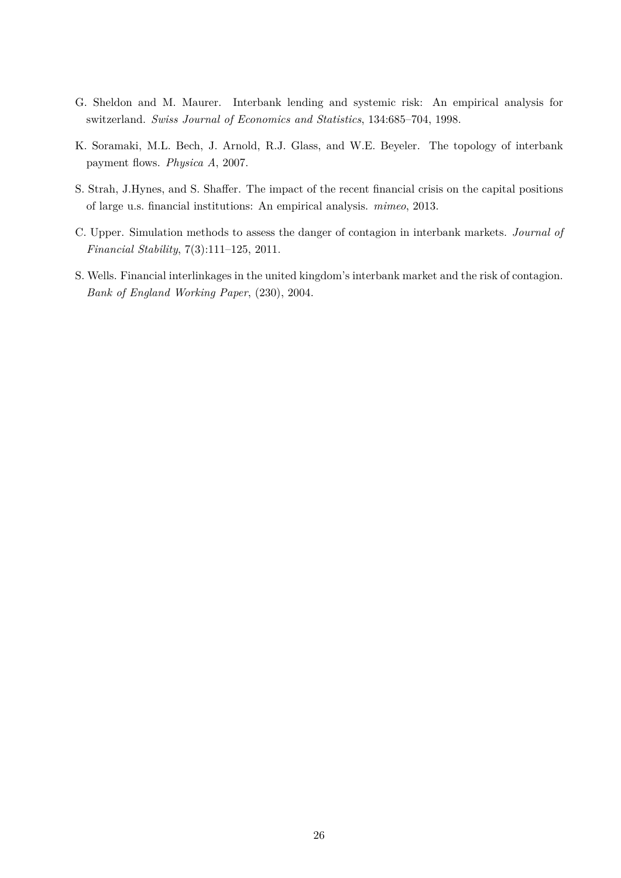G. Sheldon and M. Maurer. Interbank lending and systemic risk: An empirical analysis for switzerland. *Swiss Journal of Economics and Statistics*, 134:685–704, 1998.

K. Soramaki, M.L. Bech, J. Arnold, R.J. Glass, and W.E. Beyeler. The topology of interbank payment flows. *Physica A*, 2007.

S. Strah, J.Hynes, and S. Shaffer. The impact of the recent financial crisis on the capital positions of large u.s. financial institutions: An empirical analysis. *mimeo*, 2013.

C. Upper. Simulation methods to assess the danger of contagion in interbank markets. *Journal of Financial Stability*, 7(3):111–125, 2011.

S. Wells. Financial interlinkages in the united kingdom's interbank market and the risk of contagion. *Bank of England Working Paper*, (230), 2004.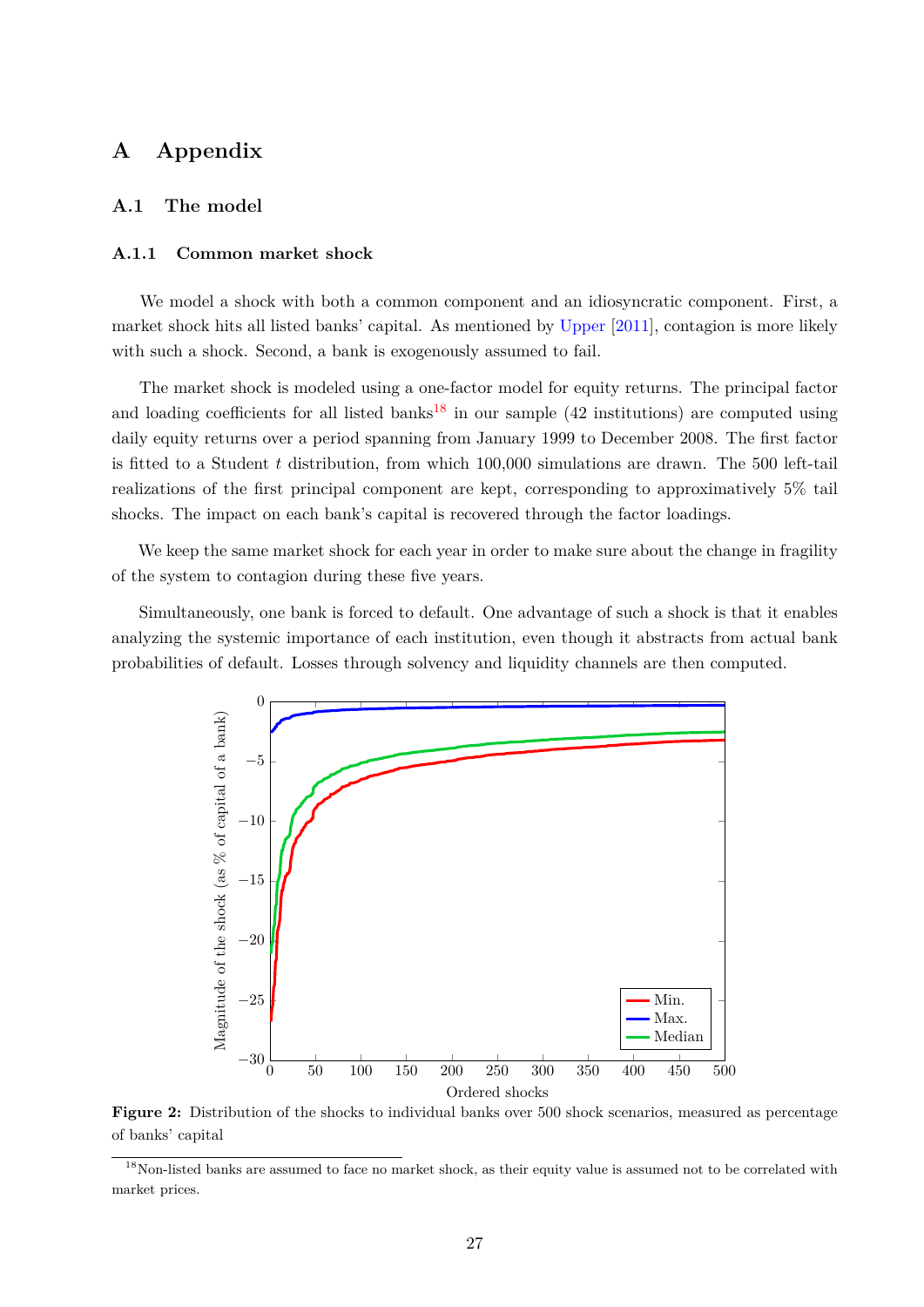# A Appendix

## A.1 The model

### A.1.1 Common market shock

We model a shock with both a common component and an idiosyncratic component. First, a market shock hits all listed banks' capital. As mentioned by Upper [2011], contagion is more likely with such a shock. Second, a bank is exogenously assumed to fail.

The market shock is modeled using a one-factor model for equity returns. The principal factor and loading coefficients for all listed banks[18] in our sample (42 institutions) are computed using daily equity returns over a period spanning from January 1999 to December 2008. The first factor is fitted to a Student $t$ distribution, from which 100,000 simulations are drawn. The 500 left-tail realizations of the first principal component are kept, corresponding to approximatively 5% tail shocks. The impact on each bank's capital is recovered through the factor loadings.

We keep the same market shock for each year in order to make sure about the change in fragility of the system to contagion during these five years.

Simultaneously, one bank is forced to default. One advantage of such a shock is that it enables analyzing the systemic importance of each institution, even though it abstracts from actual bank probabilities of default. Losses through solvency and liquidity channels are then computed.

**Figure 2:** Distribution of the shocks to individual banks over 500 shock scenarios, measured as percentage of banks' capital

[18] Non-listed banks are assumed to face no market shock, as their equity value is assumed not to be correlated with market prices.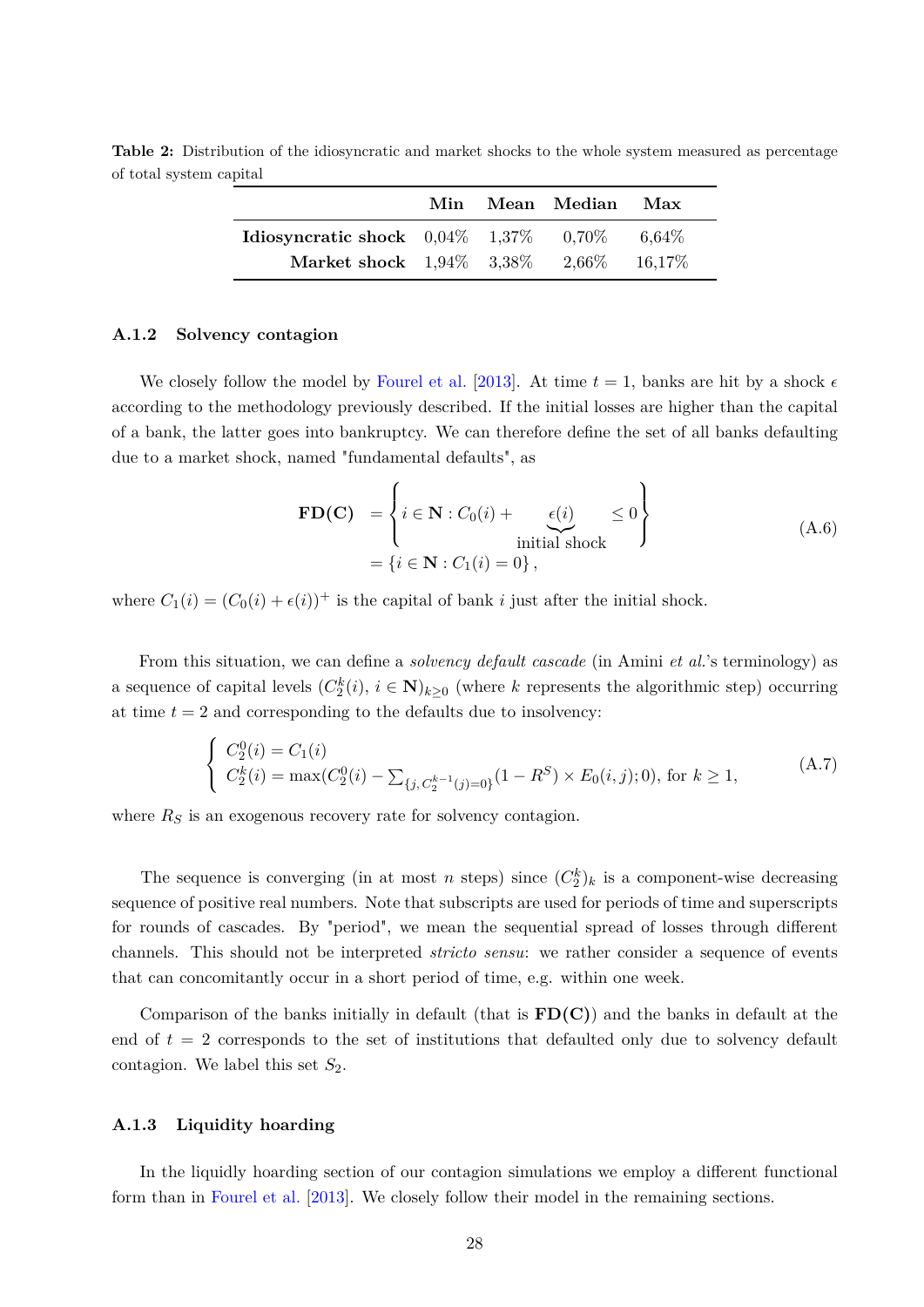**Table 2:** Distribution of the idiosyncratic and market shocks to the whole system measured as percentage of total system capital

| | **Min** | **Mean** | **Median** | **Max** |
|---|---|---|---|---|
| **Idiosyncratic shock** | 0,04% | 1,37% | 0,70% | 6,64% |
| **Market shock** | 1,94% | 3,38% | 2,66% | 16,17% |

### A.1.2 Solvency contagion

We closely follow the model by Fourel et al. [2013]. At time $t = 1$, banks are hit by a shock $\epsilon$ according to the methodology previously described. If the initial losses are higher than the capital of a bank, the latter goes into bankruptcy. We can therefore define the set of all banks defaulting due to a market shock, named "fundamental defaults", as

$$\begin{aligned} \mathbf{FD(C)} &= \Big\{ i \in \mathbf{N} : C_0(i) + \underbrace{\epsilon(i)}_{\text{initial shock}} \leq 0 \Big\} \\ &= \{ i \in \mathbf{N} : C_1(i) = 0 \}, \end{aligned} \tag{A.6}$$

where $C_1(i) = (C_0(i) + \epsilon(i))^+$ is the capital of bank $i$ just after the initial shock.

From this situation, we can define a *solvency default cascade* (in Amini *et al.*'s terminology) as a sequence of capital levels $(C_2^k(i),\, i \in \mathbf{N})_{k \geq 0}$ (where $k$ represents the algorithmic step) occurring at time $t = 2$ and corresponding to the defaults due to insolvency:

$$\begin{cases} C_2^0(i) = C_1(i) \\ C_2^k(i) = \max(C_2^0(i) - \sum_{\{j,\, C_2^{k-1}(j)=0\}} (1 - R^S) \times E_0(i,j); 0), \text{ for } k \geq 1, \end{cases} \tag{A.7}$$

where $R_S$ is an exogenous recovery rate for solvency contagion.

The sequence is converging (in at most $n$ steps) since $(C_2^k)_k$ is a component-wise decreasing sequence of positive real numbers. Note that subscripts are used for periods of time and superscripts for rounds of cascades. By "period", we mean the sequential spread of losses through different channels. This should not be interpreted *stricto sensu*: we rather consider a sequence of events that can concomitantly occur in a short period of time, e.g. within one week.

Comparison of the banks initially in default (that is $\mathbf{FD(C)}$) and the banks in default at the end of $t = 2$ corresponds to the set of institutions that defaulted only due to solvency default contagion. We label this set $S_2$.

### A.1.3 Liquidity hoarding

In the liquidly hoarding section of our contagion simulations we employ a different functional form than in Fourel et al. [2013]. We closely follow their model in the remaining sections.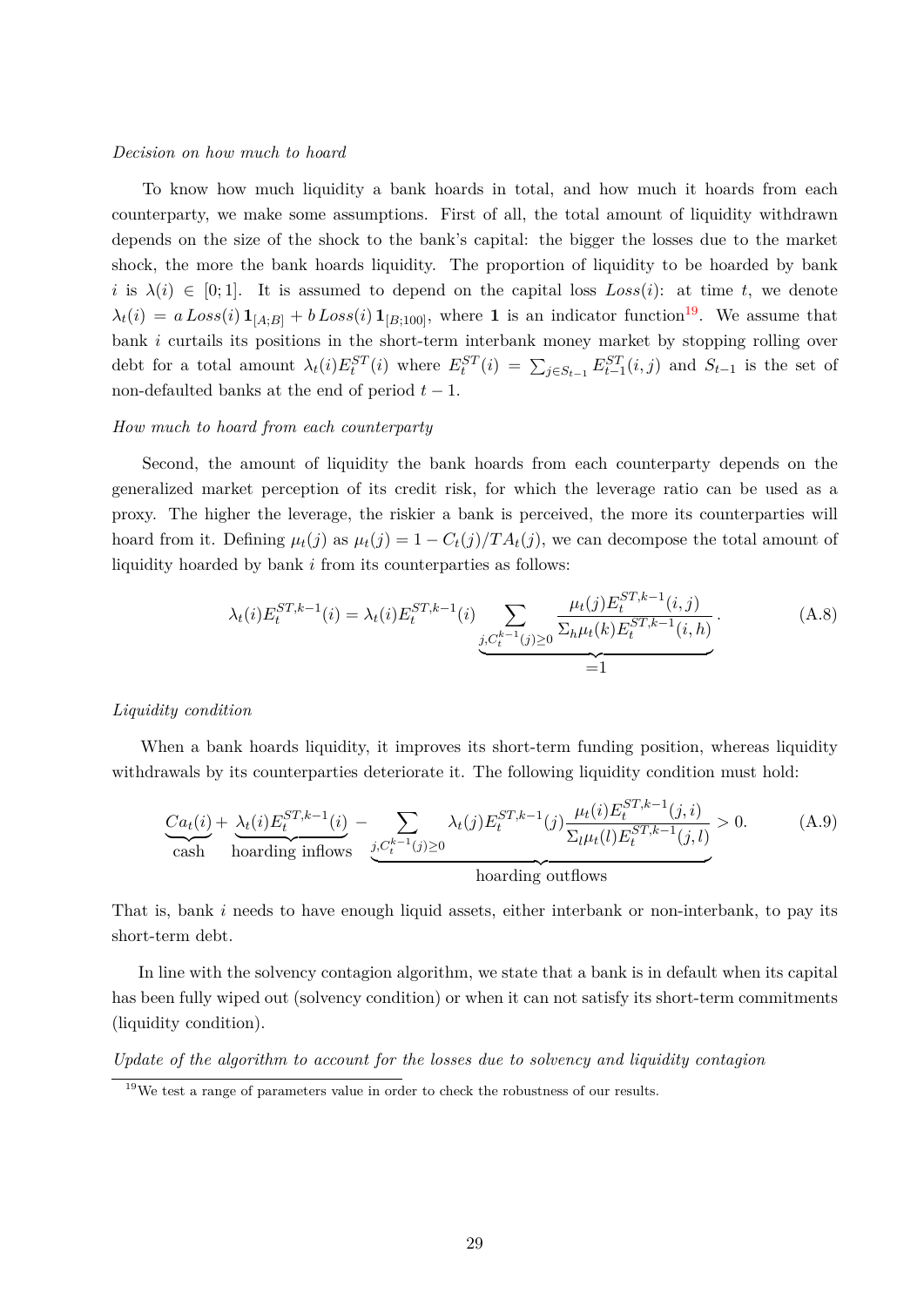*Decision on how much to hoard*

To know how much liquidity a bank hoards in total, and how much it hoards from each counterparty, we make some assumptions. First of all, the total amount of liquidity withdrawn depends on the size of the shock to the bank's capital: the bigger the losses due to the market shock, the more the bank hoards liquidity. The proportion of liquidity to be hoarded by bank $i$ is $\lambda(i) \in [0;1]$. It is assumed to depend on the capital loss $Loss(i)$: at time $t$, we denote $\lambda_t(i) = a\, Loss(i)\, \mathbf{1}_{[A;B]} + b\, Loss(i)\, \mathbf{1}_{[B;100]}$, where $\mathbf{1}$ is an indicator function[19]. We assume that bank $i$ curtails its positions in the short-term interbank money market by stopping rolling over debt for a total amount $\lambda_t(i) E_t^{ST}(i)$ where $E_t^{ST}(i) = \sum_{j \in S_{t-1}} E_{t-1}^{ST}(i,j)$ and $S_{t-1}$ is the set of non-defaulted banks at the end of period $t-1$.

*How much to hoard from each counterparty*

Second, the amount of liquidity the bank hoards from each counterparty depends on the generalized market perception of its credit risk, for which the leverage ratio can be used as a proxy. The higher the leverage, the riskier a bank is perceived, the more its counterparties will hoard from it. Defining $\mu_t(j)$ as $\mu_t(j) = 1 - C_t(j)/TA_t(j)$, we can decompose the total amount of liquidity hoarded by bank $i$ from its counterparties as follows:

$$\lambda_t(i) E_t^{ST,k-1}(i) = \lambda_t(i) E_t^{ST,k-1}(i) \underbrace{\sum_{j, C_t^{k-1}(j) \geq 0} \frac{\mu_t(j) E_t^{ST,k-1}(i,j)}{\Sigma_h \mu_t(k) E_t^{ST,k-1}(i,h)}}_{=1}. \tag{A.8}$$

*Liquidity condition*

When a bank hoards liquidity, it improves its short-term funding position, whereas liquidity withdrawals by its counterparties deteriorate it. The following liquidity condition must hold:

$$\underbrace{Ca_t(i)}_{\text{cash}} + \underbrace{\lambda_t(i) E_t^{ST,k-1}(i)}_{\text{hoarding inflows}} - \underbrace{\sum_{j, C_t^{k-1}(j) \geq 0} \lambda_t(j) E_t^{ST,k-1}(j) \frac{\mu_t(i) E_t^{ST,k-1}(j,i)}{\Sigma_l \mu_t(l) E_t^{ST,k-1}(j,l)}}_{\text{hoarding outflows}} > 0. \tag{A.9}$$

That is, bank $i$ needs to have enough liquid assets, either interbank or non-interbank, to pay its short-term debt.

In line with the solvency contagion algorithm, we state that a bank is in default when its capital has been fully wiped out (solvency condition) or when it can not satisfy its short-term commitments (liquidity condition).

*Update of the algorithm to account for the losses due to solvency and liquidity contagion*

[19] We test a range of parameters value in order to check the robustness of our results.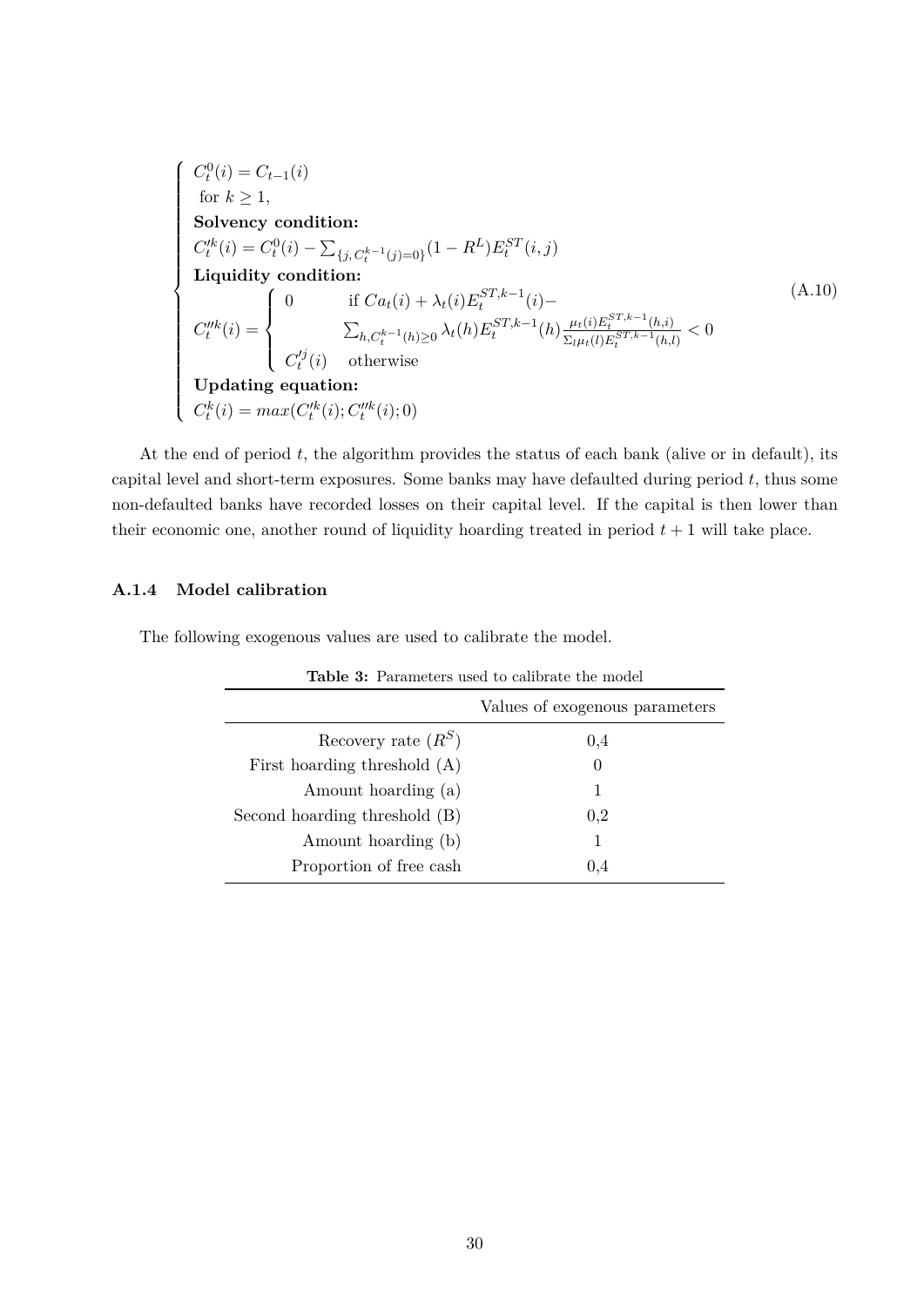$$
\left\{
\begin{array}{l}
C_t^0(i) = C_{t-1}(i) \\
\text{ for } k \geq 1, \\
\textbf{Solvency condition:} \\
C_t'^k(i) = C_t^0(i) - \sum_{\{j, C_t^{k-1}(j)=0\}} (1 - R^L) E_t^{ST}(i,j) \\
\textbf{Liquidity condition:} \\
C_t''^k(i) = \left\{
\begin{array}{ll}
0 & \text{if } Ca_t(i) + \lambda_t(i) E_t^{ST,k-1}(i) - \\
 & \sum_{h, C_t^{k-1}(h) \geq 0} \lambda_t(h) E_t^{ST,k-1}(h) \frac{\mu_t(i) E_t^{ST,k-1}(h,i)}{\Sigma_l \mu_t(l) E_t^{ST,k-1}(h,l)} < 0 \\
C_t'^j(i) & \text{otherwise}
\end{array}
\right. \\
\textbf{Updating equation:} \\
C_t^k(i) = max(C_t'^k(i); C_t''^k(i); 0)
\end{array}
\right.
\tag{A.10}
$$

At the end of period $t$, the algorithm provides the status of each bank (alive or in default), its capital level and short-term exposures. Some banks may have defaulted during period $t$, thus some non-defaulted banks have recorded losses on their capital level. If the capital is then lower than their economic one, another round of liquidity hoarding treated in period $t+1$ will take place.

### A.1.4 Model calibration

The following exogenous values are used to calibrate the model.

**Table 3:** Parameters used to calibrate the model

| | Values of exogenous parameters |
|---:|:---:|
| Recovery rate ($R^S$) | 0,4 |
| First hoarding threshold (A) | 0 |
| Amount hoarding (a) | 1 |
| Second hoarding threshold (B) | 0,2 |
| Amount hoarding (b) | 1 |
| Proportion of free cash | 0,4 |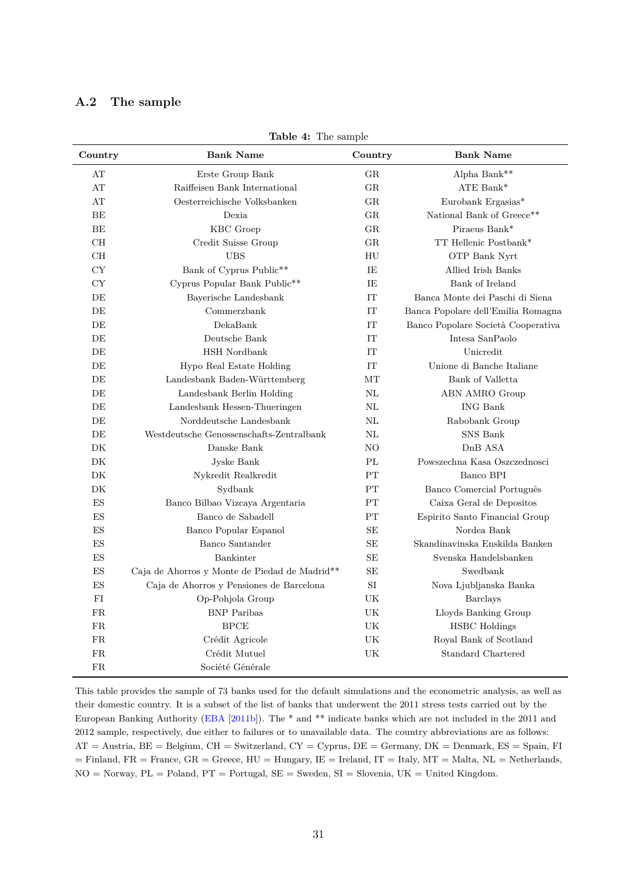### A.2 The sample

**Table 4:** The sample

| Country | Bank Name | Country | Bank Name |
|---|---|---|---|
| AT | Erste Group Bank | GR | Alpha Bank** |
| AT | Raiffeisen Bank International | GR | ATE Bank* |
| AT | Oesterreichische Volksbanken | GR | Eurobank Ergasias* |
| BE | Dexia | GR | National Bank of Greece** |
| BE | KBC Groep | GR | Piraeus Bank* |
| CH | Credit Suisse Group | GR | TT Hellenic Postbank* |
| CH | UBS | HU | OTP Bank Nyrt |
| CY | Bank of Cyprus Public** | IE | Allied Irish Banks |
| CY | Cyprus Popular Bank Public** | IE | Bank of Ireland |
| DE | Bayerische Landesbank | IT | Banca Monte dei Paschi di Siena |
| DE | Commerzbank | IT | Banca Popolare dell'Emilia Romagna |
| DE | DekaBank | IT | Banco Popolare Società Cooperativa |
| DE | Deutsche Bank | IT | Intesa SanPaolo |
| DE | HSH Nordbank | IT | Unicredit |
| DE | Hypo Real Estate Holding | IT | Unione di Banche Italiane |
| DE | Landesbank Baden-Württemberg | MT | Bank of Valletta |
| DE | Landesbank Berlin Holding | NL | ABN AMRO Group |
| DE | Landesbank Hessen-Thueringen | NL | ING Bank |
| DE | Norddeutsche Landesbank | NL | Rabobank Group |
| DE | Westdeutsche Genossenschafts-Zentralbank | NL | SNS Bank |
| DK | Danske Bank | NO | DnB ASA |
| DK | Jyske Bank | PL | Powszechna Kasa Oszczednosci |
| DK | Nykredit Realkredit | PT | Banco BPI |
| DK | Sydbank | PT | Banco Comercial Português |
| ES | Banco Bilbao Vizcaya Argentaria | PT | Caixa Geral de Depositos |
| ES | Banco de Sabadell | PT | Espirito Santo Financial Group |
| ES | Banco Popular Espanol | SE | Nordea Bank |
| ES | Banco Santander | SE | Skandinavinska Enskilda Banken |
| ES | Bankinter | SE | Svenska Handelsbanken |
| ES | Caja de Ahorros y Monte de Piedad de Madrid** | SE | Swedbank |
| ES | Caja de Ahorros y Pensiones de Barcelona | SI | Nova Ljubljanska Banka |
| FI | Op-Pohjola Group | UK | Barclays |
| FR | BNP Paribas | UK | Lloyds Banking Group |
| FR | BPCE | UK | HSBC Holdings |
| FR | Crédit Agricole | UK | Royal Bank of Scotland |
| FR | Crédit Mutuel | UK | Standard Chartered |
| FR | Société Générale | | |

This table provides the sample of 73 banks used for the default simulations and the econometric analysis, as well as their domestic country. It is a subset of the list of banks that underwent the 2011 stress tests carried out by the European Banking Authority (EBA [2011b]). The * and ** indicate banks which are not included in the 2011 and 2012 sample, respectively, due either to failures or to unavailable data. The country abbreviations are as follows: AT = Austria, BE = Belgium, CH = Switzerland, CY = Cyprus, DE = Germany, DK = Denmark, ES = Spain, FI = Finland, FR = France, GR = Greece, HU = Hungary, IE = Ireland, IT = Italy, MT = Malta, NL = Netherlands, NO = Norway, PL = Poland, PT = Portugal, SE = Sweden, SI = Slovenia, UK = United Kingdom.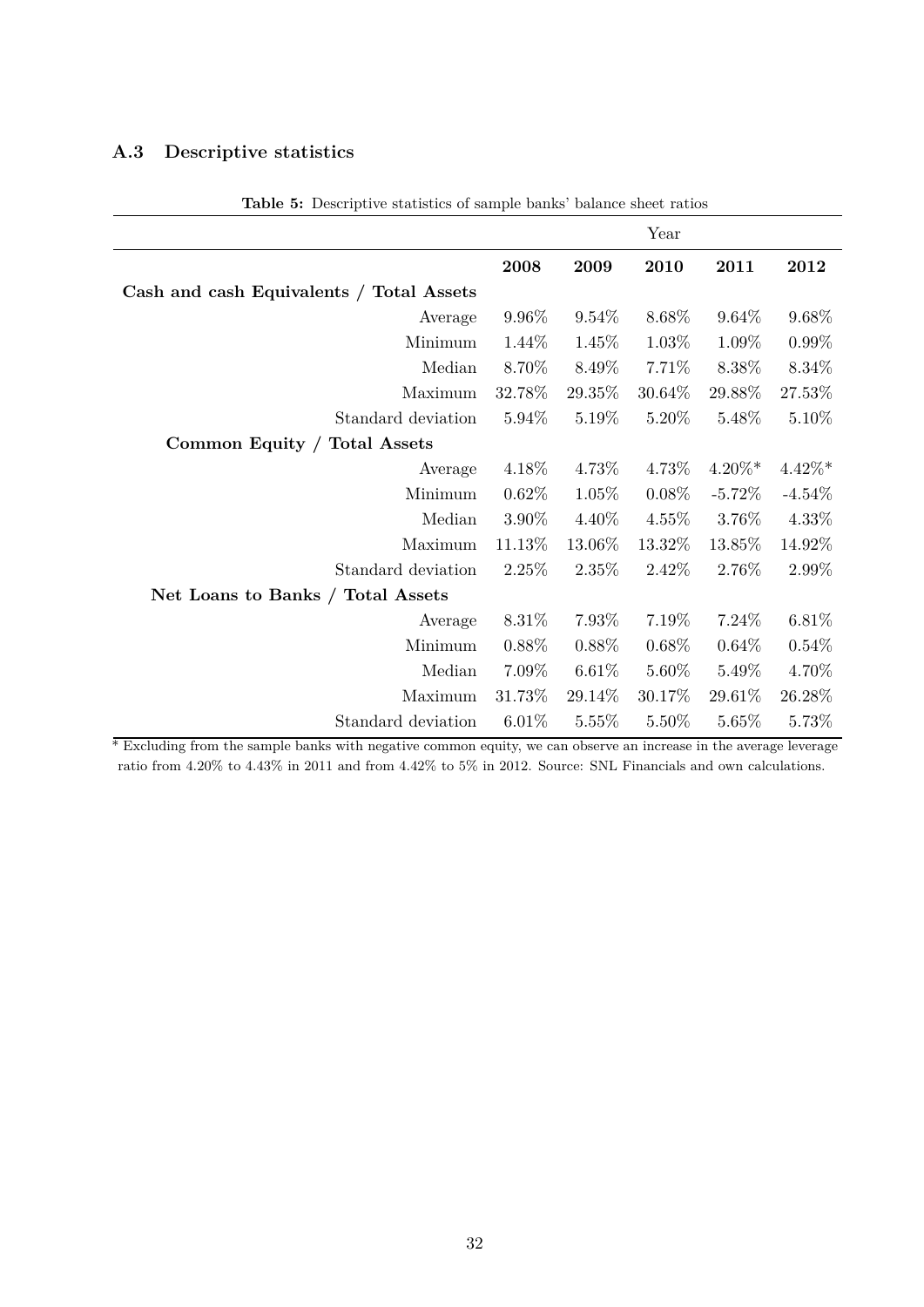### A.3 Descriptive statistics

**Table 5:** Descriptive statistics of sample banks' balance sheet ratios

| | Year | | | | |
|---|---|---|---|---|---|
| | **2008** | **2009** | **2010** | **2011** | **2012** |
| **Cash and cash Equivalents / Total Assets** | | | | | |
| Average | 9.96% | 9.54% | 8.68% | 9.64% | 9.68% |
| Minimum | 1.44% | 1.45% | 1.03% | 1.09% | 0.99% |
| Median | 8.70% | 8.49% | 7.71% | 8.38% | 8.34% |
| Maximum | 32.78% | 29.35% | 30.64% | 29.88% | 27.53% |
| Standard deviation | 5.94% | 5.19% | 5.20% | 5.48% | 5.10% |
| **Common Equity / Total Assets** | | | | | |
| Average | 4.18% | 4.73% | 4.73% | 4.20%* | 4.42%* |
| Minimum | 0.62% | 1.05% | 0.08% | -5.72% | -4.54% |
| Median | 3.90% | 4.40% | 4.55% | 3.76% | 4.33% |
| Maximum | 11.13% | 13.06% | 13.32% | 13.85% | 14.92% |
| Standard deviation | 2.25% | 2.35% | 2.42% | 2.76% | 2.99% |
| **Net Loans to Banks / Total Assets** | | | | | |
| Average | 8.31% | 7.93% | 7.19% | 7.24% | 6.81% |
| Minimum | 0.88% | 0.88% | 0.68% | 0.64% | 0.54% |
| Median | 7.09% | 6.61% | 5.60% | 5.49% | 4.70% |
| Maximum | 31.73% | 29.14% | 30.17% | 29.61% | 26.28% |
| Standard deviation | 6.01% | 5.55% | 5.50% | 5.65% | 5.73% |

* Excluding from the sample banks with negative common equity, we can observe an increase in the average leverage ratio from 4.20% to 4.43% in 2011 and from 4.42% to 5% in 2012. Source: SNL Financials and own calculations.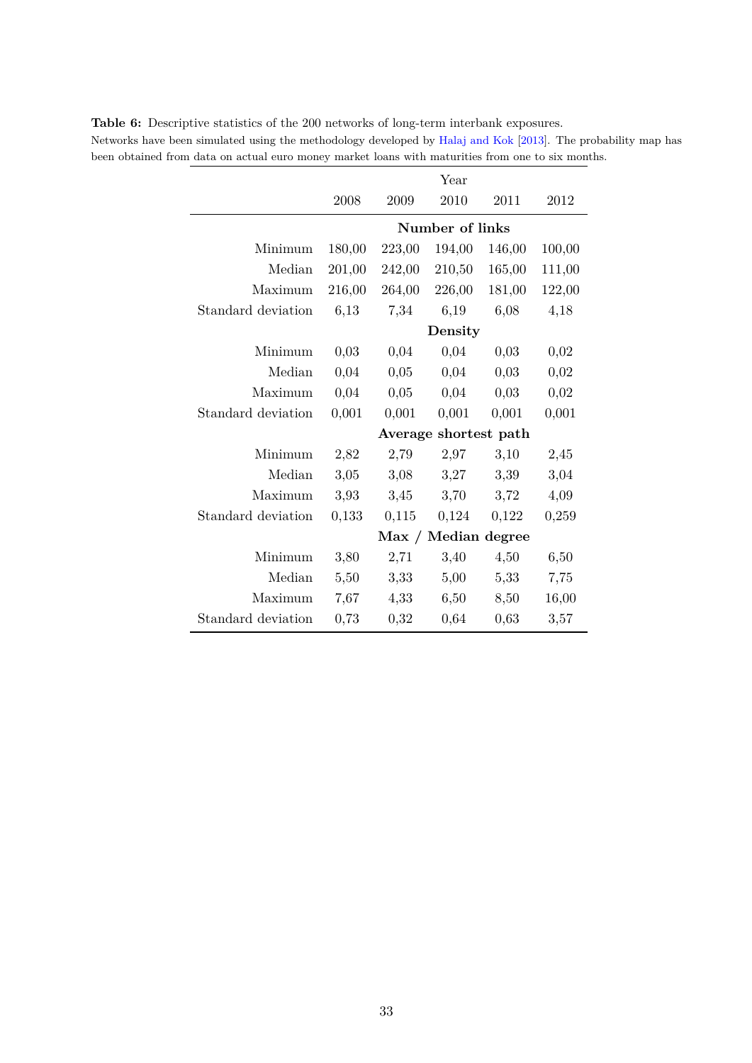**Table 6:** Descriptive statistics of the 200 networks of long-term interbank exposures.
Networks have been simulated using the methodology developed by Halaj and Kok [2013]. The probability map has been obtained from data on actual euro money market loans with maturities from one to six months.

| | Year | | | | |
|---|---|---|---|---|---|
| | 2008 | 2009 | 2010 | 2011 | 2012 |
| | **Number of links** | | | | |
| Minimum | 180,00 | 223,00 | 194,00 | 146,00 | 100,00 |
| Median | 201,00 | 242,00 | 210,50 | 165,00 | 111,00 |
| Maximum | 216,00 | 264,00 | 226,00 | 181,00 | 122,00 |
| Standard deviation | 6,13 | 7,34 | 6,19 | 6,08 | 4,18 |
| | **Density** | | | | |
| Minimum | 0,03 | 0,04 | 0,04 | 0,03 | 0,02 |
| Median | 0,04 | 0,05 | 0,04 | 0,03 | 0,02 |
| Maximum | 0,04 | 0,05 | 0,04 | 0,03 | 0,02 |
| Standard deviation | 0,001 | 0,001 | 0,001 | 0,001 | 0,001 |
| | **Average shortest path** | | | | |
| Minimum | 2,82 | 2,79 | 2,97 | 3,10 | 2,45 |
| Median | 3,05 | 3,08 | 3,27 | 3,39 | 3,04 |
| Maximum | 3,93 | 3,45 | 3,70 | 3,72 | 4,09 |
| Standard deviation | 0,133 | 0,115 | 0,124 | 0,122 | 0,259 |
| | **Max / Median degree** | | | | |
| Minimum | 3,80 | 2,71 | 3,40 | 4,50 | 6,50 |
| Median | 5,50 | 3,33 | 5,00 | 5,33 | 7,75 |
| Maximum | 7,67 | 4,33 | 6,50 | 8,50 | 16,00 |
| Standard deviation | 0,73 | 0,32 | 0,64 | 0,63 | 3,57 |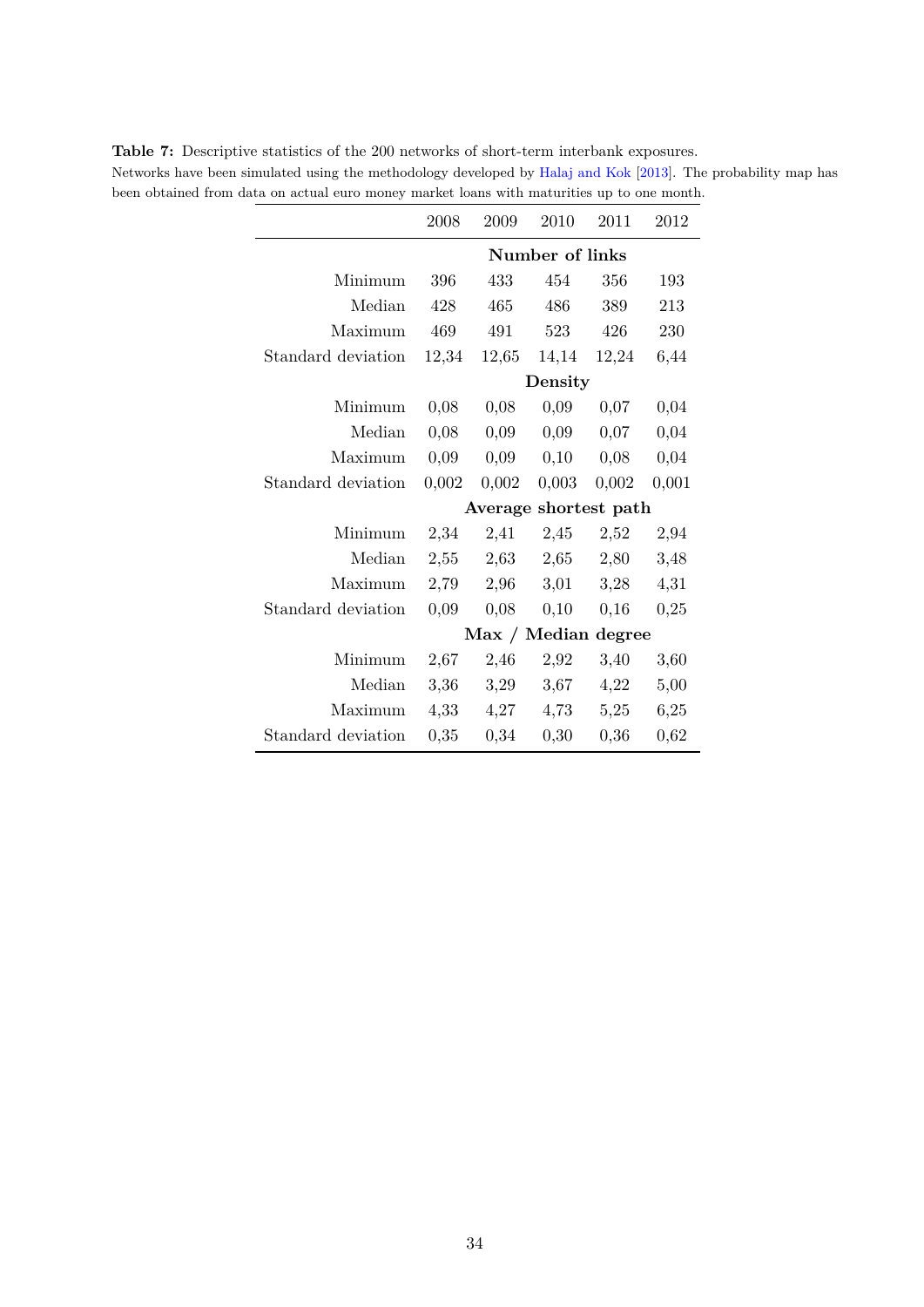**Table 7:** Descriptive statistics of the 200 networks of short-term interbank exposures.
Networks have been simulated using the methodology developed by Halaj and Kok [2013]. The probability map has been obtained from data on actual euro money market loans with maturities up to one month.

| | 2008 | 2009 | 2010 | 2011 | 2012 |
|---|---|---|---|---|---|
| | **Number of links** | | | | |
| Minimum | 396 | 433 | 454 | 356 | 193 |
| Median | 428 | 465 | 486 | 389 | 213 |
| Maximum | 469 | 491 | 523 | 426 | 230 |
| Standard deviation | 12,34 | 12,65 | 14,14 | 12,24 | 6,44 |
| | **Density** | | | | |
| Minimum | 0,08 | 0,08 | 0,09 | 0,07 | 0,04 |
| Median | 0,08 | 0,09 | 0,09 | 0,07 | 0,04 |
| Maximum | 0,09 | 0,09 | 0,10 | 0,08 | 0,04 |
| Standard deviation | 0,002 | 0,002 | 0,003 | 0,002 | 0,001 |
| | **Average shortest path** | | | | |
| Minimum | 2,34 | 2,41 | 2,45 | 2,52 | 2,94 |
| Median | 2,55 | 2,63 | 2,65 | 2,80 | 3,48 |
| Maximum | 2,79 | 2,96 | 3,01 | 3,28 | 4,31 |
| Standard deviation | 0,09 | 0,08 | 0,10 | 0,16 | 0,25 |
| | **Max / Median degree** | | | | |
| Minimum | 2,67 | 2,46 | 2,92 | 3,40 | 3,60 |
| Median | 3,36 | 3,29 | 3,67 | 4,22 | 5,00 |
| Maximum | 4,33 | 4,27 | 4,73 | 5,25 | 6,25 |
| Standard deviation | 0,35 | 0,34 | 0,30 | 0,36 | 0,62 |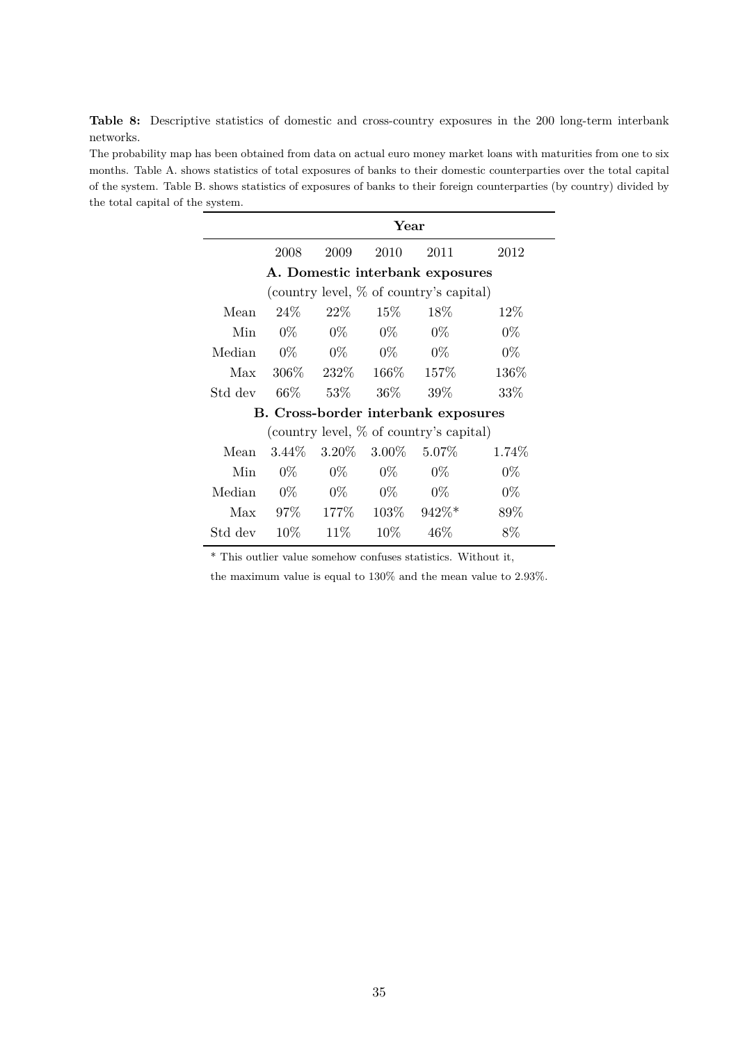**Table 8:** Descriptive statistics of domestic and cross-country exposures in the 200 long-term interbank networks.

The probability map has been obtained from data on actual euro money market loans with maturities from one to six months. Table A. shows statistics of total exposures of banks to their domestic counterparties over the total capital of the system. Table B. shows statistics of exposures of banks to their foreign counterparties (by country) divided by the total capital of the system.

| | **Year** | | | | |
|---|---|---|---|---|---|
| | 2008 | 2009 | 2010 | 2011 | 2012 |
| **A. Domestic interbank exposures** (country level, % of country's capital) | | | | | |
| Mean | 24% | 22% | 15% | 18% | 12% |
| Min | 0% | 0% | 0% | 0% | 0% |
| Median | 0% | 0% | 0% | 0% | 0% |
| Max | 306% | 232% | 166% | 157% | 136% |
| Std dev | 66% | 53% | 36% | 39% | 33% |
| **B. Cross-border interbank exposures** (country level, % of country's capital) | | | | | |
| Mean | 3.44% | 3.20% | 3.00% | 5.07% | 1.74% |
| Min | 0% | 0% | 0% | 0% | 0% |
| Median | 0% | 0% | 0% | 0% | 0% |
| Max | 97% | 177% | 103% | 942%* | 89% |
| Std dev | 10% | 11% | 10% | 46% | 8% |

* This outlier value somehow confuses statistics. Without it, the maximum value is equal to 130% and the mean value to 2.93%.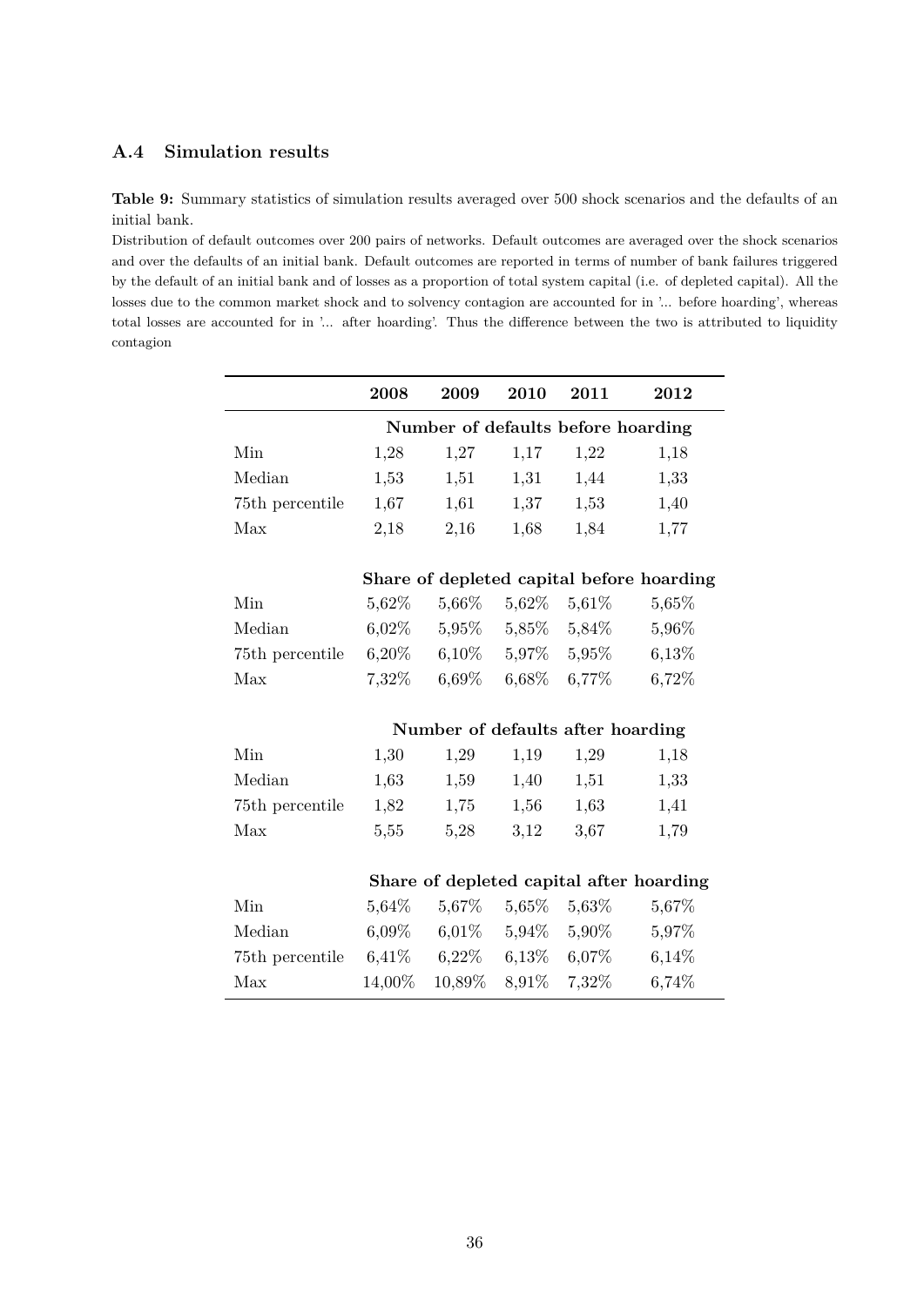### A.4 Simulation results

**Table 9:** Summary statistics of simulation results averaged over 500 shock scenarios and the defaults of an initial bank.

Distribution of default outcomes over 200 pairs of networks. Default outcomes are averaged over the shock scenarios and over the defaults of an initial bank. Default outcomes are reported in terms of number of bank failures triggered by the default of an initial bank and of losses as a proportion of total system capital (i.e. of depleted capital). All the losses due to the common market shock and to solvency contagion are accounted for in '... before hoarding', whereas total losses are accounted for in '... after hoarding'. Thus the difference between the two is attributed to liquidity contagion

| | **2008** | **2009** | **2010** | **2011** | **2012** |
|---|---|---|---|---|---|
| | **Number of defaults before hoarding** | | | | |
| Min | 1,28 | 1,27 | 1,17 | 1,22 | 1,18 |
| Median | 1,53 | 1,51 | 1,31 | 1,44 | 1,33 |
| 75th percentile | 1,67 | 1,61 | 1,37 | 1,53 | 1,40 |
| Max | 2,18 | 2,16 | 1,68 | 1,84 | 1,77 |
| | **Share of depleted capital before hoarding** | | | | |
| Min | 5,62% | 5,66% | 5,62% | 5,61% | 5,65% |
| Median | 6,02% | 5,95% | 5,85% | 5,84% | 5,96% |
| 75th percentile | 6,20% | 6,10% | 5,97% | 5,95% | 6,13% |
| Max | 7,32% | 6,69% | 6,68% | 6,77% | 6,72% |
| | **Number of defaults after hoarding** | | | | |
| Min | 1,30 | 1,29 | 1,19 | 1,29 | 1,18 |
| Median | 1,63 | 1,59 | 1,40 | 1,51 | 1,33 |
| 75th percentile | 1,82 | 1,75 | 1,56 | 1,63 | 1,41 |
| Max | 5,55 | 5,28 | 3,12 | 3,67 | 1,79 |
| | **Share of depleted capital after hoarding** | | | | |
| Min | 5,64% | 5,67% | 5,65% | 5,63% | 5,67% |
| Median | 6,09% | 6,01% | 5,94% | 5,90% | 5,97% |
| 75th percentile | 6,41% | 6,22% | 6,13% | 6,07% | 6,14% |
| Max | 14,00% | 10,89% | 8,91% | 7,32% | 6,74% |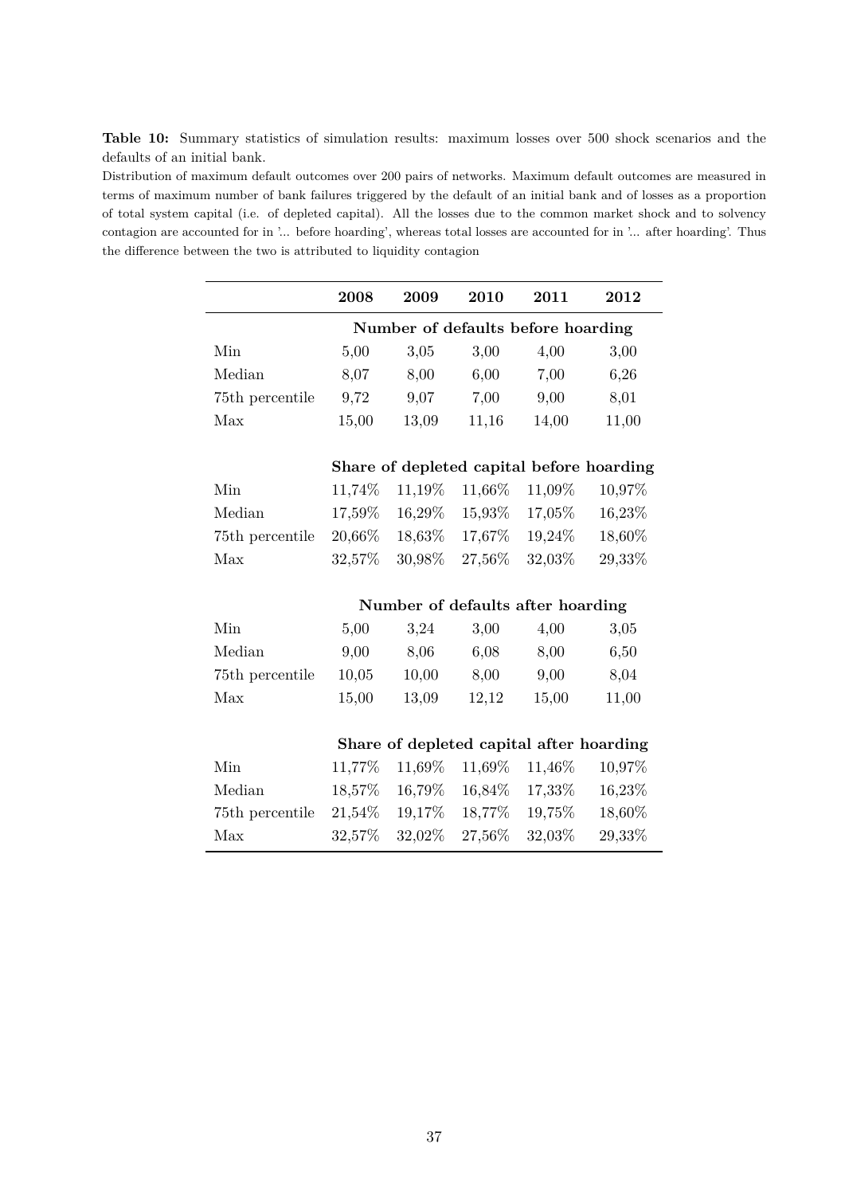**Table 10:** Summary statistics of simulation results: maximum losses over 500 shock scenarios and the defaults of an initial bank.

Distribution of maximum default outcomes over 200 pairs of networks. Maximum default outcomes are measured in terms of maximum number of bank failures triggered by the default of an initial bank and of losses as a proportion of total system capital (i.e. of depleted capital). All the losses due to the common market shock and to solvency contagion are accounted for in '... before hoarding', whereas total losses are accounted for in '... after hoarding'. Thus the difference between the two is attributed to liquidity contagion

| | **2008** | **2009** | **2010** | **2011** | **2012** |
|---|---|---|---|---|---|
| | **Number of defaults before hoarding** | | | | |
| Min | 5,00 | 3,05 | 3,00 | 4,00 | 3,00 |
| Median | 8,07 | 8,00 | 6,00 | 7,00 | 6,26 |
| 75th percentile | 9,72 | 9,07 | 7,00 | 9,00 | 8,01 |
| Max | 15,00 | 13,09 | 11,16 | 14,00 | 11,00 |
| | **Share of depleted capital before hoarding** | | | | |
| Min | 11,74% | 11,19% | 11,66% | 11,09% | 10,97% |
| Median | 17,59% | 16,29% | 15,93% | 17,05% | 16,23% |
| 75th percentile | 20,66% | 18,63% | 17,67% | 19,24% | 18,60% |
| Max | 32,57% | 30,98% | 27,56% | 32,03% | 29,33% |
| | **Number of defaults after hoarding** | | | | |
| Min | 5,00 | 3,24 | 3,00 | 4,00 | 3,05 |
| Median | 9,00 | 8,06 | 6,08 | 8,00 | 6,50 |
| 75th percentile | 10,05 | 10,00 | 8,00 | 9,00 | 8,04 |
| Max | 15,00 | 13,09 | 12,12 | 15,00 | 11,00 |
| | **Share of depleted capital after hoarding** | | | | |
| Min | 11,77% | 11,69% | 11,69% | 11,46% | 10,97% |
| Median | 18,57% | 16,79% | 16,84% | 17,33% | 16,23% |
| 75th percentile | 21,54% | 19,17% | 18,77% | 19,75% | 18,60% |
| Max | 32,57% | 32,02% | 27,56% | 32,03% | 29,33% |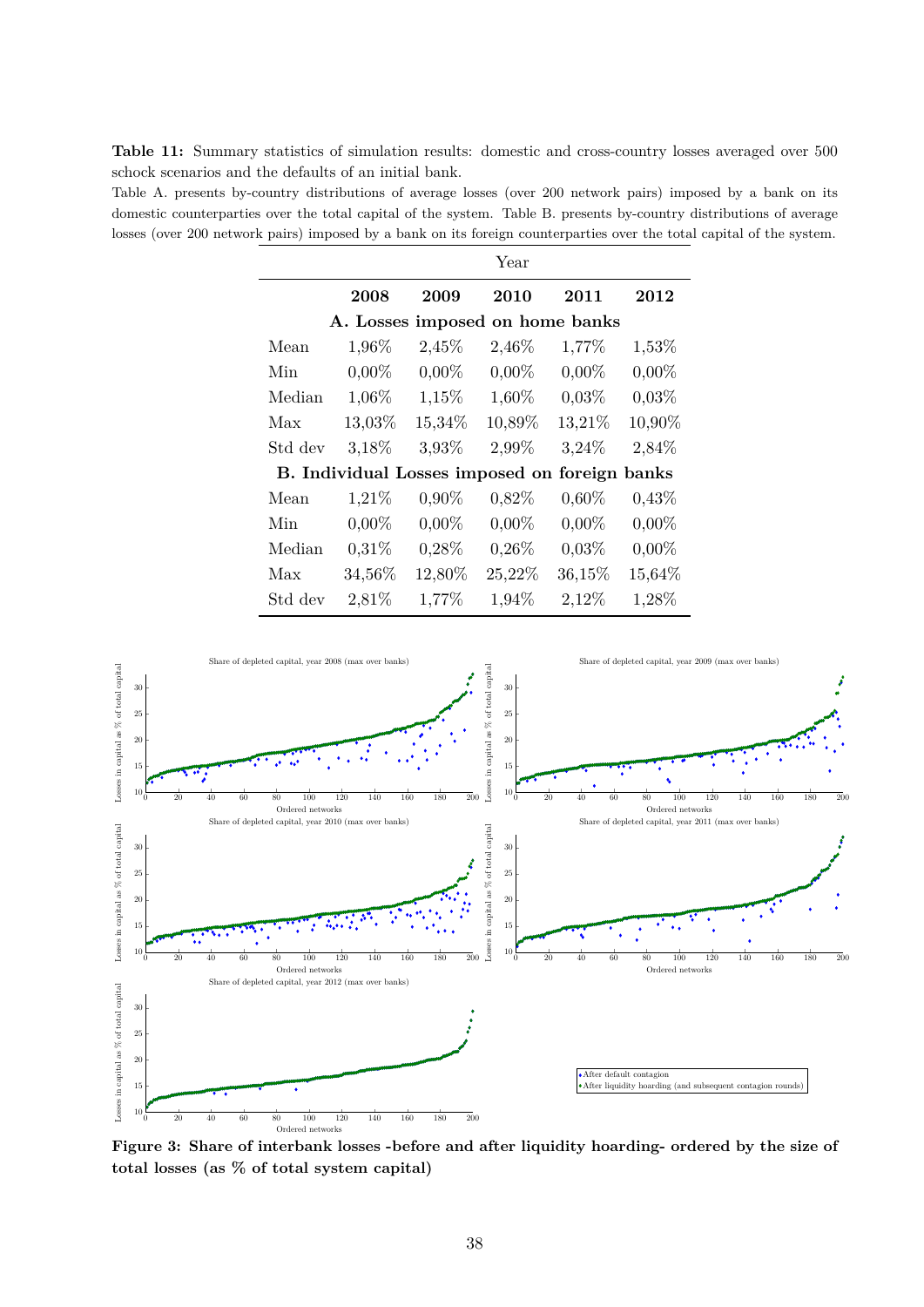**Table 11:** Summary statistics of simulation results: domestic and cross-country losses averaged over 500 schock scenarios and the defaults of an initial bank.

Table A. presents by-country distributions of average losses (over 200 network pairs) imposed by a bank on its domestic counterparties over the total capital of the system. Table B. presents by-country distributions of average losses (over 200 network pairs) imposed by a bank on its foreign counterparties over the total capital of the system.

| | Year | | | | |
|---|---|---|---|---|---|
| | **2008** | **2009** | **2010** | **2011** | **2012** |
| **A. Losses imposed on home banks** | | | | | |
| Mean | 1,96% | 2,45% | 2,46% | 1,77% | 1,53% |
| Min | 0,00% | 0,00% | 0,00% | 0,00% | 0,00% |
| Median | 1,06% | 1,15% | 1,60% | 0,03% | 0,03% |
| Max | 13,03% | 15,34% | 10,89% | 13,21% | 10,90% |
| Std dev | 3,18% | 3,93% | 2,99% | 3,24% | 2,84% |
| **B. Individual Losses imposed on foreign banks** | | | | | |
| Mean | 1,21% | 0,90% | 0,82% | 0,60% | 0,43% |
| Min | 0,00% | 0,00% | 0,00% | 0,00% | 0,00% |
| Median | 0,31% | 0,28% | 0,26% | 0,03% | 0,00% |
| Max | 34,56% | 12,80% | 25,22% | 36,15% | 15,64% |
| Std dev | 2,81% | 1,77% | 1,94% | 2,12% | 1,28% |

**Figure 3: Share of interbank losses -before and after liquidity hoarding- ordered by the size of total losses (as % of total system capital)**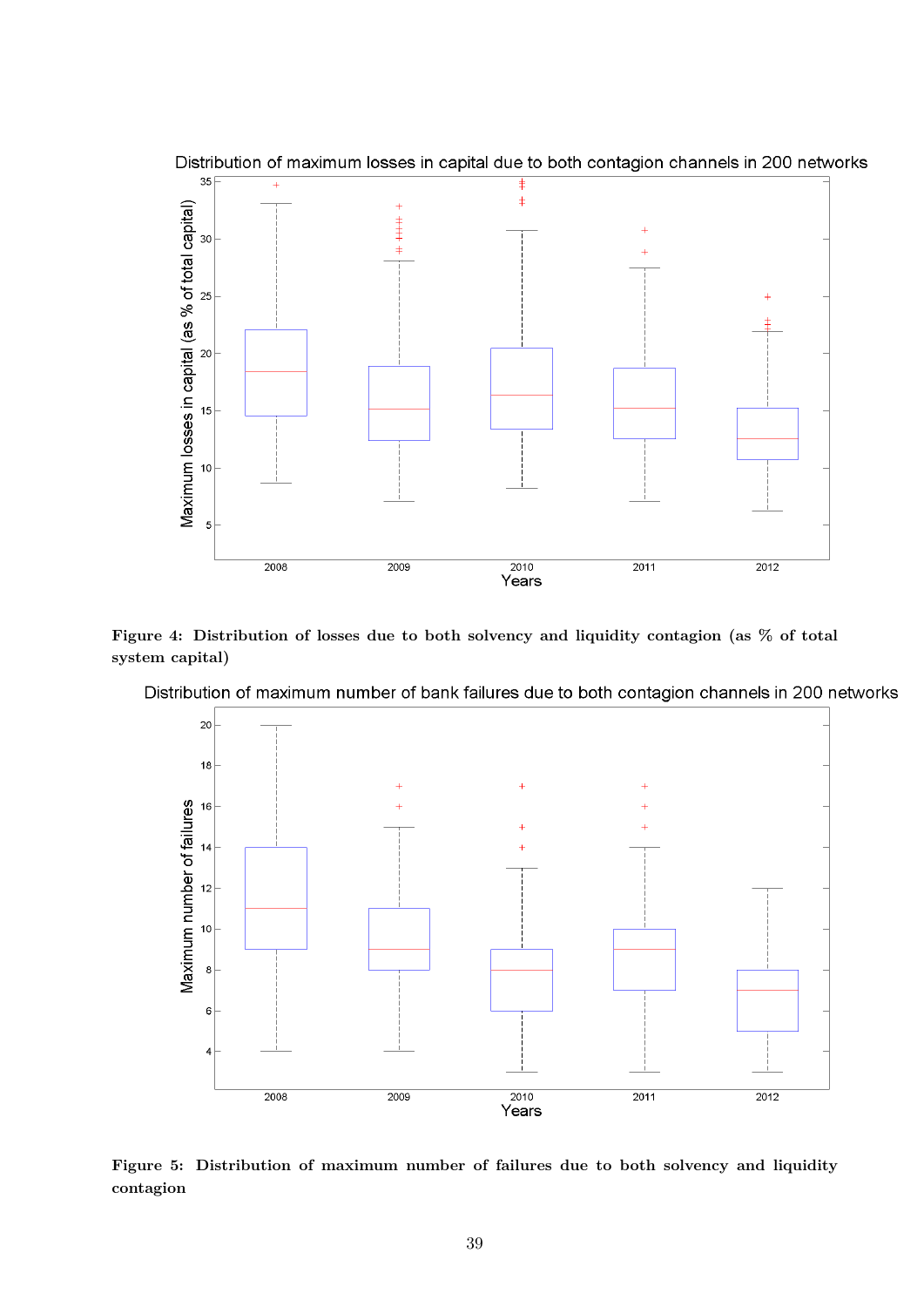**Figure 4: Distribution of losses due to both solvency and liquidity contagion (as % of total system capital)**

**Figure 5: Distribution of maximum number of failures due to both solvency and liquidity contagion**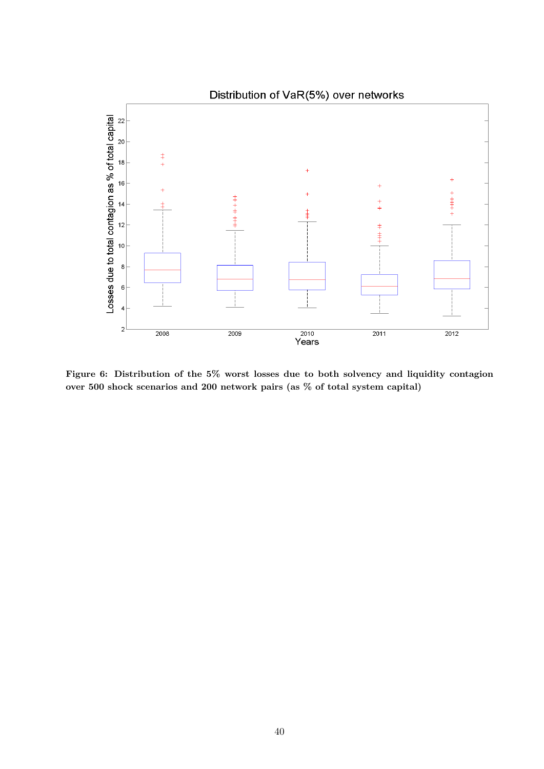**Figure 6: Distribution of the 5% worst losses due to both solvency and liquidity contagion over 500 shock scenarios and 200 network pairs (as % of total system capital)**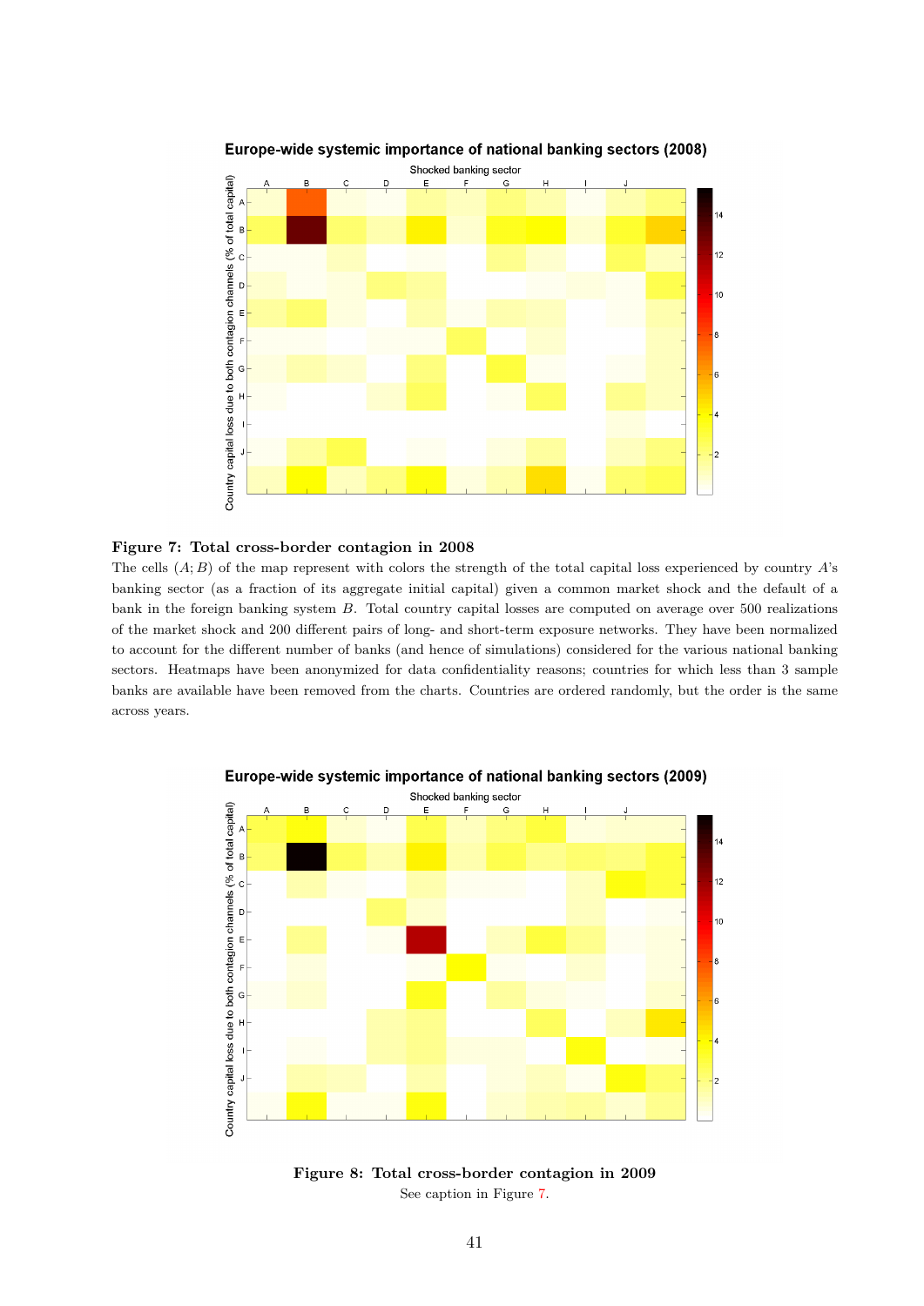**Figure 7: Total cross-border contagion in 2008**

The cells $(A; B)$ of the map represent with colors the strength of the total capital loss experienced by country $A$'s banking sector (as a fraction of its aggregate initial capital) given a common market shock and the default of a bank in the foreign banking system $B$. Total country capital losses are computed on average over 500 realizations of the market shock and 200 different pairs of long- and short-term exposure networks. They have been normalized to account for the different number of banks (and hence of simulations) considered for the various national banking sectors. Heatmaps have been anonymized for data confidentiality reasons; countries for which less than 3 sample banks are available have been removed from the charts. Countries are ordered randomly, but the order is the same across years.

**Figure 8: Total cross-border contagion in 2009**

See caption in Figure 7.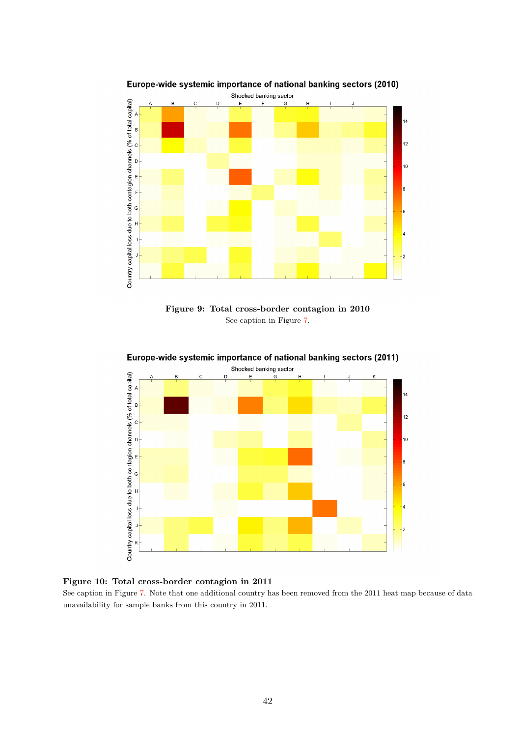**Figure 9: Total cross-border contagion in 2010**

See caption in Figure 7.

**Figure 10: Total cross-border contagion in 2011**

See caption in Figure 7. Note that one additional country has been removed from the 2011 heat map because of data unavailability for sample banks from this country in 2011.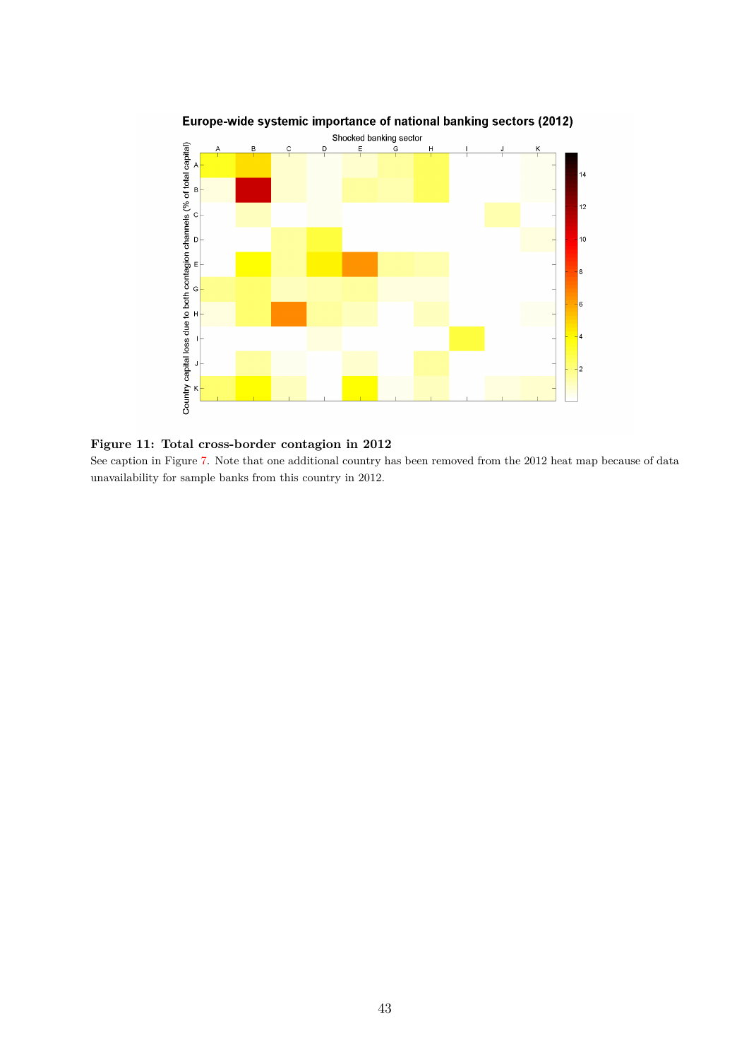**Figure 11: Total cross-border contagion in 2012**

See caption in Figure 7. Note that one additional country has been removed from the 2012 heat map because of data unavailability for sample banks from this country in 2012.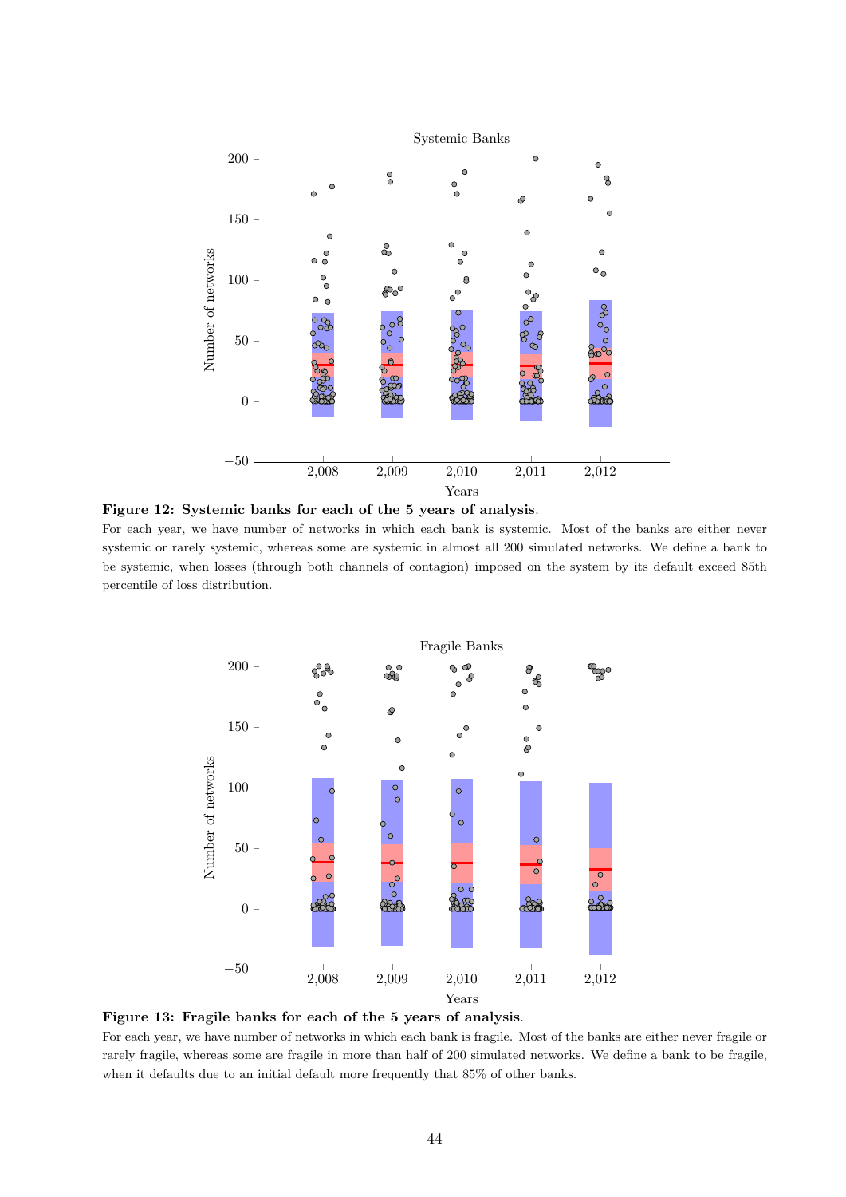**Figure 12: Systemic banks for each of the 5 years of analysis**.

For each year, we have number of networks in which each bank is systemic. Most of the banks are either never systemic or rarely systemic, whereas some are systemic in almost all 200 simulated networks. We define a bank to be systemic, when losses (through both channels of contagion) imposed on the system by its default exceed 85th percentile of loss distribution.

**Figure 13: Fragile banks for each of the 5 years of analysis**.

For each year, we have number of networks in which each bank is fragile. Most of the banks are either never fragile or rarely fragile, whereas some are fragile in more than half of 200 simulated networks. We define a bank to be fragile, when it defaults due to an initial default more frequently that 85% of other banks.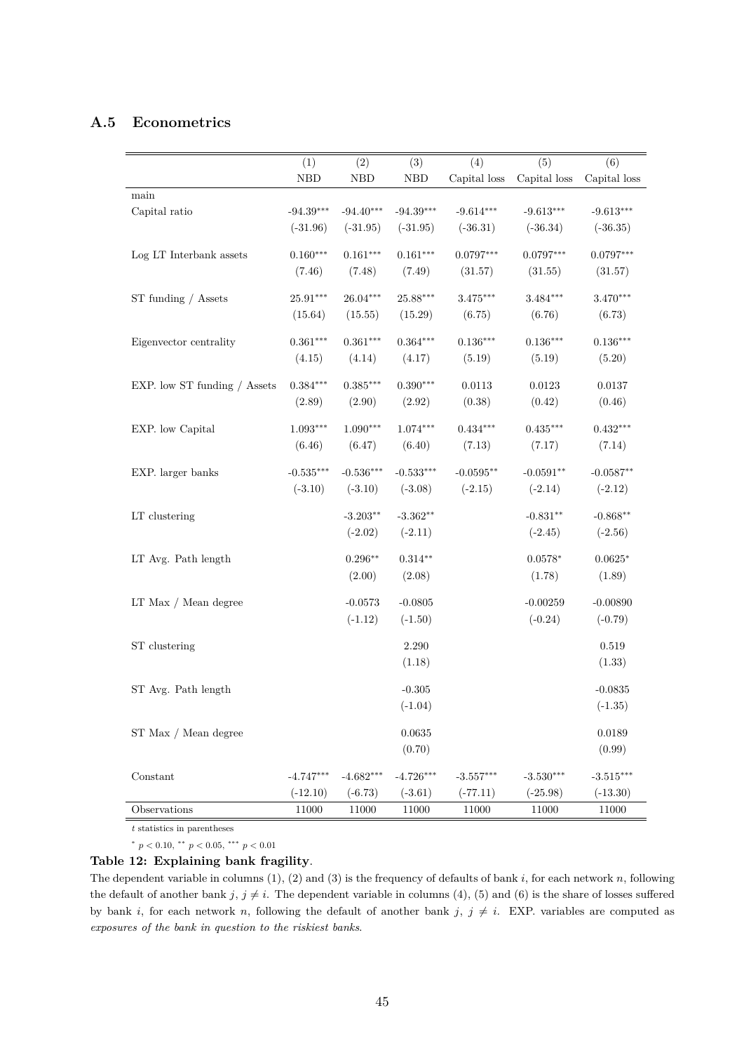## A.5 Econometrics

| | (1) | (2) | (3) | (4) | (5) | (6) |
|---|---|---|---|---|---|---|
| | NBD | NBD | NBD | Capital loss | Capital loss | Capital loss |
| main | | | | | | |
| Capital ratio | -94.39*** | -94.40*** | -94.39*** | -9.614*** | -9.613*** | -9.613*** |
| | (-31.96) | (-31.95) | (-31.95) | (-36.31) | (-36.34) | (-36.35) |
| Log LT Interbank assets | 0.160*** | 0.161*** | 0.161*** | 0.0797*** | 0.0797*** | 0.0797*** |
| | (7.46) | (7.48) | (7.49) | (31.57) | (31.55) | (31.57) |
| ST funding / Assets | 25.91*** | 26.04*** | 25.88*** | 3.475*** | 3.484*** | 3.470*** |
| | (15.64) | (15.55) | (15.29) | (6.75) | (6.76) | (6.73) |
| Eigenvector centrality | 0.361*** | 0.361*** | 0.364*** | 0.136*** | 0.136*** | 0.136*** |
| | (4.15) | (4.14) | (4.17) | (5.19) | (5.19) | (5.20) |
| EXP. low ST funding / Assets | 0.384*** | 0.385*** | 0.390*** | 0.0113 | 0.0123 | 0.0137 |
| | (2.89) | (2.90) | (2.92) | (0.38) | (0.42) | (0.46) |
| EXP. low Capital | 1.093*** | 1.090*** | 1.074*** | 0.434*** | 0.435*** | 0.432*** |
| | (6.46) | (6.47) | (6.40) | (7.13) | (7.17) | (7.14) |
| EXP. larger banks | -0.535*** | -0.536*** | -0.533*** | -0.0595** | -0.0591** | -0.0587** |
| | (-3.10) | (-3.10) | (-3.08) | (-2.15) | (-2.14) | (-2.12) |
| LT clustering | | -3.203** | -3.362** | | -0.831** | -0.868** |
| | | (-2.02) | (-2.11) | | (-2.45) | (-2.56) |
| LT Avg. Path length | | 0.296** | 0.314** | | 0.0578* | 0.0625* |
| | | (2.00) | (2.08) | | (1.78) | (1.89) |
| LT Max / Mean degree | | -0.0573 | -0.0805 | | -0.00259 | -0.00890 |
| | | (-1.12) | (-1.50) | | (-0.24) | (-0.79) |
| ST clustering | | | 2.290 | | | 0.519 |
| | | | (1.18) | | | (1.33) |
| ST Avg. Path length | | | -0.305 | | | -0.0835 |
| | | | (-1.04) | | | (-1.35) |
| ST Max / Mean degree | | | 0.0635 | | | 0.0189 |
| | | | (0.70) | | | (0.99) |
| Constant | -4.747*** | -4.682*** | -4.726*** | -3.557*** | -3.530*** | -3.515*** |
| | (-12.10) | (-6.73) | (-3.61) | (-77.11) | (-25.98) | (-13.30) |
| Observations | 11000 | 11000 | 11000 | 11000 | 11000 | 11000 |

$t$ statistics in parentheses

$^{*}$ $p < 0.10$, $^{**}$ $p < 0.05$, $^{***}$ $p < 0.01$

**Table 12: Explaining bank fragility**.
The dependent variable in columns (1), (2) and (3) is the frequency of defaults of bank $i$, for each network $n$, following the default of another bank $j$, $j \neq i$. The dependent variable in columns (4), (5) and (6) is the share of losses suffered by bank $i$, for each network $n$, following the default of another bank $j$, $j \neq i$. EXP. variables are computed as *exposures of the bank in question to the riskiest banks*.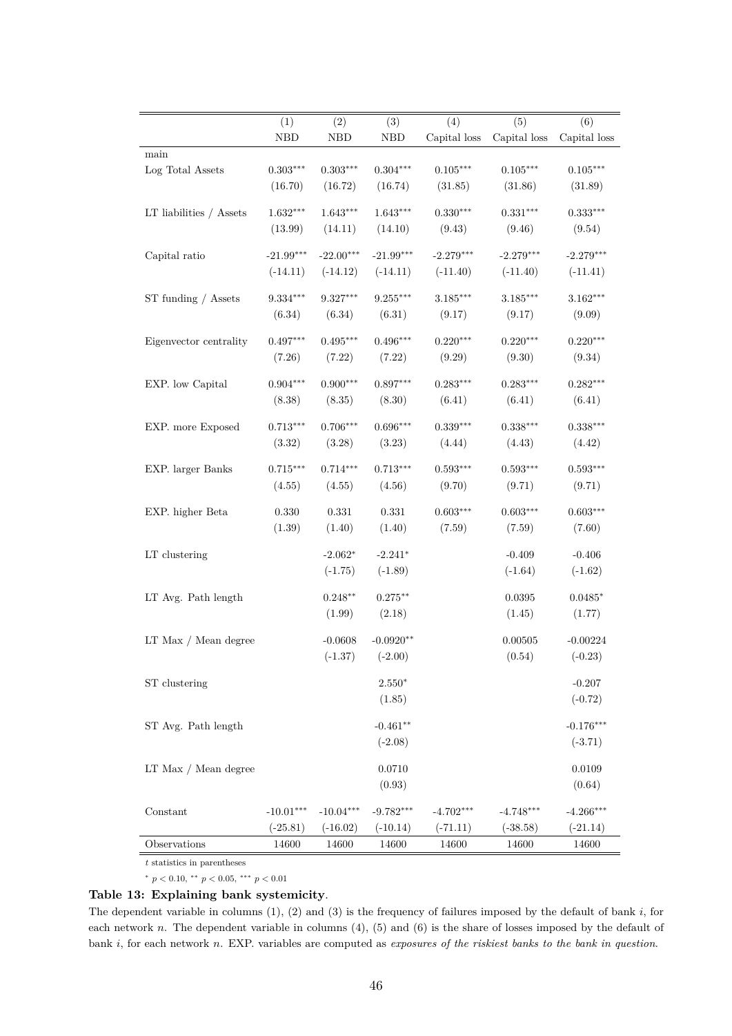| | (1) | (2) | (3) | (4) | (5) | (6) |
|---|---|---|---|---|---|---|
| | NBD | NBD | NBD | Capital loss | Capital loss | Capital loss |
| main | | | | | | |
| Log Total Assets | 0.303*** | 0.303*** | 0.304*** | 0.105*** | 0.105*** | 0.105*** |
| | (16.70) | (16.72) | (16.74) | (31.85) | (31.86) | (31.89) |
| LT liabilities / Assets | 1.632*** | 1.643*** | 1.643*** | 0.330*** | 0.331*** | 0.333*** |
| | (13.99) | (14.11) | (14.10) | (9.43) | (9.46) | (9.54) |
| Capital ratio | -21.99*** | -22.00*** | -21.99*** | -2.279*** | -2.279*** | -2.279*** |
| | (-14.11) | (-14.12) | (-14.11) | (-11.40) | (-11.40) | (-11.41) |
| ST funding / Assets | 9.334*** | 9.327*** | 9.255*** | 3.185*** | 3.185*** | 3.162*** |
| | (6.34) | (6.34) | (6.31) | (9.17) | (9.17) | (9.09) |
| Eigenvector centrality | 0.497*** | 0.495*** | 0.496*** | 0.220*** | 0.220*** | 0.220*** |
| | (7.26) | (7.22) | (7.22) | (9.29) | (9.30) | (9.34) |
| EXP. low Capital | 0.904*** | 0.900*** | 0.897*** | 0.283*** | 0.283*** | 0.282*** |
| | (8.38) | (8.35) | (8.30) | (6.41) | (6.41) | (6.41) |
| EXP. more Exposed | 0.713*** | 0.706*** | 0.696*** | 0.339*** | 0.338*** | 0.338*** |
| | (3.32) | (3.28) | (3.23) | (4.44) | (4.43) | (4.42) |
| EXP. larger Banks | 0.715*** | 0.714*** | 0.713*** | 0.593*** | 0.593*** | 0.593*** |
| | (4.55) | (4.55) | (4.56) | (9.70) | (9.71) | (9.71) |
| EXP. higher Beta | 0.330 | 0.331 | 0.331 | 0.603*** | 0.603*** | 0.603*** |
| | (1.39) | (1.40) | (1.40) | (7.59) | (7.59) | (7.60) |
| LT clustering | | -2.062* | -2.241* | | -0.409 | -0.406 |
| | | (-1.75) | (-1.89) | | (-1.64) | (-1.62) |
| LT Avg. Path length | | 0.248** | 0.275** | | 0.0395 | 0.0485* |
| | | (1.99) | (2.18) | | (1.45) | (1.77) |
| LT Max / Mean degree | | -0.0608 | -0.0920** | | 0.00505 | -0.00224 |
| | | (-1.37) | (-2.00) | | (0.54) | (-0.23) |
| ST clustering | | | 2.550* | | | -0.207 |
| | | | (1.85) | | | (-0.72) |
| ST Avg. Path length | | | -0.461** | | | -0.176*** |
| | | | (-2.08) | | | (-3.71) |
| LT Max / Mean degree | | | 0.0710 | | | 0.0109 |
| | | | (0.93) | | | (0.64) |
| Constant | -10.01*** | -10.04*** | -9.782*** | -4.702*** | -4.748*** | -4.266*** |
| | (-25.81) | (-16.02) | (-10.14) | (-71.11) | (-38.58) | (-21.14) |
| Observations | 14600 | 14600 | 14600 | 14600 | 14600 | 14600 |

$t$ statistics in parentheses

* $p < 0.10$, ** $p < 0.05$, *** $p < 0.01$

**Table 13: Explaining bank systemicity**.

The dependent variable in columns (1), (2) and (3) is the frequency of failures imposed by the default of bank $i$, for each network $n$. The dependent variable in columns (4), (5) and (6) is the share of losses imposed by the default of bank $i$, for each network $n$. EXP. variables are computed as *exposures of the riskiest banks to the bank in question*.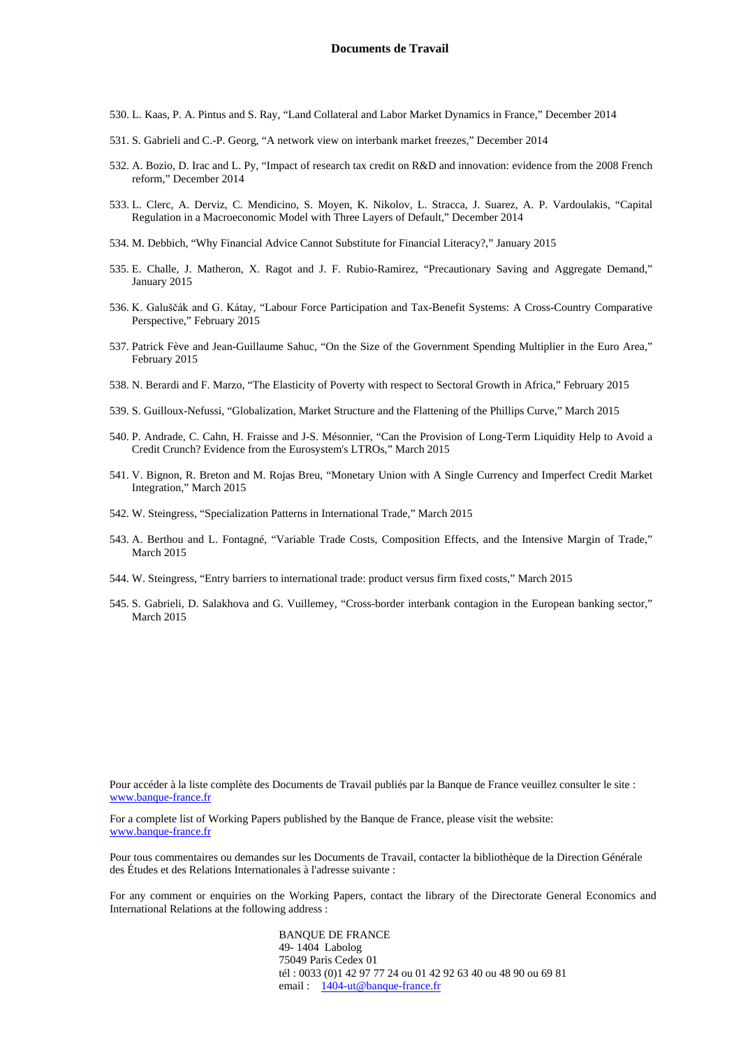# Documents de Travail

530. L. Kaas, P. A. Pintus and S. Ray, "Land Collateral and Labor Market Dynamics in France," December 2014

531. S. Gabrieli and C.-P. Georg, "A network view on interbank market freezes," December 2014

532. A. Bozio, D. Irac and L. Py, "Impact of research tax credit on R&D and innovation: evidence from the 2008 French reform," December 2014

533. L. Clerc, A. Derviz, C. Mendicino, S. Moyen, K. Nikolov, L. Stracca, J. Suarez, A. P. Vardoulakis, "Capital Regulation in a Macroeconomic Model with Three Layers of Default," December 2014

534. M. Debbich, "Why Financial Advice Cannot Substitute for Financial Literacy?," January 2015

535. E. Challe, J. Matheron, X. Ragot and J. F. Rubio-Ramirez, "Precautionary Saving and Aggregate Demand," January 2015

536. K. Galuščák and G. Kátay, "Labour Force Participation and Tax-Benefit Systems: A Cross-Country Comparative Perspective," February 2015

537. Patrick Fève and Jean-Guillaume Sahuc, "On the Size of the Government Spending Multiplier in the Euro Area," February 2015

538. N. Berardi and F. Marzo, "The Elasticity of Poverty with respect to Sectoral Growth in Africa," February 2015

539. S. Guilloux-Nefussi, "Globalization, Market Structure and the Flattening of the Phillips Curve," March 2015

540. P. Andrade, C. Cahn, H. Fraisse and J-S. Mésonnier, "Can the Provision of Long-Term Liquidity Help to Avoid a Credit Crunch? Evidence from the Eurosystem's LTROs," March 2015

541. V. Bignon, R. Breton and M. Rojas Breu, "Monetary Union with A Single Currency and Imperfect Credit Market Integration," March 2015

542. W. Steingress, "Specialization Patterns in International Trade," March 2015

543. A. Berthou and L. Fontagné, "Variable Trade Costs, Composition Effects, and the Intensive Margin of Trade," March 2015

544. W. Steingress, "Entry barriers to international trade: product versus firm fixed costs," March 2015

545. S. Gabrieli, D. Salakhova and G. Vuillemey, "Cross-border interbank contagion in the European banking sector," March 2015

Pour accéder à la liste complète des Documents de Travail publiés par la Banque de France veuillez consulter le site : www.banque-france.fr

For a complete list of Working Papers published by the Banque de France, please visit the website: www.banque-france.fr

Pour tous commentaires ou demandes sur les Documents de Travail, contacter la bibliothèque de la Direction Générale des Études et des Relations Internationales à l'adresse suivante :

For any comment or enquiries on the Working Papers, contact the library of the Directorate General Economics and International Relations at the following address :

BANQUE DE FRANCE
49- 1404 Labolog
75049 Paris Cedex 01
tél : 0033 (0)1 42 97 77 24 ou 01 42 92 63 40 ou 48 90 ou 69 81
email : 1404-ut@banque-france.fr